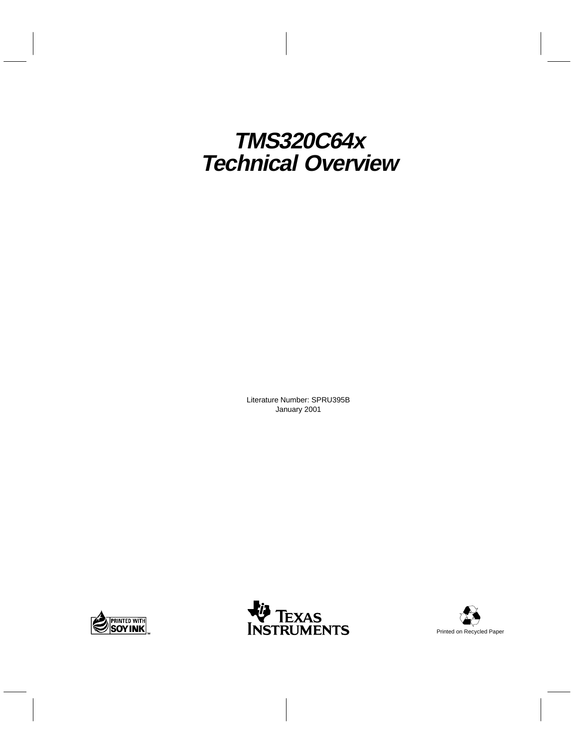# TMS320C64x Technical Overview

Literature Number: SPRU395B
January 2001

Printed on Recycled Paper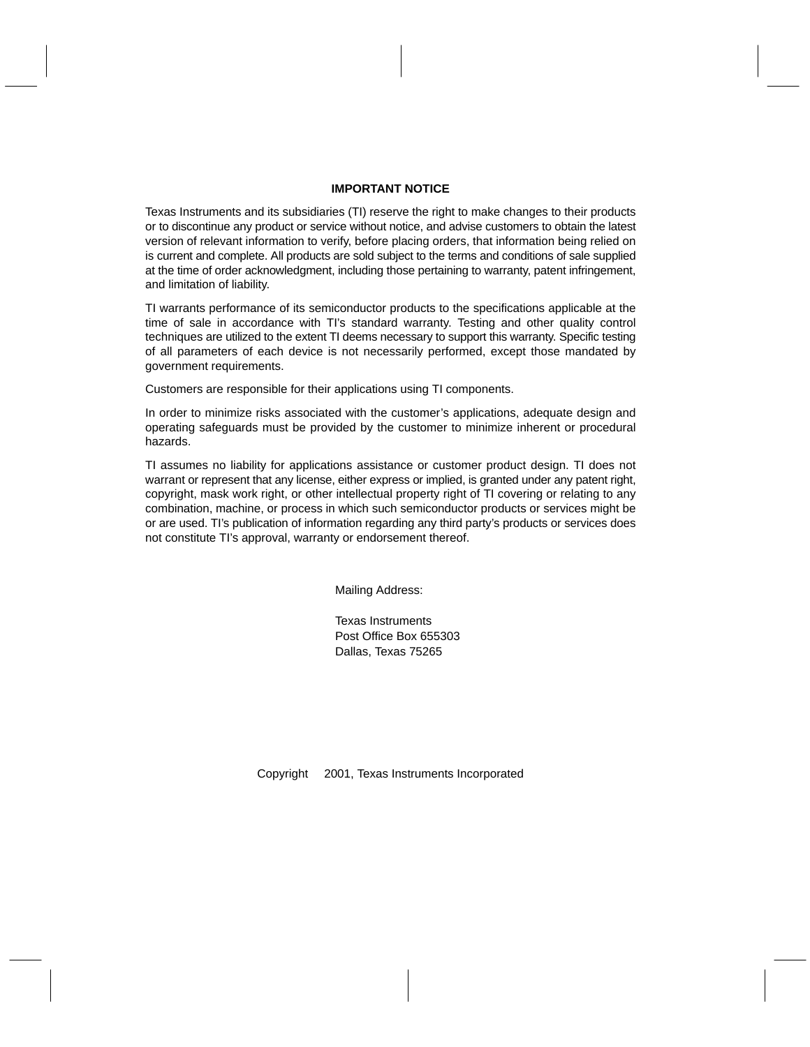## IMPORTANT NOTICE

Texas Instruments and its subsidiaries (TI) reserve the right to make changes to their products or to discontinue any product or service without notice, and advise customers to obtain the latest version of relevant information to verify, before placing orders, that information being relied on is current and complete. All products are sold subject to the terms and conditions of sale supplied at the time of order acknowledgment, including those pertaining to warranty, patent infringement, and limitation of liability.

TI warrants performance of its semiconductor products to the specifications applicable at the time of sale in accordance with TI's standard warranty. Testing and other quality control techniques are utilized to the extent TI deems necessary to support this warranty. Specific testing of all parameters of each device is not necessarily performed, except those mandated by government requirements.

Customers are responsible for their applications using TI components.

In order to minimize risks associated with the customer's applications, adequate design and operating safeguards must be provided by the customer to minimize inherent or procedural hazards.

TI assumes no liability for applications assistance or customer product design. TI does not warrant or represent that any license, either express or implied, is granted under any patent right, copyright, mask work right, or other intellectual property right of TI covering or relating to any combination, machine, or process in which such semiconductor products or services might be or are used. TI's publication of information regarding any third party's products or services does not constitute TI's approval, warranty or endorsement thereof.

Mailing Address:

Texas Instruments
Post Office Box 655303
Dallas, Texas 75265

Copyright © 2001, Texas Instruments Incorporated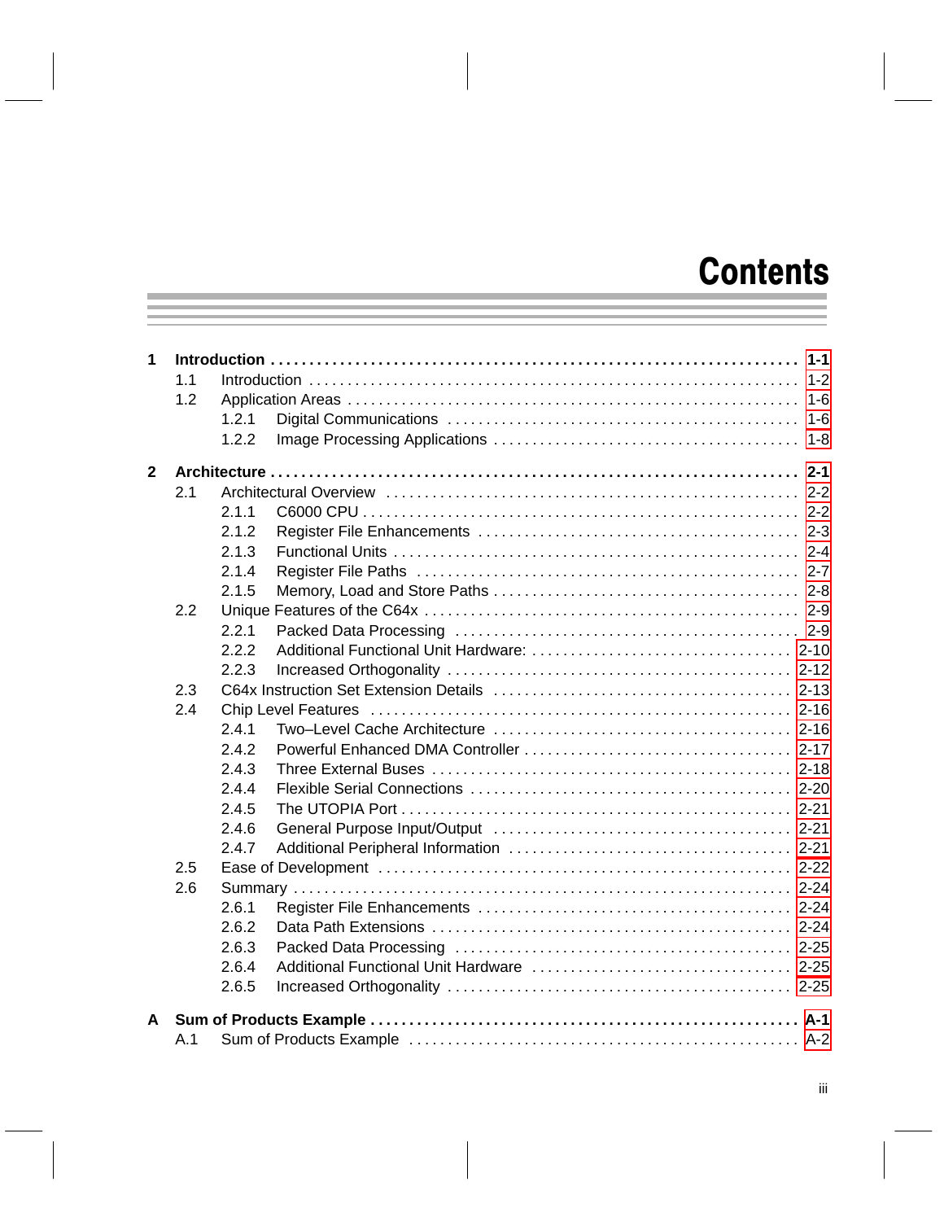# Contents

- **1 Introduction** ..... **1-1**
  - 1.1 Introduction ..... 1-2
  - 1.2 Application Areas ..... 1-6
    - 1.2.1 Digital Communications ..... 1-6
    - 1.2.2 Image Processing Applications ..... 1-8

- **2 Architecture** ..... **2-1**
  - 2.1 Architectural Overview ..... 2-2
    - 2.1.1 C6000 CPU ..... 2-2
    - 2.1.2 Register File Enhancements ..... 2-3
    - 2.1.3 Functional Units ..... 2-4
    - 2.1.4 Register File Paths ..... 2-7
    - 2.1.5 Memory, Load and Store Paths ..... 2-8
  - 2.2 Unique Features of the C64x ..... 2-9
    - 2.2.1 Packed Data Processing ..... 2-9
    - 2.2.2 Additional Functional Unit Hardware: ..... 2-10
    - 2.2.3 Increased Orthogonality ..... 2-12
  - 2.3 C64x Instruction Set Extension Details ..... 2-13
  - 2.4 Chip Level Features ..... 2-16
    - 2.4.1 Two–Level Cache Architecture ..... 2-16
    - 2.4.2 Powerful Enhanced DMA Controller ..... 2-17
    - 2.4.3 Three External Buses ..... 2-18
    - 2.4.4 Flexible Serial Connections ..... 2-20
    - 2.4.5 The UTOPIA Port ..... 2-21
    - 2.4.6 General Purpose Input/Output ..... 2-21
    - 2.4.7 Additional Peripheral Information ..... 2-21
  - 2.5 Ease of Development ..... 2-22
  - 2.6 Summary ..... 2-24
    - 2.6.1 Register File Enhancements ..... 2-24
    - 2.6.2 Data Path Extensions ..... 2-24
    - 2.6.3 Packed Data Processing ..... 2-25
    - 2.6.4 Additional Functional Unit Hardware ..... 2-25
    - 2.6.5 Increased Orthogonality ..... 2-25

- **A Sum of Products Example** ..... **A-1**
  - A.1 Sum of Products Example ..... A-2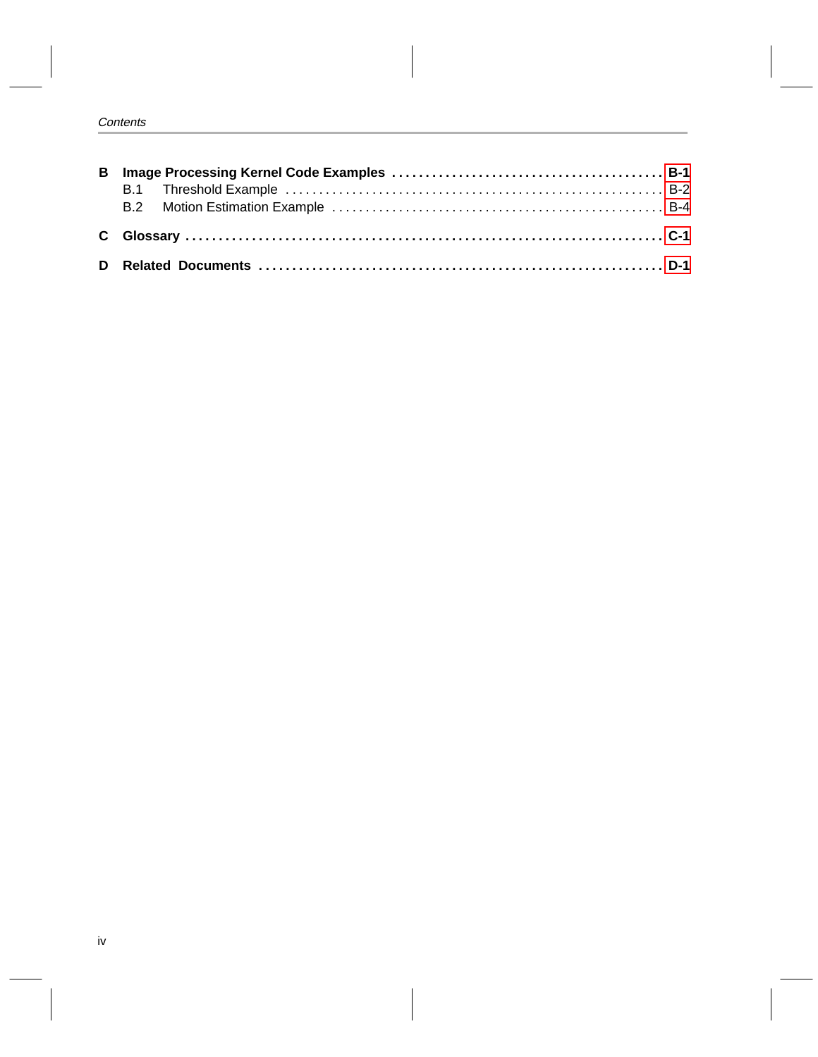**B Image Processing Kernel Code Examples** .......... **B-1**

- B.1 Threshold Example .......... B-2
- B.2 Motion Estimation Example .......... B-4

**C Glossary** .......... **C-1**

**D Related Documents** .......... **D-1**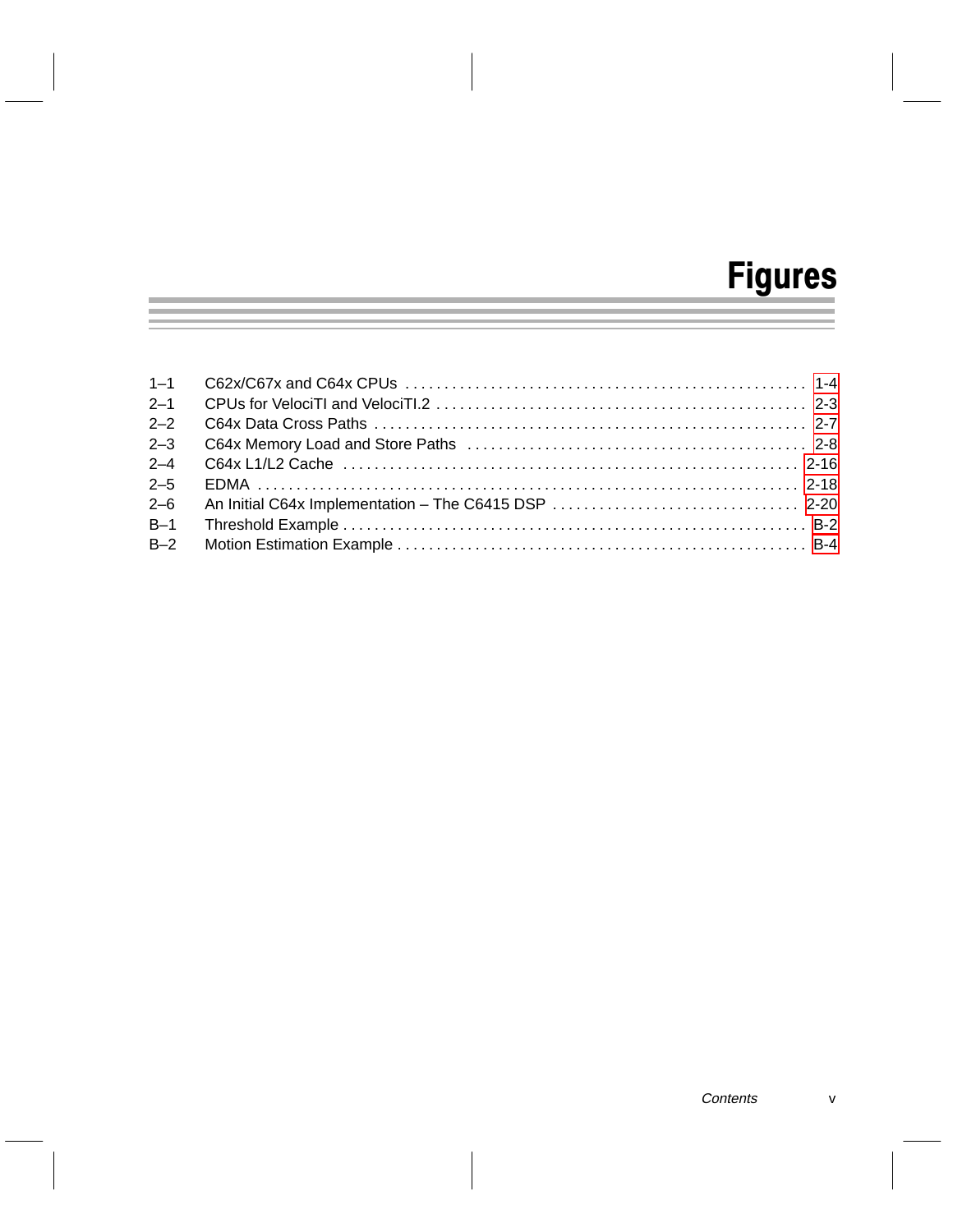# Figures

| | | |
|---|---|---|
| 1–1 | C62x/C67x and C64x CPUs | 1-4 |
| 2–1 | CPUs for VelociTI and VelociTI.2 | 2-3 |
| 2–2 | C64x Data Cross Paths | 2-7 |
| 2–3 | C64x Memory Load and Store Paths | 2-8 |
| 2–4 | C64x L1/L2 Cache | 2-16 |
| 2–5 | EDMA | 2-18 |
| 2–6 | An Initial C64x Implementation – The C6415 DSP | 2-20 |
| B–1 | Threshold Example | B-2 |
| B–2 | Motion Estimation Example | B-4 |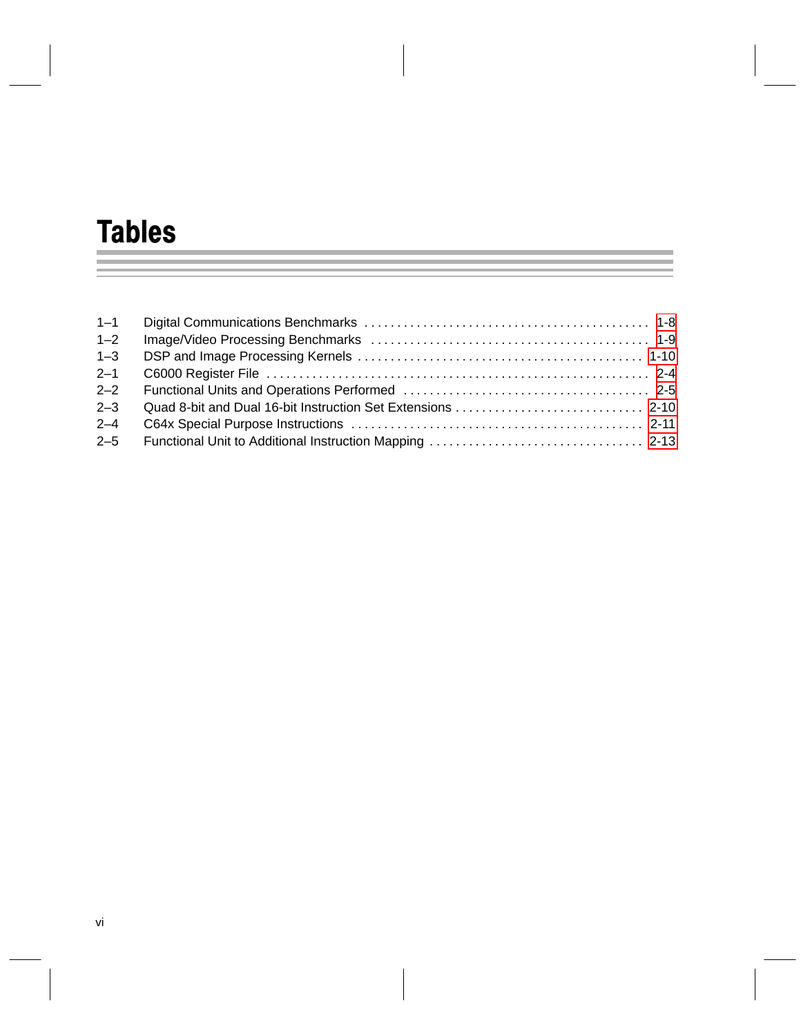# Tables

| | | |
|---|---|---|
| 1–1 | Digital Communications Benchmarks | 1-8 |
| 1–2 | Image/Video Processing Benchmarks | 1-9 |
| 1–3 | DSP and Image Processing Kernels | 1-10 |
| 2–1 | C6000 Register File | 2-4 |
| 2–2 | Functional Units and Operations Performed | 2-5 |
| 2–3 | Quad 8-bit and Dual 16-bit Instruction Set Extensions | 2-10 |
| 2–4 | C64x Special Purpose Instructions | 2-11 |
| 2–5 | Functional Unit to Additional Instruction Mapping | 2-13 |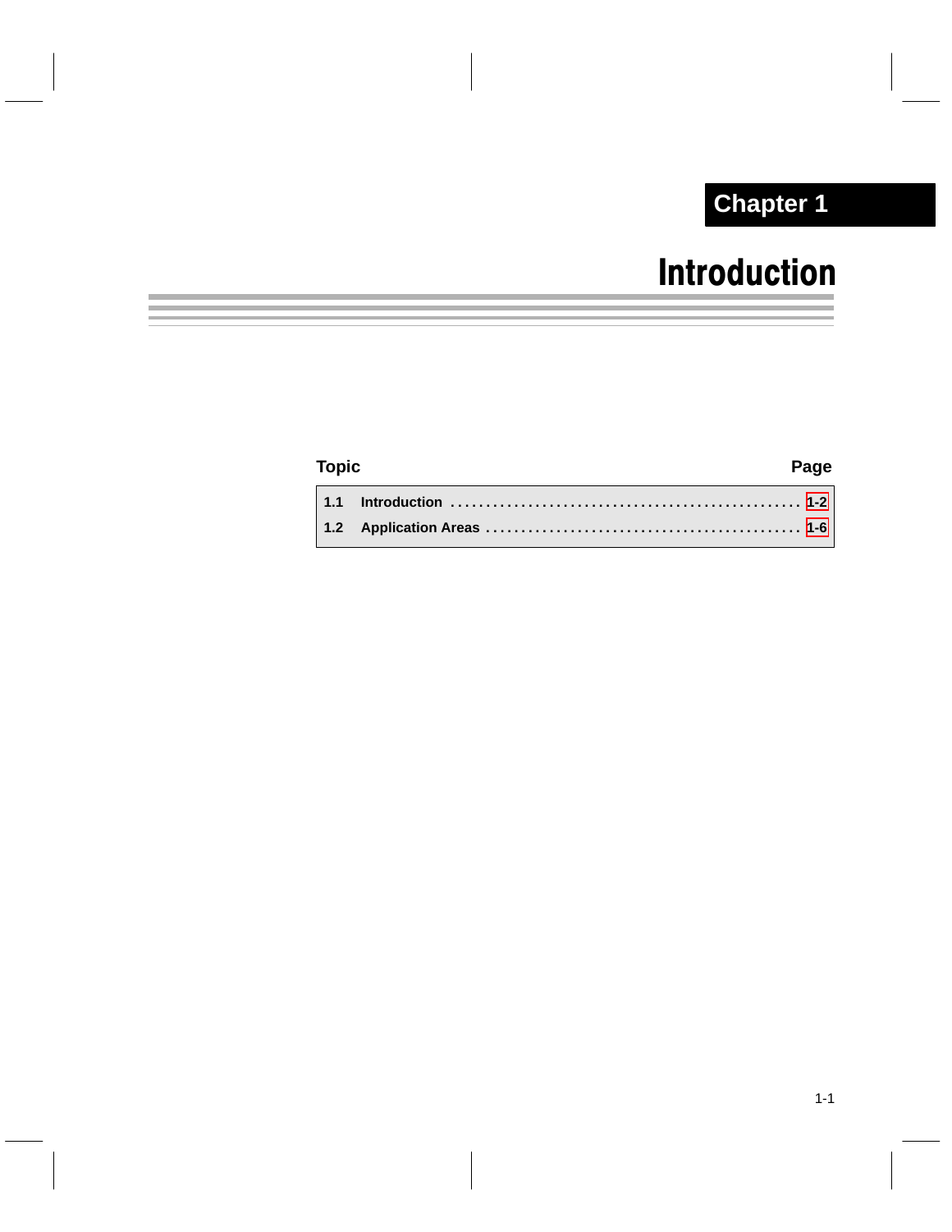# Chapter 1

# Introduction

| Topic | Page |
|---|---|
| 1.1 Introduction | 1-2 |
| 1.2 Application Areas | 1-6 |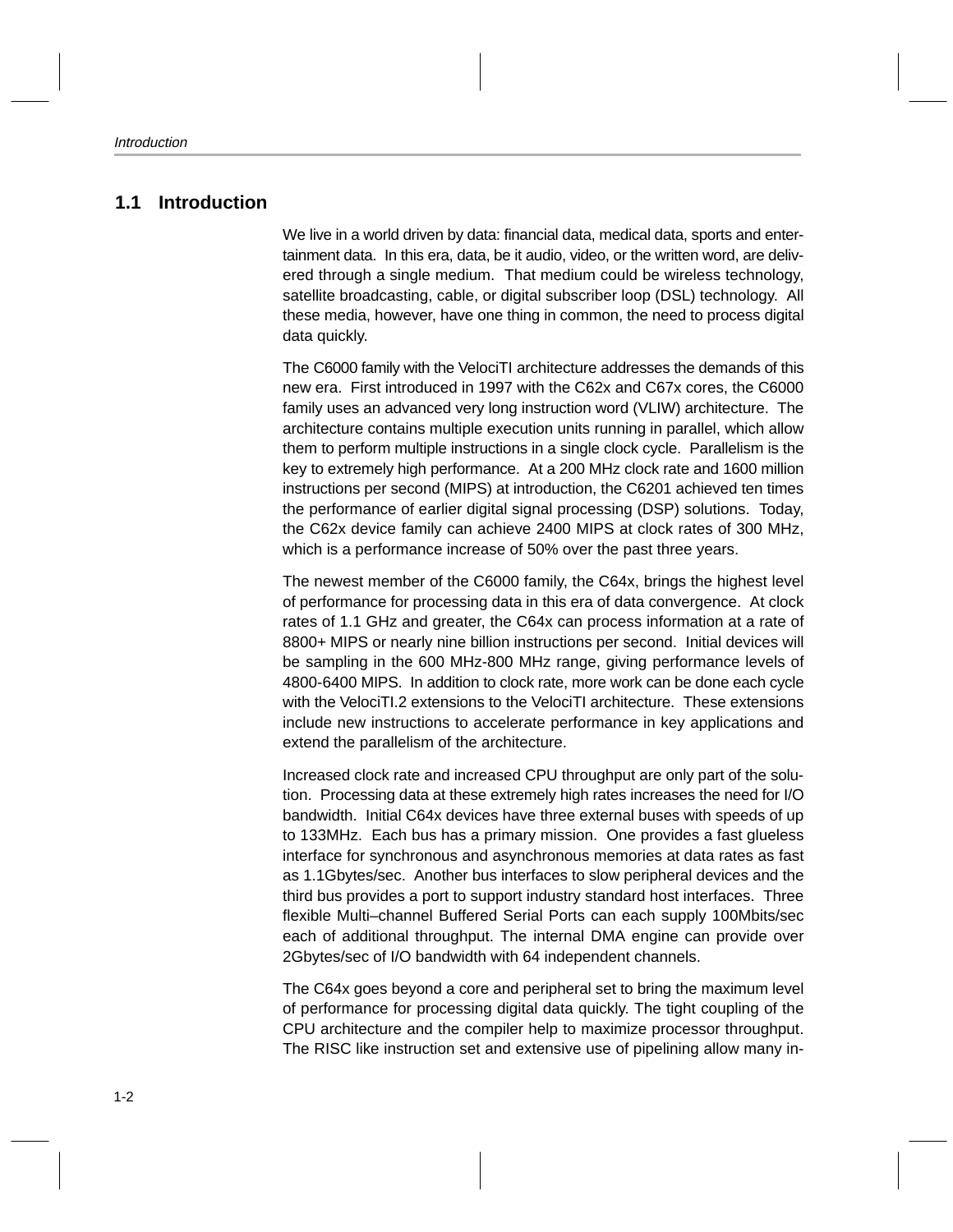## 1.1 Introduction

We live in a world driven by data: financial data, medical data, sports and entertainment data. In this era, data, be it audio, video, or the written word, are delivered through a single medium. That medium could be wireless technology, satellite broadcasting, cable, or digital subscriber loop (DSL) technology. All these media, however, have one thing in common, the need to process digital data quickly.

The C6000 family with the VelociTI architecture addresses the demands of this new era. First introduced in 1997 with the C62x and C67x cores, the C6000 family uses an advanced very long instruction word (VLIW) architecture. The architecture contains multiple execution units running in parallel, which allow them to perform multiple instructions in a single clock cycle. Parallelism is the key to extremely high performance. At a 200 MHz clock rate and 1600 million instructions per second (MIPS) at introduction, the C6201 achieved ten times the performance of earlier digital signal processing (DSP) solutions. Today, the C62x device family can achieve 2400 MIPS at clock rates of 300 MHz, which is a performance increase of 50% over the past three years.

The newest member of the C6000 family, the C64x, brings the highest level of performance for processing data in this era of data convergence. At clock rates of 1.1 GHz and greater, the C64x can process information at a rate of 8800+ MIPS or nearly nine billion instructions per second. Initial devices will be sampling in the 600 MHz-800 MHz range, giving performance levels of 4800-6400 MIPS. In addition to clock rate, more work can be done each cycle with the VelociTI.2 extensions to the VelociTI architecture. These extensions include new instructions to accelerate performance in key applications and extend the parallelism of the architecture.

Increased clock rate and increased CPU throughput are only part of the solution. Processing data at these extremely high rates increases the need for I/O bandwidth. Initial C64x devices have three external buses with speeds of up to 133MHz. Each bus has a primary mission. One provides a fast glueless interface for synchronous and asynchronous memories at data rates as fast as 1.1Gbytes/sec. Another bus interfaces to slow peripheral devices and the third bus provides a port to support industry standard host interfaces. Three flexible Multi–channel Buffered Serial Ports can each supply 100Mbits/sec each of additional throughput. The internal DMA engine can provide over 2Gbytes/sec of I/O bandwidth with 64 independent channels.

The C64x goes beyond a core and peripheral set to bring the maximum level of performance for processing digital data quickly. The tight coupling of the CPU architecture and the compiler help to maximize processor throughput. The RISC like instruction set and extensive use of pipelining allow many in-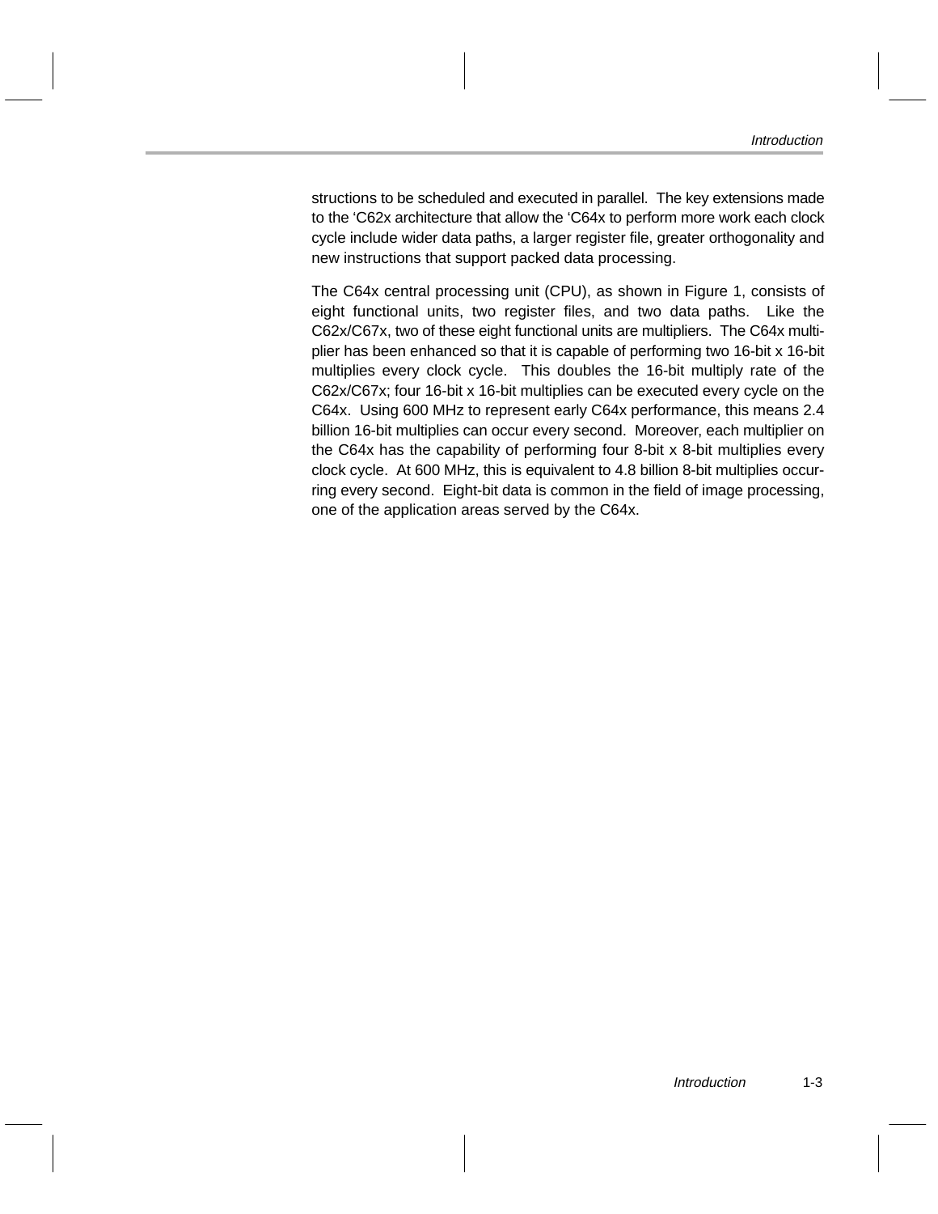structions to be scheduled and executed in parallel. The key extensions made to the ‘C62x architecture that allow the ‘C64x to perform more work each clock cycle include wider data paths, a larger register file, greater orthogonality and new instructions that support packed data processing.

The C64x central processing unit (CPU), as shown in Figure 1, consists of eight functional units, two register files, and two data paths. Like the C62x/C67x, two of these eight functional units are multipliers. The C64x multiplier has been enhanced so that it is capable of performing two 16-bit x 16-bit multiplies every clock cycle. This doubles the 16-bit multiply rate of the C62x/C67x; four 16-bit x 16-bit multiplies can be executed every cycle on the C64x. Using 600 MHz to represent early C64x performance, this means 2.4 billion 16-bit multiplies can occur every second. Moreover, each multiplier on the C64x has the capability of performing four 8-bit x 8-bit multiplies every clock cycle. At 600 MHz, this is equivalent to 4.8 billion 8-bit multiplies occurring every second. Eight-bit data is common in the field of image processing, one of the application areas served by the C64x.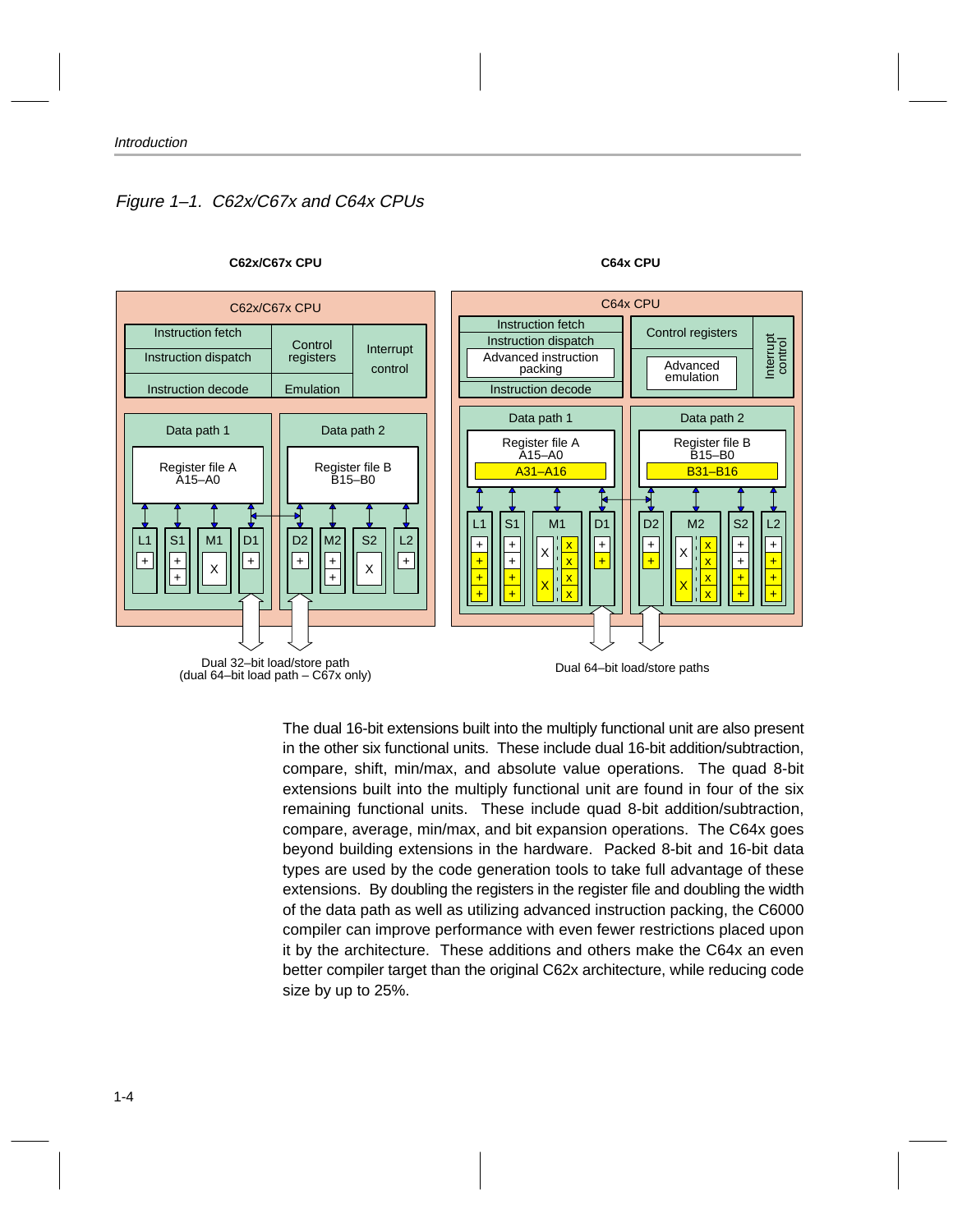*Figure 1–1. C62x/C67x and C64x CPUs*

**C62x/C67x CPU**

**C64x CPU**

Dual 32–bit load/store path
(dual 64–bit load path – C67x only)

Dual 64–bit load/store paths

The dual 16-bit extensions built into the multiply functional unit are also present in the other six functional units. These include dual 16-bit addition/subtraction, compare, shift, min/max, and absolute value operations. The quad 8-bit extensions built into the multiply functional unit are found in four of the six remaining functional units. These include quad 8-bit addition/subtraction, compare, average, min/max, and bit expansion operations. The C64x goes beyond building extensions in the hardware. Packed 8-bit and 16-bit data types are used by the code generation tools to take full advantage of these extensions. By doubling the registers in the register file and doubling the width of the data path as well as utilizing advanced instruction packing, the C6000 compiler can improve performance with even fewer restrictions placed upon it by the architecture. These additions and others make the C64x an even better compiler target than the original C62x architecture, while reducing code size by up to 25%.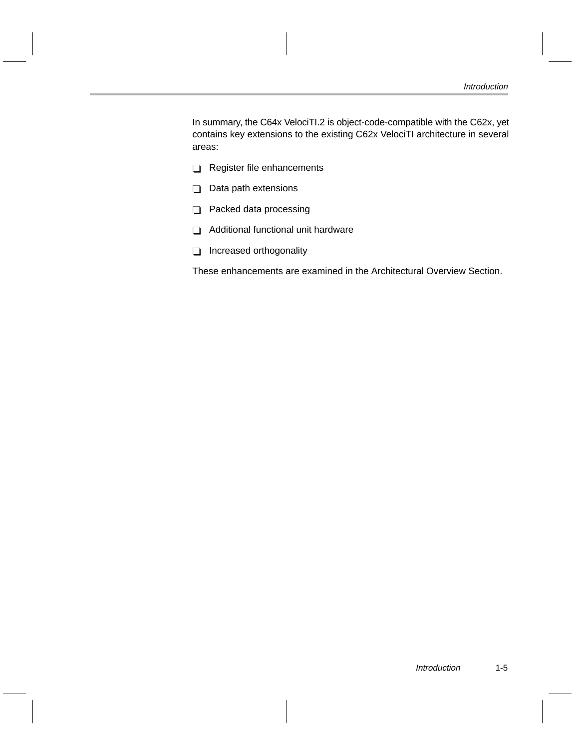In summary, the C64x VelociTI.2 is object-code-compatible with the C62x, yet contains key extensions to the existing C62x VelociTI architecture in several areas:

- Register file enhancements
- Data path extensions
- Packed data processing
- Additional functional unit hardware
- Increased orthogonality

These enhancements are examined in the Architectural Overview Section.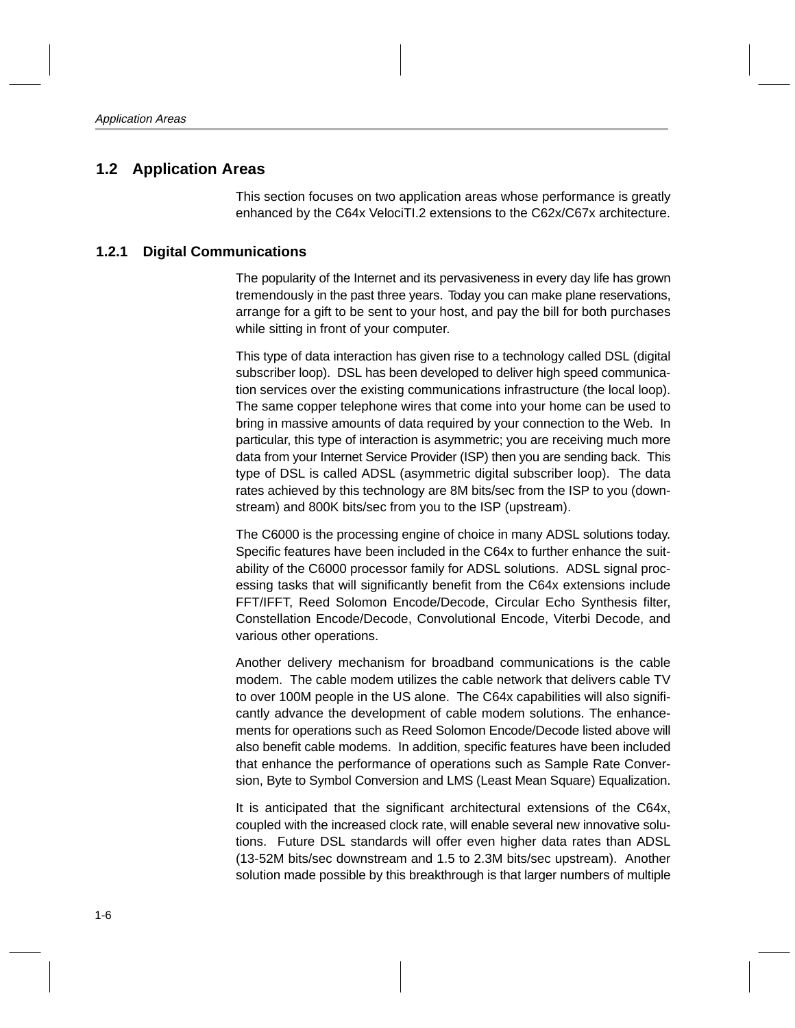## 1.2 Application Areas

This section focuses on two application areas whose performance is greatly enhanced by the C64x VelociTI.2 extensions to the C62x/C67x architecture.

### 1.2.1 Digital Communications

The popularity of the Internet and its pervasiveness in every day life has grown tremendously in the past three years. Today you can make plane reservations, arrange for a gift to be sent to your host, and pay the bill for both purchases while sitting in front of your computer.

This type of data interaction has given rise to a technology called DSL (digital subscriber loop). DSL has been developed to deliver high speed communication services over the existing communications infrastructure (the local loop). The same copper telephone wires that come into your home can be used to bring in massive amounts of data required by your connection to the Web. In particular, this type of interaction is asymmetric; you are receiving much more data from your Internet Service Provider (ISP) then you are sending back. This type of DSL is called ADSL (asymmetric digital subscriber loop). The data rates achieved by this technology are 8M bits/sec from the ISP to you (downstream) and 800K bits/sec from you to the ISP (upstream).

The C6000 is the processing engine of choice in many ADSL solutions today. Specific features have been included in the C64x to further enhance the suitability of the C6000 processor family for ADSL solutions. ADSL signal processing tasks that will significantly benefit from the C64x extensions include FFT/IFFT, Reed Solomon Encode/Decode, Circular Echo Synthesis filter, Constellation Encode/Decode, Convolutional Encode, Viterbi Decode, and various other operations.

Another delivery mechanism for broadband communications is the cable modem. The cable modem utilizes the cable network that delivers cable TV to over 100M people in the US alone. The C64x capabilities will also significantly advance the development of cable modem solutions. The enhancements for operations such as Reed Solomon Encode/Decode listed above will also benefit cable modems. In addition, specific features have been included that enhance the performance of operations such as Sample Rate Conversion, Byte to Symbol Conversion and LMS (Least Mean Square) Equalization.

It is anticipated that the significant architectural extensions of the C64x, coupled with the increased clock rate, will enable several new innovative solutions. Future DSL standards will offer even higher data rates than ADSL (13-52M bits/sec downstream and 1.5 to 2.3M bits/sec upstream). Another solution made possible by this breakthrough is that larger numbers of multiple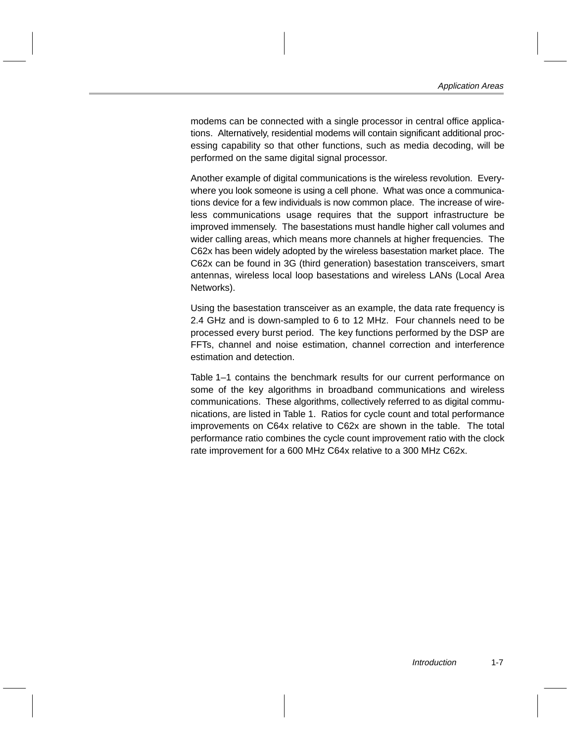modems can be connected with a single processor in central office applications. Alternatively, residential modems will contain significant additional processing capability so that other functions, such as media decoding, will be performed on the same digital signal processor.

Another example of digital communications is the wireless revolution. Everywhere you look someone is using a cell phone. What was once a communications device for a few individuals is now common place. The increase of wireless communications usage requires that the support infrastructure be improved immensely. The basestations must handle higher call volumes and wider calling areas, which means more channels at higher frequencies. The C62x has been widely adopted by the wireless basestation market place. The C62x can be found in 3G (third generation) basestation transceivers, smart antennas, wireless local loop basestations and wireless LANs (Local Area Networks).

Using the basestation transceiver as an example, the data rate frequency is 2.4 GHz and is down-sampled to 6 to 12 MHz. Four channels need to be processed every burst period. The key functions performed by the DSP are FFTs, channel and noise estimation, channel correction and interference estimation and detection.

Table 1–1 contains the benchmark results for our current performance on some of the key algorithms in broadband communications and wireless communications. These algorithms, collectively referred to as digital communications, are listed in Table 1. Ratios for cycle count and total performance improvements on C64x relative to C62x are shown in the table. The total performance ratio combines the cycle count improvement ratio with the clock rate improvement for a 600 MHz C64x relative to a 300 MHz C62x.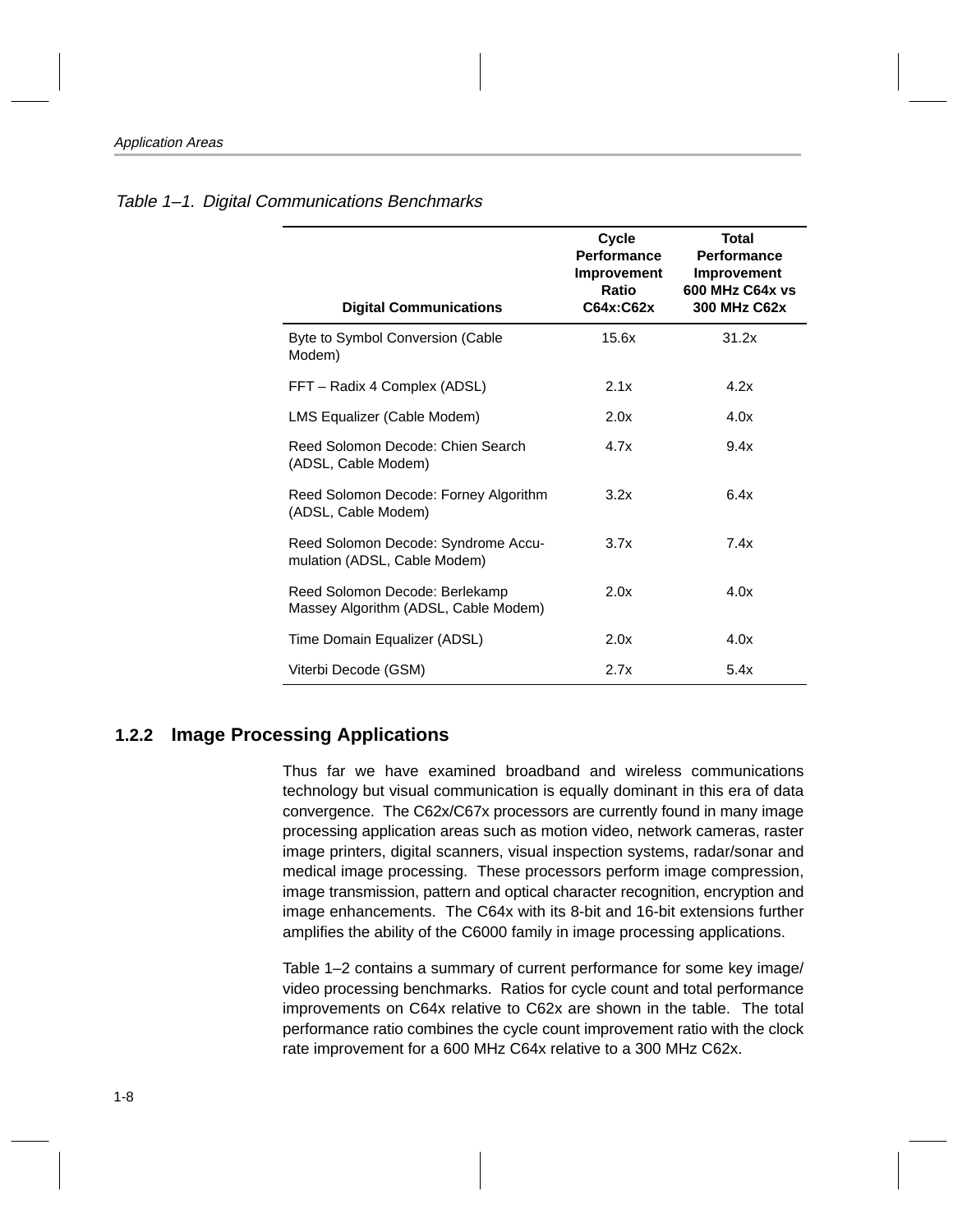*Table 1–1. Digital Communications Benchmarks*

| Digital Communications | Cycle Performance Improvement Ratio C64x:C62x | Total Performance Improvement 600 MHz C64x vs 300 MHz C62x |
|---|---|---|
| Byte to Symbol Conversion (Cable Modem) | 15.6x | 31.2x |
| FFT – Radix 4 Complex (ADSL) | 2.1x | 4.2x |
| LMS Equalizer (Cable Modem) | 2.0x | 4.0x |
| Reed Solomon Decode: Chien Search (ADSL, Cable Modem) | 4.7x | 9.4x |
| Reed Solomon Decode: Forney Algorithm (ADSL, Cable Modem) | 3.2x | 6.4x |
| Reed Solomon Decode: Syndrome Accumulation (ADSL, Cable Modem) | 3.7x | 7.4x |
| Reed Solomon Decode: Berlekamp Massey Algorithm (ADSL, Cable Modem) | 2.0x | 4.0x |
| Time Domain Equalizer (ADSL) | 2.0x | 4.0x |
| Viterbi Decode (GSM) | 2.7x | 5.4x |

### 1.2.2 Image Processing Applications

Thus far we have examined broadband and wireless communications technology but visual communication is equally dominant in this era of data convergence. The C62x/C67x processors are currently found in many image processing application areas such as motion video, network cameras, raster image printers, digital scanners, visual inspection systems, radar/sonar and medical image processing. These processors perform image compression, image transmission, pattern and optical character recognition, encryption and image enhancements. The C64x with its 8-bit and 16-bit extensions further amplifies the ability of the C6000 family in image processing applications.

Table 1–2 contains a summary of current performance for some key image/video processing benchmarks. Ratios for cycle count and total performance improvements on C64x relative to C62x are shown in the table. The total performance ratio combines the cycle count improvement ratio with the clock rate improvement for a 600 MHz C64x relative to a 300 MHz C62x.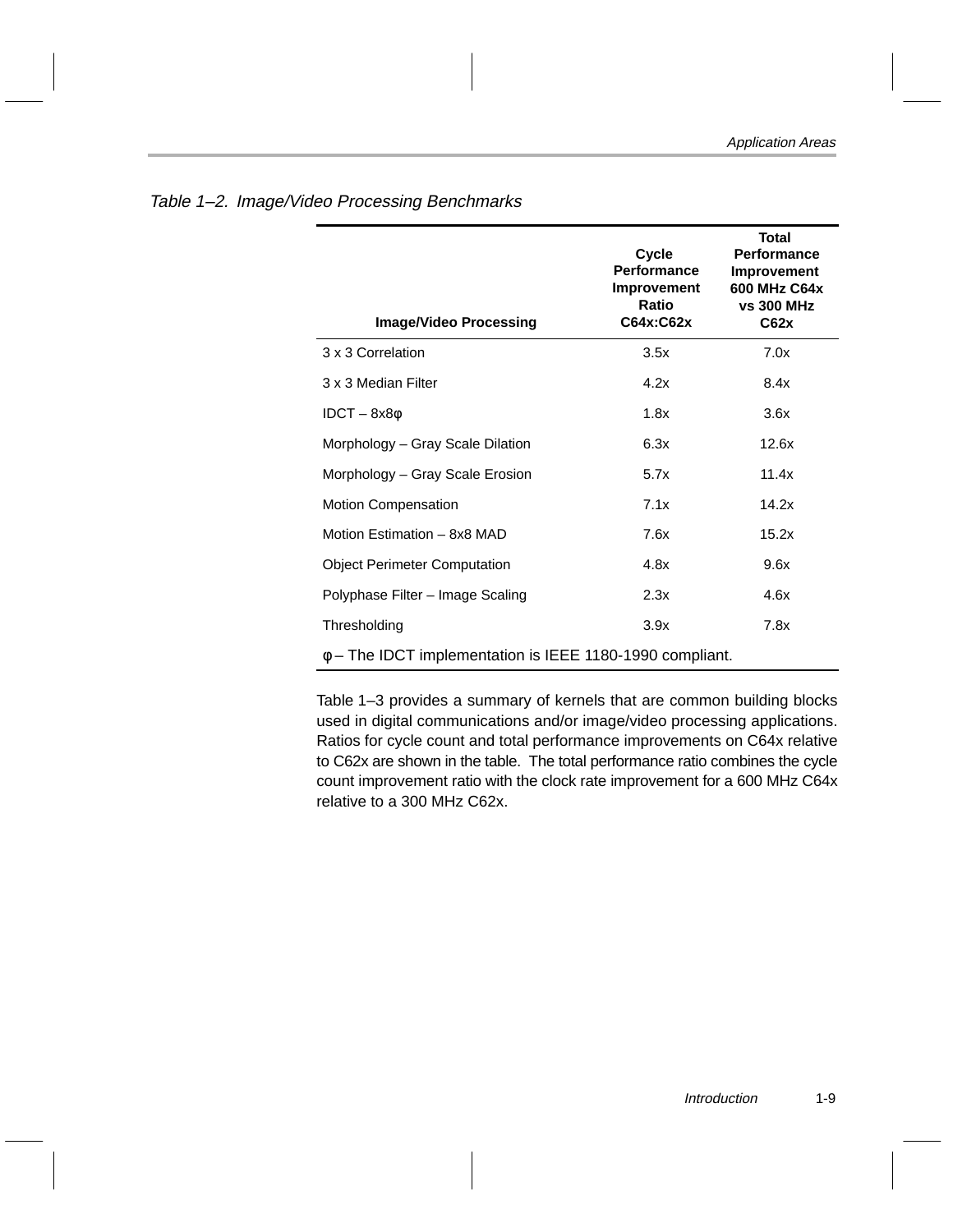*Table 1–2. Image/Video Processing Benchmarks*

| Image/Video Processing | Cycle Performance Improvement Ratio C64x:C62x | Total Performance Improvement 600 MHz C64x vs 300 MHz C62x |
|---|---|---|
| 3 x 3 Correlation | 3.5x | 7.0x |
| 3 x 3 Median Filter | 4.2x | 8.4x |
| IDCT – 8x8φ | 1.8x | 3.6x |
| Morphology – Gray Scale Dilation | 6.3x | 12.6x |
| Morphology – Gray Scale Erosion | 5.7x | 11.4x |
| Motion Compensation | 7.1x | 14.2x |
| Motion Estimation – 8x8 MAD | 7.6x | 15.2x |
| Object Perimeter Computation | 4.8x | 9.6x |
| Polyphase Filter – Image Scaling | 2.3x | 4.6x |
| Thresholding | 3.9x | 7.8x |

φ – The IDCT implementation is IEEE 1180-1990 compliant.

Table 1–3 provides a summary of kernels that are common building blocks used in digital communications and/or image/video processing applications. Ratios for cycle count and total performance improvements on C64x relative to C62x are shown in the table. The total performance ratio combines the cycle count improvement ratio with the clock rate improvement for a 600 MHz C64x relative to a 300 MHz C62x.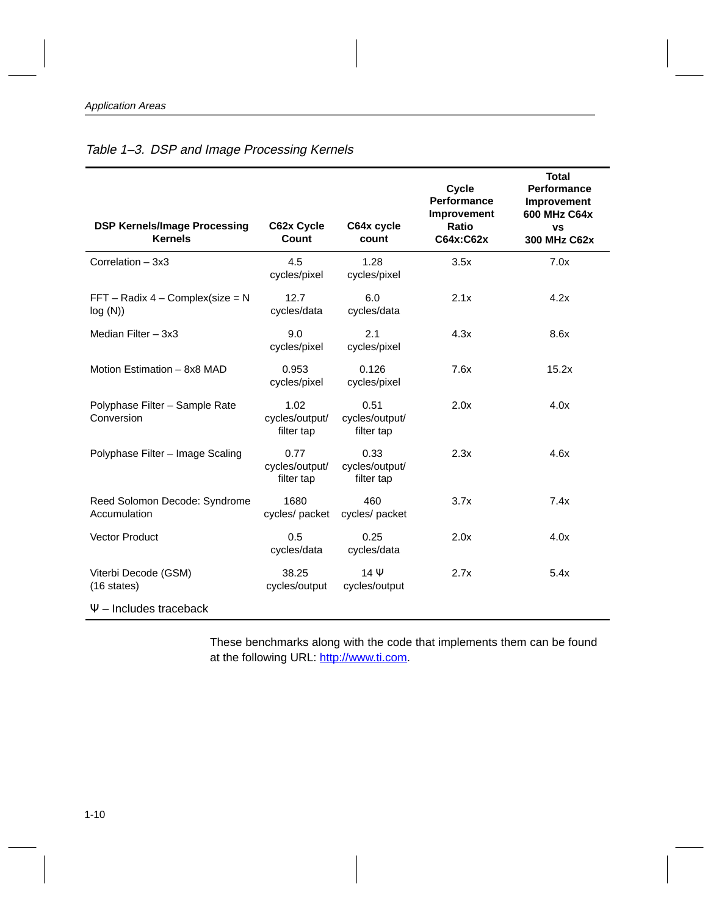*Table 1–3. DSP and Image Processing Kernels*

| DSP Kernels/Image Processing Kernels | C62x Cycle Count | C64x cycle count | Cycle Performance Improvement Ratio C64x:C62x | Total Performance Improvement 600 MHz C64x vs 300 MHz C62x |
|---|---|---|---|---|
| Correlation – 3x3 | 4.5 cycles/pixel | 1.28 cycles/pixel | 3.5x | 7.0x |
| FFT – Radix 4 – Complex(size = N log (N)) | 12.7 cycles/data | 6.0 cycles/data | 2.1x | 4.2x |
| Median Filter – 3x3 | 9.0 cycles/pixel | 2.1 cycles/pixel | 4.3x | 8.6x |
| Motion Estimation – 8x8 MAD | 0.953 cycles/pixel | 0.126 cycles/pixel | 7.6x | 15.2x |
| Polyphase Filter – Sample Rate Conversion | 1.02 cycles/output/ filter tap | 0.51 cycles/output/ filter tap | 2.0x | 4.0x |
| Polyphase Filter – Image Scaling | 0.77 cycles/output/ filter tap | 0.33 cycles/output/ filter tap | 2.3x | 4.6x |
| Reed Solomon Decode: Syndrome Accumulation | 1680 cycles/ packet | 460 cycles/ packet | 3.7x | 7.4x |
| Vector Product | 0.5 cycles/data | 0.25 cycles/data | 2.0x | 4.0x |
| Viterbi Decode (GSM) (16 states) | 38.25 cycles/output | 14 Ψ cycles/output | 2.7x | 5.4x |

Ψ – Includes traceback

These benchmarks along with the code that implements them can be found at the following URL: http://www.ti.com.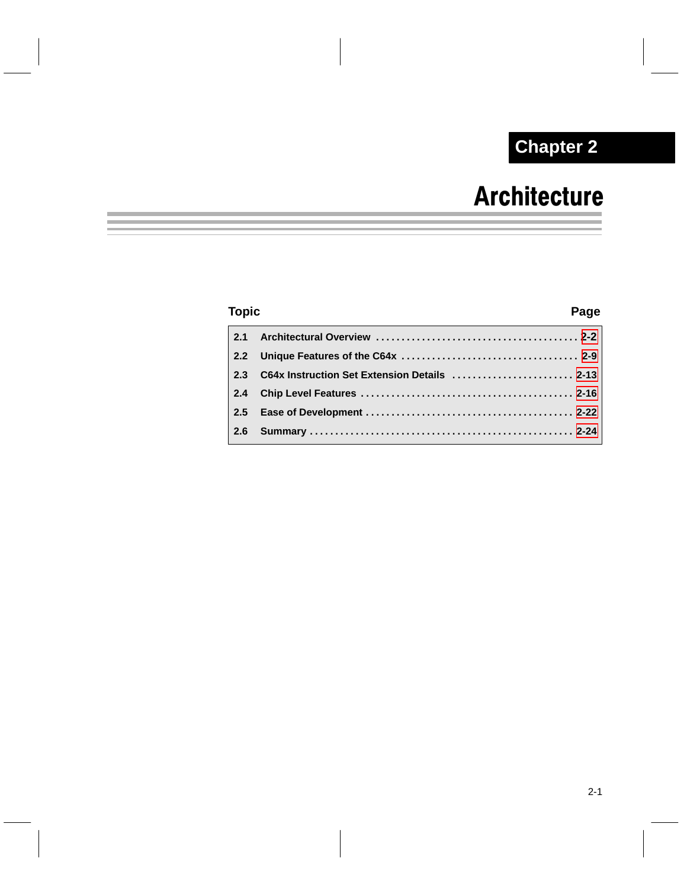# Chapter 2

# Architecture

| Topic | | Page |
|---|---|---|
| 2.1 | Architectural Overview | 2-2 |
| 2.2 | Unique Features of the C64x | 2-9 |
| 2.3 | C64x Instruction Set Extension Details | 2-13 |
| 2.4 | Chip Level Features | 2-16 |
| 2.5 | Ease of Development | 2-22 |
| 2.6 | Summary | 2-24 |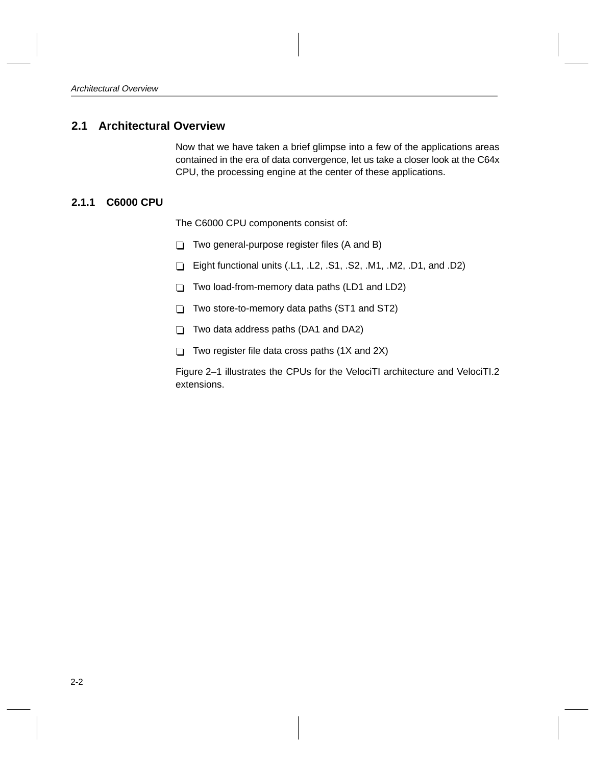## 2.1 Architectural Overview

Now that we have taken a brief glimpse into a few of the applications areas contained in the era of data convergence, let us take a closer look at the C64x CPU, the processing engine at the center of these applications.

### 2.1.1 C6000 CPU

The C6000 CPU components consist of:

- Two general-purpose register files (A and B)
- Eight functional units (.L1, .L2, .S1, .S2, .M1, .M2, .D1, and .D2)
- Two load-from-memory data paths (LD1 and LD2)
- Two store-to-memory data paths (ST1 and ST2)
- Two data address paths (DA1 and DA2)
- Two register file data cross paths (1X and 2X)

Figure 2–1 illustrates the CPUs for the VelociTI architecture and VelociTI.2 extensions.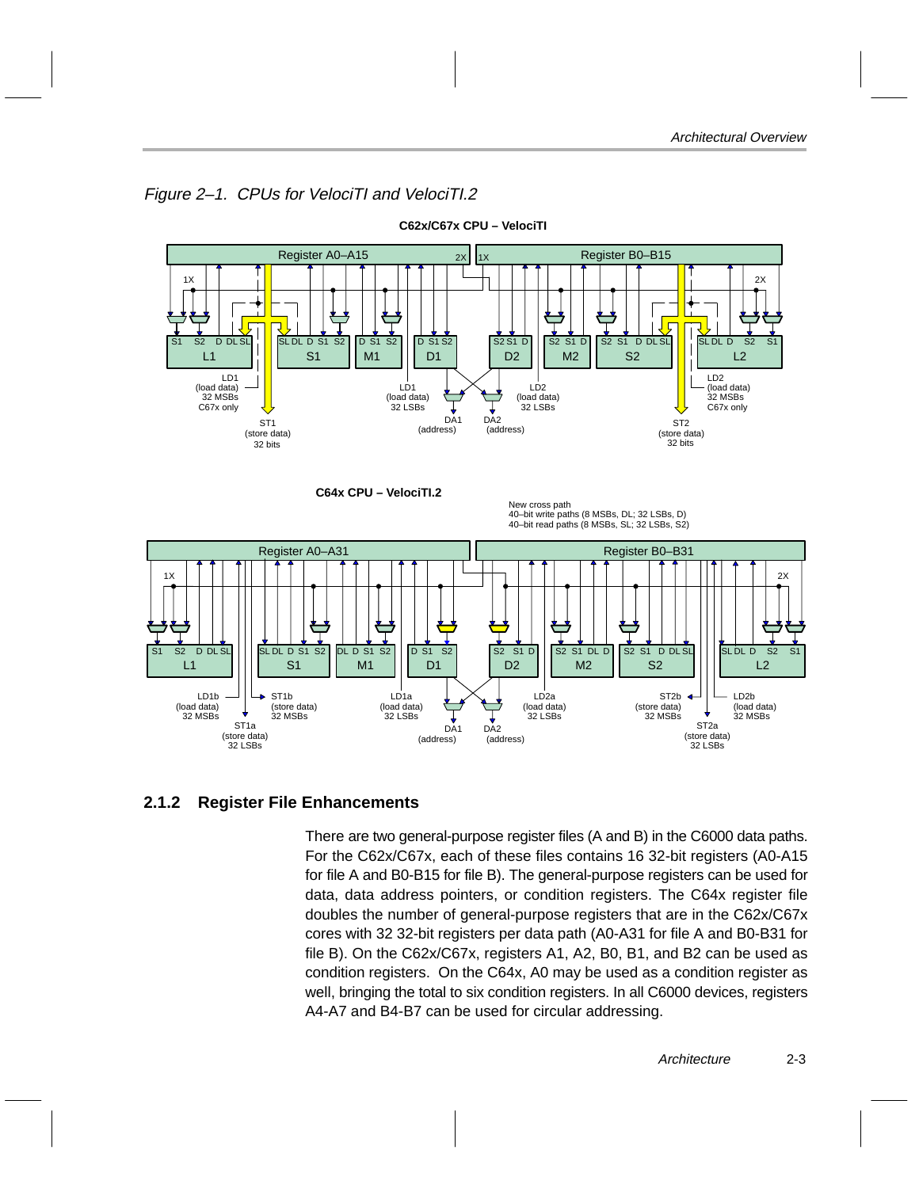*Figure 2–1. CPUs for VelociTI and VelociTI.2*

**C62x/C67x CPU – VelociTI**

**C64x CPU – VelociTI.2**

### 2.1.2 Register File Enhancements

There are two general-purpose register files (A and B) in the C6000 data paths. For the C62x/C67x, each of these files contains 16 32-bit registers (A0-A15 for file A and B0-B15 for file B). The general-purpose registers can be used for data, data address pointers, or condition registers. The C64x register file doubles the number of general-purpose registers that are in the C62x/C67x cores with 32 32-bit registers per data path (A0-A31 for file A and B0-B31 for file B). On the C62x/C67x, registers A1, A2, B0, B1, and B2 can be used as condition registers. On the C64x, A0 may be used as a condition register as well, bringing the total to six condition registers. In all C6000 devices, registers A4-A7 and B4-B7 can be used for circular addressing.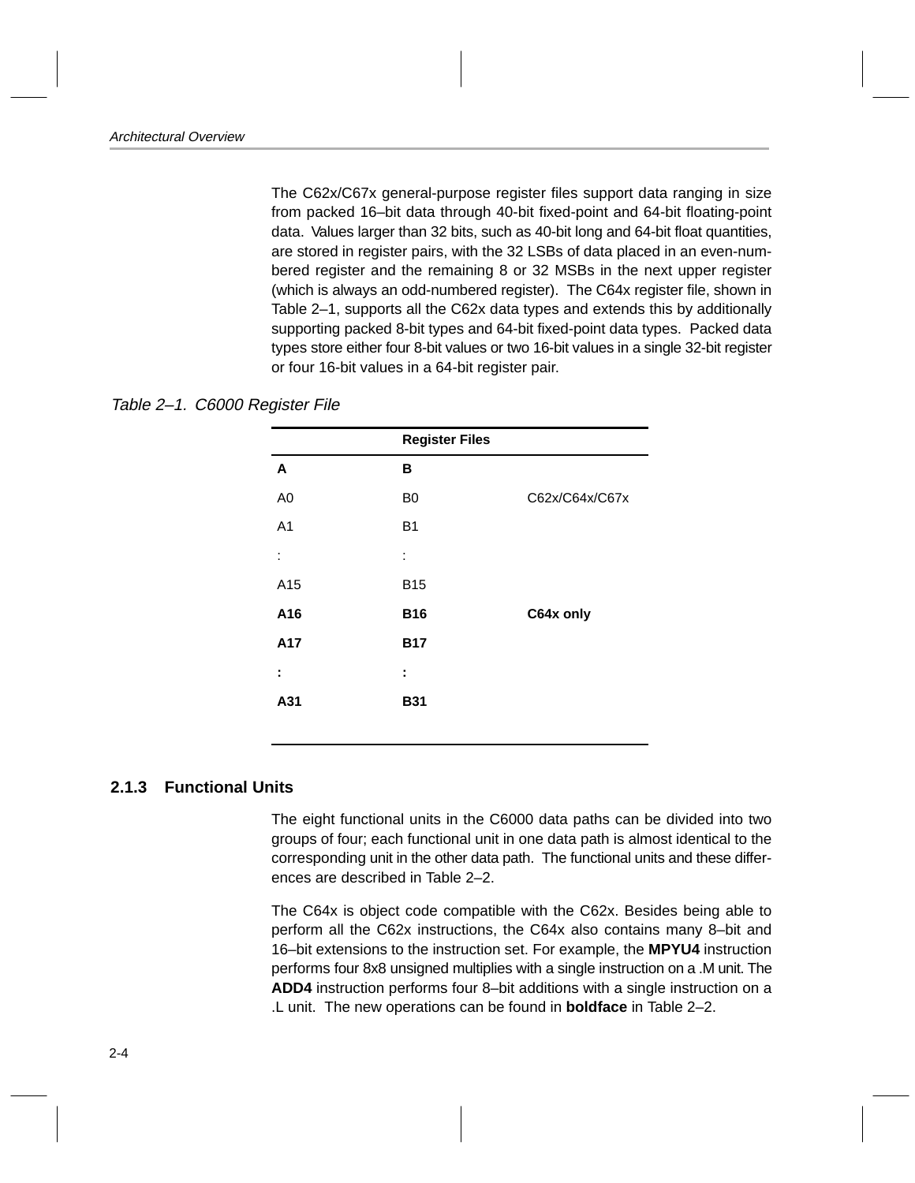The C62x/C67x general-purpose register files support data ranging in size from packed 16–bit data through 40-bit fixed-point and 64-bit floating-point data. Values larger than 32 bits, such as 40-bit long and 64-bit float quantities, are stored in register pairs, with the 32 LSBs of data placed in an even-numbered register and the remaining 8 or 32 MSBs in the next upper register (which is always an odd-numbered register). The C64x register file, shown in Table 2–1, supports all the C62x data types and extends this by additionally supporting packed 8-bit types and 64-bit fixed-point data types. Packed data types store either four 8-bit values or two 16-bit values in a single 32-bit register or four 16-bit values in a 64-bit register pair.

*Table 2–1. C6000 Register File*

| | **Register Files** | |
|---|---|---|
| **A** | **B** | |
| A0 | B0 | C62x/C64x/C67x |
| A1 | B1 | |
| : | : | |
| A15 | B15 | |
| **A16** | **B16** | **C64x only** |
| **A17** | **B17** | |
| **:** | **:** | |
| **A31** | **B31** | |

### 2.1.3 Functional Units

The eight functional units in the C6000 data paths can be divided into two groups of four; each functional unit in one data path is almost identical to the corresponding unit in the other data path. The functional units and these differences are described in Table 2–2.

The C64x is object code compatible with the C62x. Besides being able to perform all the C62x instructions, the C64x also contains many 8–bit and 16–bit extensions to the instruction set. For example, the **MPYU4** instruction performs four 8x8 unsigned multiplies with a single instruction on a .M unit. The **ADD4** instruction performs four 8–bit additions with a single instruction on a .L unit. The new operations can be found in **boldface** in Table 2–2.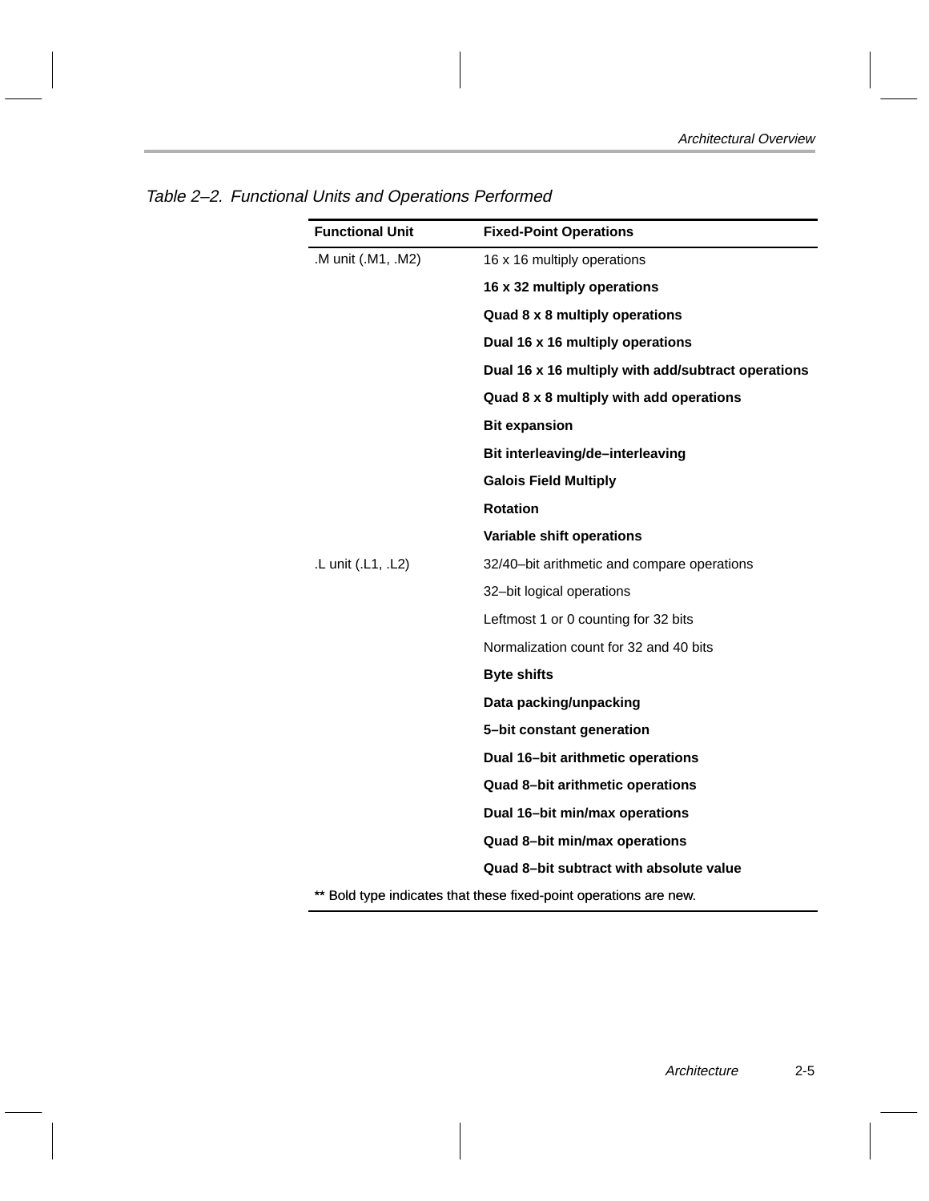Table 2–2. Functional Units and Operations Performed

| Functional Unit | Fixed-Point Operations |
|---|---|
| .M unit (.M1, .M2) | 16 x 16 multiply operations |
| | **16 x 32 multiply operations** |
| | **Quad 8 x 8 multiply operations** |
| | **Dual 16 x 16 multiply operations** |
| | **Dual 16 x 16 multiply with add/subtract operations** |
| | **Quad 8 x 8 multiply with add operations** |
| | **Bit expansion** |
| | **Bit interleaving/de–interleaving** |
| | **Galois Field Multiply** |
| | **Rotation** |
| | **Variable shift operations** |
| .L unit (.L1, .L2) | 32/40–bit arithmetic and compare operations |
| | 32–bit logical operations |
| | Leftmost 1 or 0 counting for 32 bits |
| | Normalization count for 32 and 40 bits |
| | **Byte shifts** |
| | **Data packing/unpacking** |
| | **5–bit constant generation** |
| | **Dual 16–bit arithmetic operations** |
| | **Quad 8–bit arithmetic operations** |
| | **Dual 16–bit min/max operations** |
| | **Quad 8–bit min/max operations** |
| | **Quad 8–bit subtract with absolute value** |

** Bold type indicates that these fixed-point operations are new.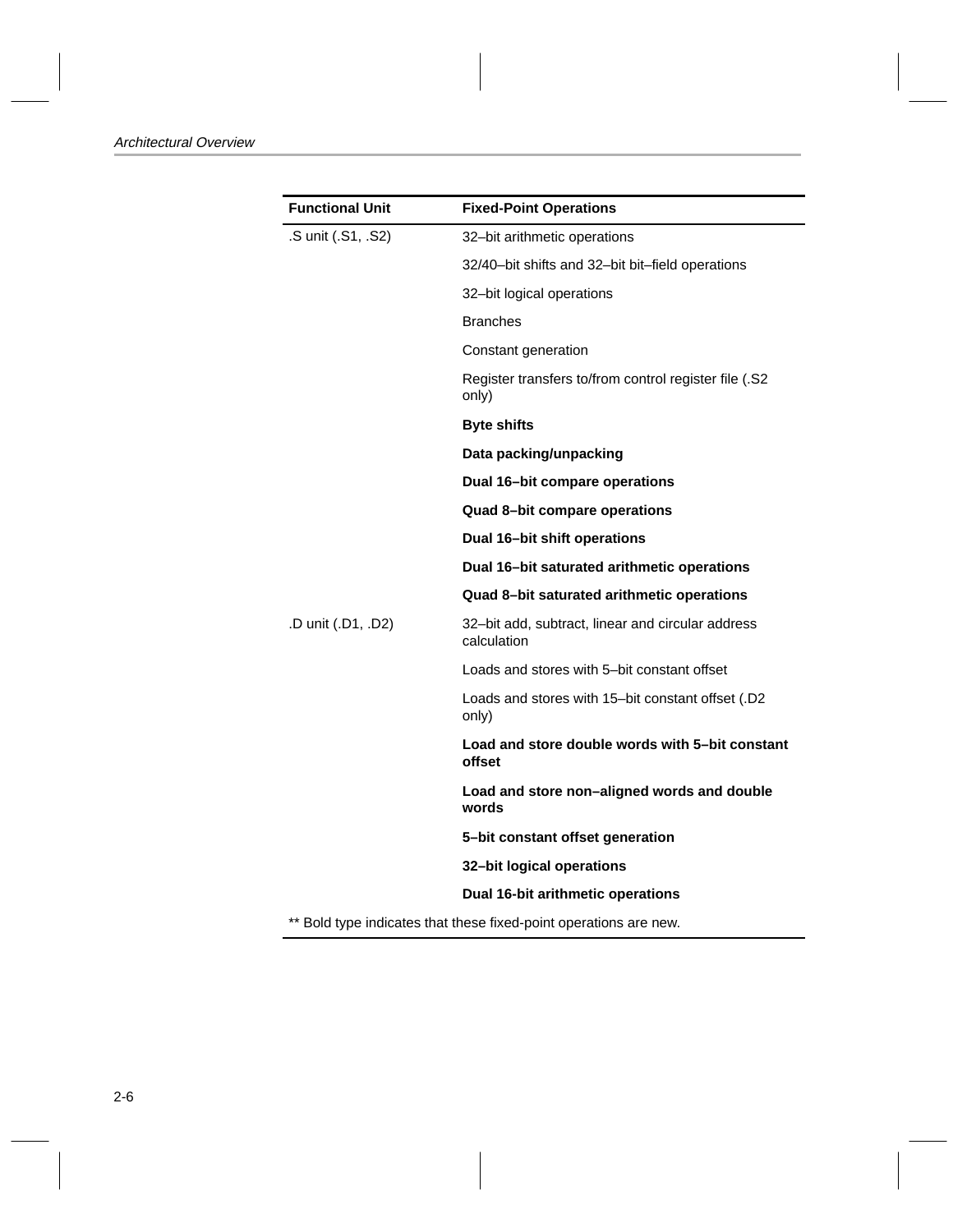| Functional Unit | Fixed-Point Operations |
|---|---|
| .S unit (.S1, .S2) | 32–bit arithmetic operations |
| | 32/40–bit shifts and 32–bit bit–field operations |
| | 32–bit logical operations |
| | Branches |
| | Constant generation |
| | Register transfers to/from control register file (.S2 only) |
| | **Byte shifts** |
| | **Data packing/unpacking** |
| | **Dual 16–bit compare operations** |
| | **Quad 8–bit compare operations** |
| | **Dual 16–bit shift operations** |
| | **Dual 16–bit saturated arithmetic operations** |
| | **Quad 8–bit saturated arithmetic operations** |
| .D unit (.D1, .D2) | 32–bit add, subtract, linear and circular address calculation |
| | Loads and stores with 5–bit constant offset |
| | Loads and stores with 15–bit constant offset (.D2 only) |
| | **Load and store double words with 5–bit constant offset** |
| | **Load and store non–aligned words and double words** |
| | **5–bit constant offset generation** |
| | **32–bit logical operations** |
| | **Dual 16-bit arithmetic operations** |

** Bold type indicates that these fixed-point operations are new.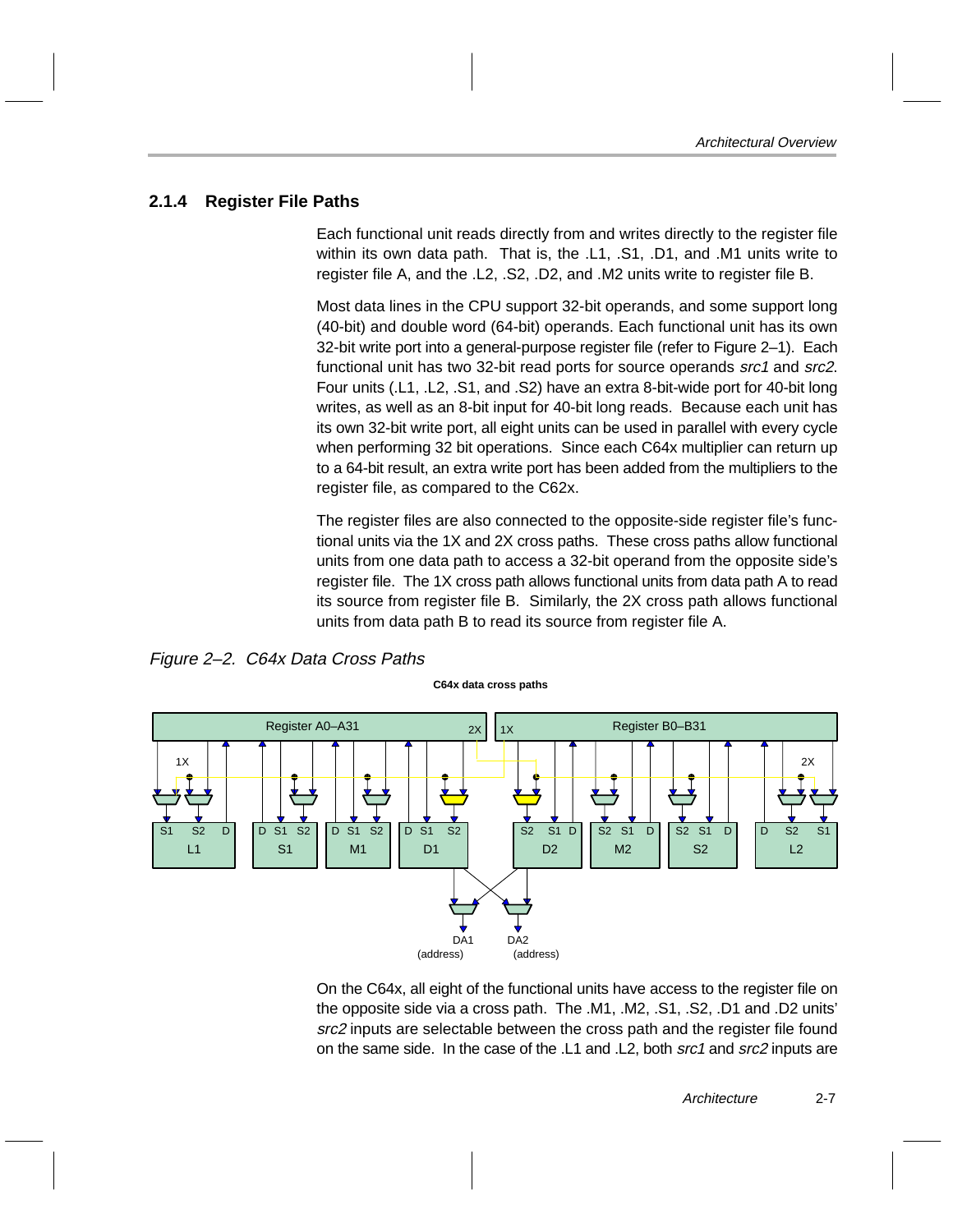### 2.1.4 Register File Paths

Each functional unit reads directly from and writes directly to the register file within its own data path. That is, the .L1, .S1, .D1, and .M1 units write to register file A, and the .L2, .S2, .D2, and .M2 units write to register file B.

Most data lines in the CPU support 32-bit operands, and some support long (40-bit) and double word (64-bit) operands. Each functional unit has its own 32-bit write port into a general-purpose register file (refer to Figure 2–1). Each functional unit has two 32-bit read ports for source operands *src1* and *src2*. Four units (.L1, .L2, .S1, and .S2) have an extra 8-bit-wide port for 40-bit long writes, as well as an 8-bit input for 40-bit long reads. Because each unit has its own 32-bit write port, all eight units can be used in parallel with every cycle when performing 32 bit operations. Since each C64x multiplier can return up to a 64-bit result, an extra write port has been added from the multipliers to the register file, as compared to the C62x.

The register files are also connected to the opposite-side register file's functional units via the 1X and 2X cross paths. These cross paths allow functional units from one data path to access a 32-bit operand from the opposite side's register file. The 1X cross path allows functional units from data path A to read its source from register file B. Similarly, the 2X cross path allows functional units from data path B to read its source from register file A.

*Figure 2–2. C64x Data Cross Paths*

**C64x data cross paths**

Register A0–A31 | 2X | 1X | Register B0–B31

1X | 2X

S1 S2 D L1 | D S1 S2 S1 | D S1 S2 M1 | D S1 S2 D1 | S2 S1 D D2 | S2 S1 D M2 | S2 S1 D S2 | D S2 S1 L2

DA1 (address) | DA2 (address)

On the C64x, all eight of the functional units have access to the register file on the opposite side via a cross path. The .M1, .M2, .S1, .S2, .D1 and .D2 units' *src2* inputs are selectable between the cross path and the register file found on the same side. In the case of the .L1 and .L2, both *src1* and *src2* inputs are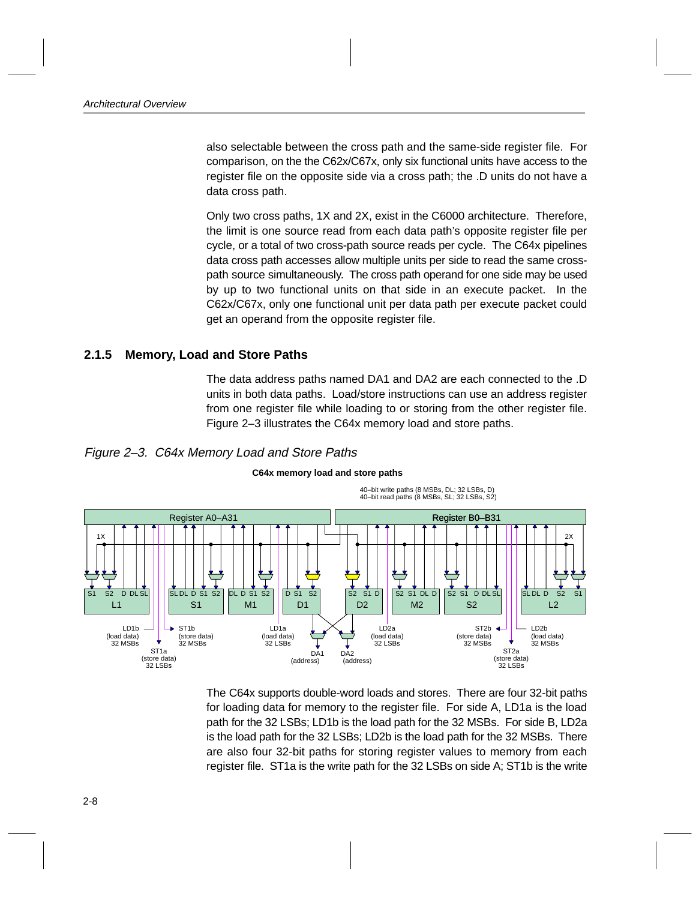also selectable between the cross path and the same-side register file. For comparison, on the the C62x/C67x, only six functional units have access to the register file on the opposite side via a cross path; the .D units do not have a data cross path.

Only two cross paths, 1X and 2X, exist in the C6000 architecture. Therefore, the limit is one source read from each data path's opposite register file per cycle, or a total of two cross-path source reads per cycle. The C64x pipelines data cross path accesses allow multiple units per side to read the same cross-path source simultaneously. The cross path operand for one side may be used by up to two functional units on that side in an execute packet. In the C62x/C67x, only one functional unit per data path per execute packet could get an operand from the opposite register file.

### 2.1.5 Memory, Load and Store Paths

The data address paths named DA1 and DA2 are each connected to the .D units in both data paths. Load/store instructions can use an address register from one register file while loading to or storing from the other register file. Figure 2–3 illustrates the C64x memory load and store paths.

*Figure 2–3. C64x Memory Load and Store Paths*

**C64x memory load and store paths**

40–bit write paths (8 MSBs, DL; 32 LSBs, D)
40–bit read paths (8 MSBs, SL; 32 LSBs, S2)

Register A0–A31 | Register B0–B31 | 1X | 2X

L1: S1 S2 D DL SL | S1: SL DL D S1 S2 | M1: DL D S1 S2 | D1: D S1 S2 | D2: S2 S1 D | M2: S2 S1 DL D | S2: S2 S1 D DL SL | L2: SL DL D S2 S1

LD1b (load data) 32 MSBs; ST1a (store data) 32 LSBs; ST1b (store data) 32 MSBs; LD1a (load data) 32 LSBs; DA1 (address); DA2 (address); LD2a (load data) 32 LSBs; ST2b (store data) 32 MSBs; ST2a (store data) 32 LSBs; LD2b (load data) 32 MSBs

The C64x supports double-word loads and stores. There are four 32-bit paths for loading data for memory to the register file. For side A, LD1a is the load path for the 32 LSBs; LD1b is the load path for the 32 MSBs. For side B, LD2a is the load path for the 32 LSBs; LD2b is the load path for the 32 MSBs. There are also four 32-bit paths for storing register values to memory from each register file. ST1a is the write path for the 32 LSBs on side A; ST1b is the write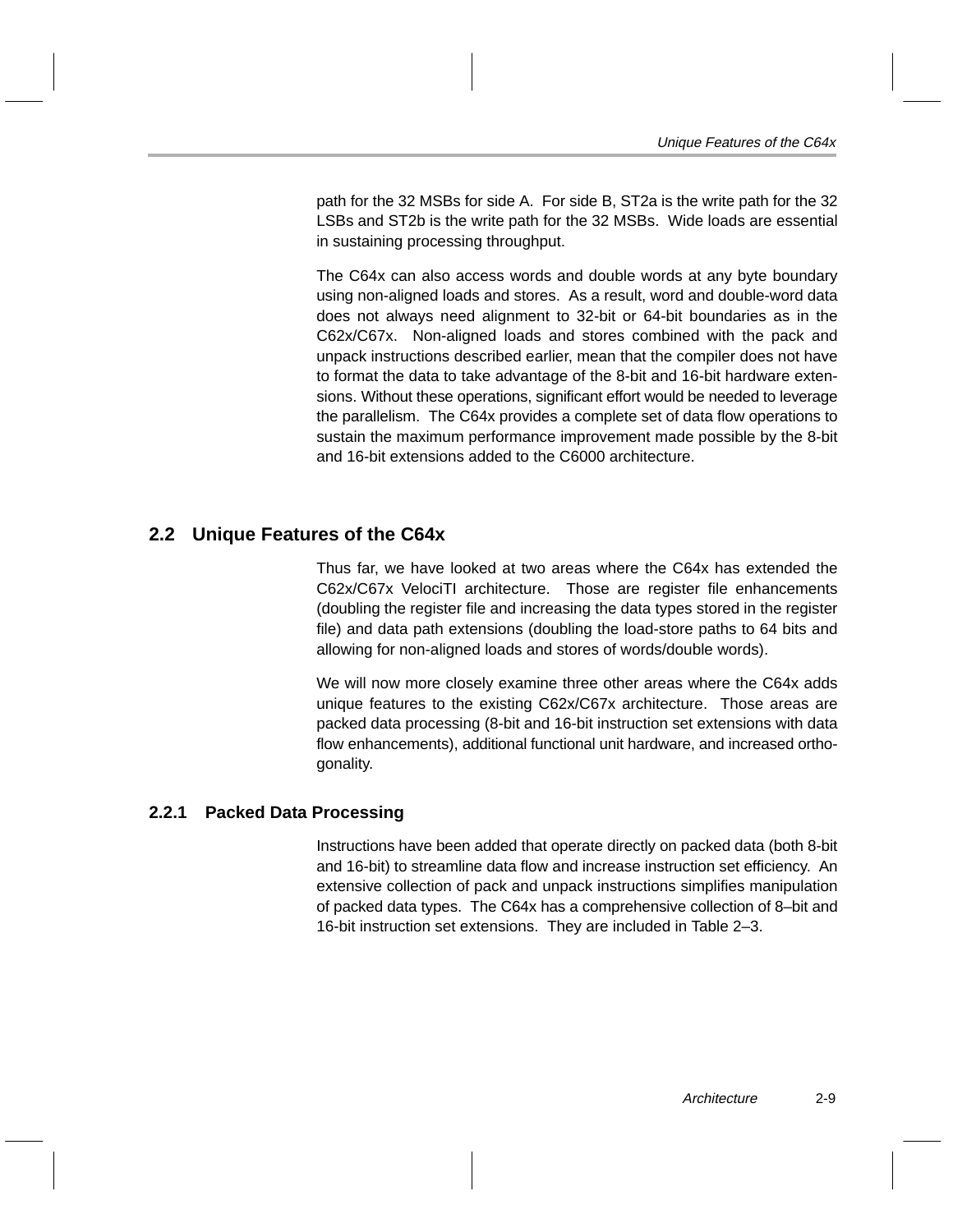path for the 32 MSBs for side A. For side B, ST2a is the write path for the 32 LSBs and ST2b is the write path for the 32 MSBs. Wide loads are essential in sustaining processing throughput.

The C64x can also access words and double words at any byte boundary using non-aligned loads and stores. As a result, word and double-word data does not always need alignment to 32-bit or 64-bit boundaries as in the C62x/C67x. Non-aligned loads and stores combined with the pack and unpack instructions described earlier, mean that the compiler does not have to format the data to take advantage of the 8-bit and 16-bit hardware extensions. Without these operations, significant effort would be needed to leverage the parallelism. The C64x provides a complete set of data flow operations to sustain the maximum performance improvement made possible by the 8-bit and 16-bit extensions added to the C6000 architecture.

## 2.2 Unique Features of the C64x

Thus far, we have looked at two areas where the C64x has extended the C62x/C67x VelociTI architecture. Those are register file enhancements (doubling the register file and increasing the data types stored in the register file) and data path extensions (doubling the load-store paths to 64 bits and allowing for non-aligned loads and stores of words/double words).

We will now more closely examine three other areas where the C64x adds unique features to the existing C62x/C67x architecture. Those areas are packed data processing (8-bit and 16-bit instruction set extensions with data flow enhancements), additional functional unit hardware, and increased orthogonality.

### 2.2.1 Packed Data Processing

Instructions have been added that operate directly on packed data (both 8-bit and 16-bit) to streamline data flow and increase instruction set efficiency. An extensive collection of pack and unpack instructions simplifies manipulation of packed data types. The C64x has a comprehensive collection of 8–bit and 16-bit instruction set extensions. They are included in Table 2–3.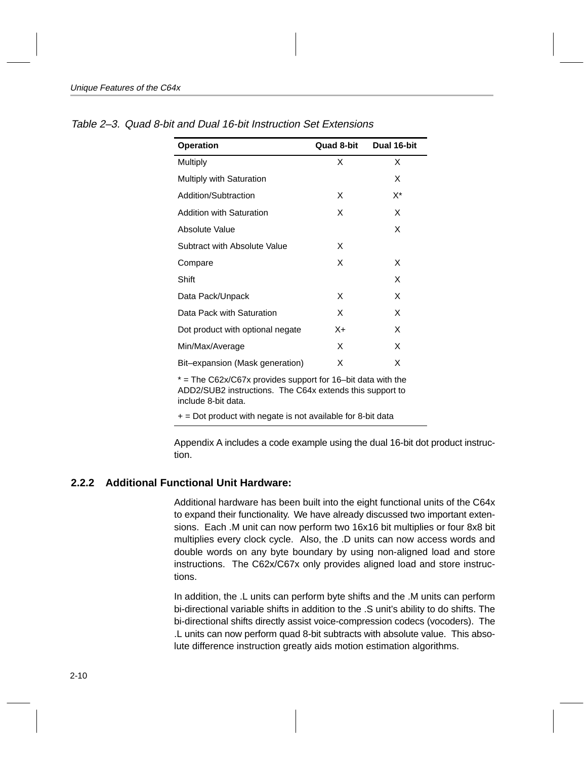*Table 2–3. Quad 8-bit and Dual 16-bit Instruction Set Extensions*

| Operation | Quad 8-bit | Dual 16-bit |
|---|---|---|
| Multiply | X | X |
| Multiply with Saturation | | X |
| Addition/Subtraction | X | X* |
| Addition with Saturation | X | X |
| Absolute Value | | X |
| Subtract with Absolute Value | X | |
| Compare | X | X |
| Shift | | X |
| Data Pack/Unpack | X | X |
| Data Pack with Saturation | X | X |
| Dot product with optional negate | X+ | X |
| Min/Max/Average | X | X |
| Bit–expansion (Mask generation) | X | X |

* = The C62x/C67x provides support for 16–bit data with the ADD2/SUB2 instructions. The C64x extends this support to include 8-bit data.

+ = Dot product with negate is not available for 8-bit data

Appendix A includes a code example using the dual 16-bit dot product instruction.

### 2.2.2 Additional Functional Unit Hardware:

Additional hardware has been built into the eight functional units of the C64x to expand their functionality. We have already discussed two important extensions. Each .M unit can now perform two 16x16 bit multiplies or four 8x8 bit multiplies every clock cycle. Also, the .D units can now access words and double words on any byte boundary by using non-aligned load and store instructions. The C62x/C67x only provides aligned load and store instructions.

In addition, the .L units can perform byte shifts and the .M units can perform bi-directional variable shifts in addition to the .S unit's ability to do shifts. The bi-directional shifts directly assist voice-compression codecs (vocoders). The .L units can now perform quad 8-bit subtracts with absolute value. This absolute difference instruction greatly aids motion estimation algorithms.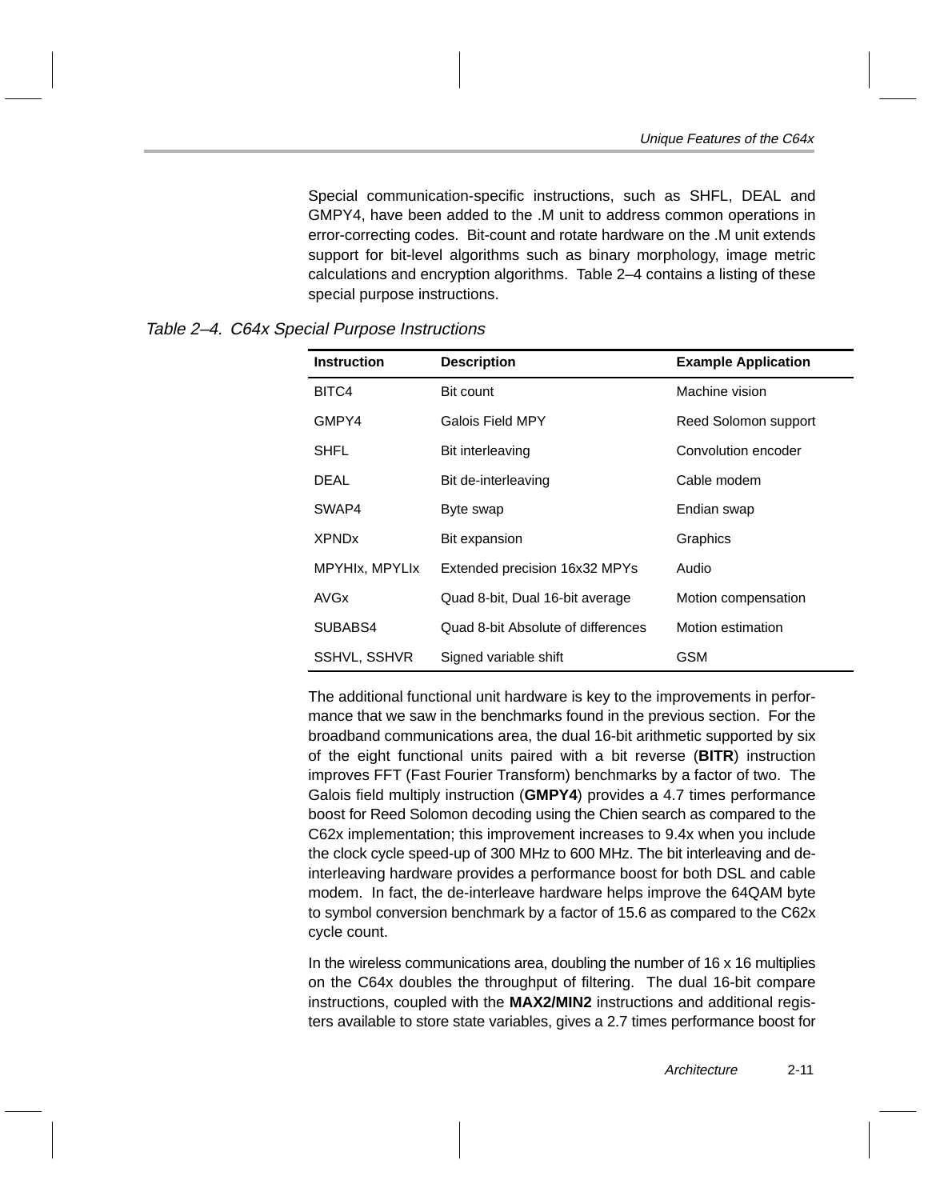Special communication-specific instructions, such as SHFL, DEAL and GMPY4, have been added to the .M unit to address common operations in error-correcting codes. Bit-count and rotate hardware on the .M unit extends support for bit-level algorithms such as binary morphology, image metric calculations and encryption algorithms. Table 2–4 contains a listing of these special purpose instructions.

*Table 2–4. C64x Special Purpose Instructions*

| Instruction | Description | Example Application |
|---|---|---|
| BITC4 | Bit count | Machine vision |
| GMPY4 | Galois Field MPY | Reed Solomon support |
| SHFL | Bit interleaving | Convolution encoder |
| DEAL | Bit de-interleaving | Cable modem |
| SWAP4 | Byte swap | Endian swap |
| XPNDx | Bit expansion | Graphics |
| MPYHIx, MPYLIx | Extended precision 16x32 MPYs | Audio |
| AVGx | Quad 8-bit, Dual 16-bit average | Motion compensation |
| SUBABS4 | Quad 8-bit Absolute of differences | Motion estimation |
| SSHVL, SSHVR | Signed variable shift | GSM |

The additional functional unit hardware is key to the improvements in performance that we saw in the benchmarks found in the previous section. For the broadband communications area, the dual 16-bit arithmetic supported by six of the eight functional units paired with a bit reverse (**BITR**) instruction improves FFT (Fast Fourier Transform) benchmarks by a factor of two. The Galois field multiply instruction (**GMPY4**) provides a 4.7 times performance boost for Reed Solomon decoding using the Chien search as compared to the C62x implementation; this improvement increases to 9.4x when you include the clock cycle speed-up of 300 MHz to 600 MHz. The bit interleaving and de-interleaving hardware provides a performance boost for both DSL and cable modem. In fact, the de-interleave hardware helps improve the 64QAM byte to symbol conversion benchmark by a factor of 15.6 as compared to the C62x cycle count.

In the wireless communications area, doubling the number of 16 x 16 multiplies on the C64x doubles the throughput of filtering. The dual 16-bit compare instructions, coupled with the **MAX2/MIN2** instructions and additional registers available to store state variables, gives a 2.7 times performance boost for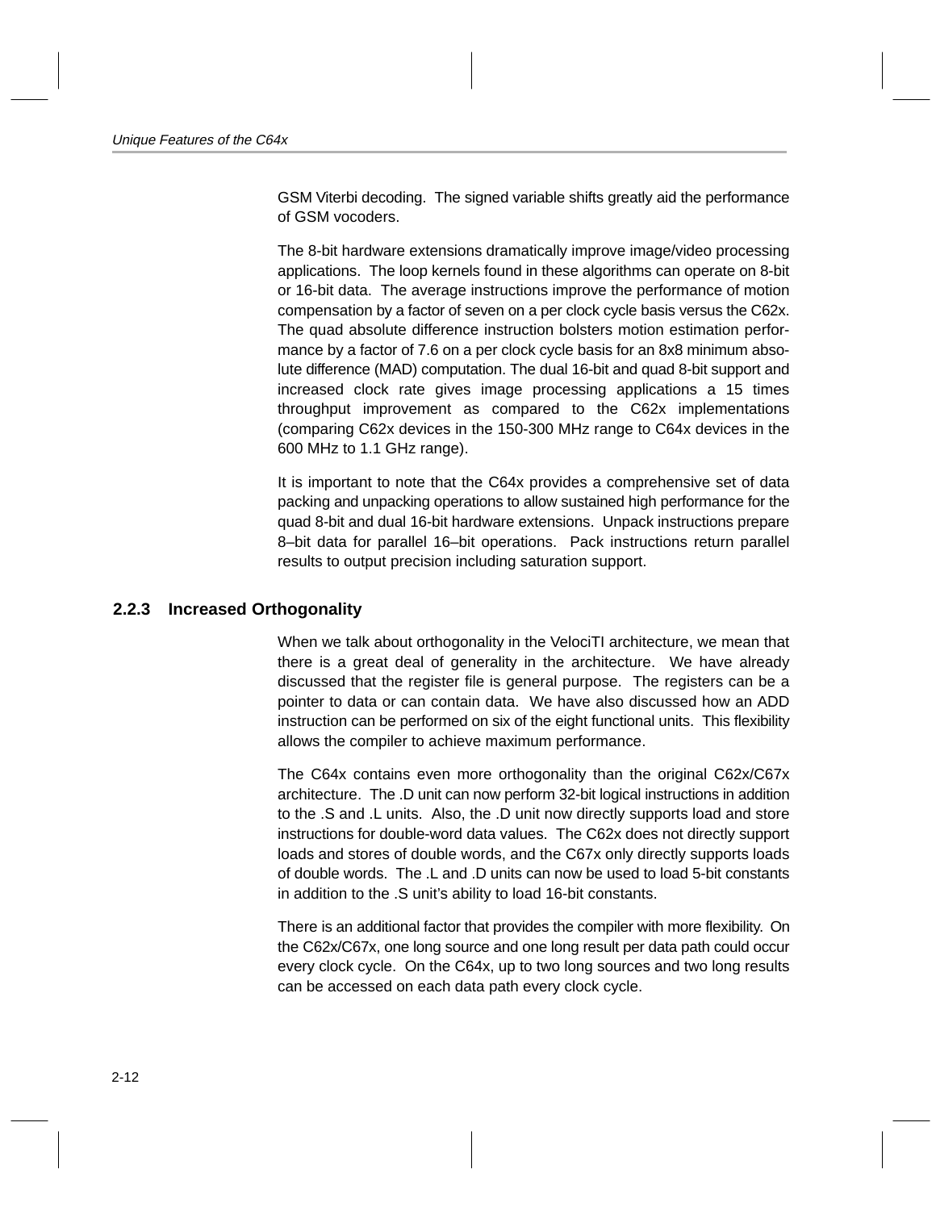GSM Viterbi decoding. The signed variable shifts greatly aid the performance of GSM vocoders.

The 8-bit hardware extensions dramatically improve image/video processing applications. The loop kernels found in these algorithms can operate on 8-bit or 16-bit data. The average instructions improve the performance of motion compensation by a factor of seven on a per clock cycle basis versus the C62x. The quad absolute difference instruction bolsters motion estimation performance by a factor of 7.6 on a per clock cycle basis for an 8x8 minimum absolute difference (MAD) computation. The dual 16-bit and quad 8-bit support and increased clock rate gives image processing applications a 15 times throughput improvement as compared to the C62x implementations (comparing C62x devices in the 150-300 MHz range to C64x devices in the 600 MHz to 1.1 GHz range).

It is important to note that the C64x provides a comprehensive set of data packing and unpacking operations to allow sustained high performance for the quad 8-bit and dual 16-bit hardware extensions. Unpack instructions prepare 8–bit data for parallel 16–bit operations. Pack instructions return parallel results to output precision including saturation support.

### 2.2.3 Increased Orthogonality

When we talk about orthogonality in the VelociTI architecture, we mean that there is a great deal of generality in the architecture. We have already discussed that the register file is general purpose. The registers can be a pointer to data or can contain data. We have also discussed how an ADD instruction can be performed on six of the eight functional units. This flexibility allows the compiler to achieve maximum performance.

The C64x contains even more orthogonality than the original C62x/C67x architecture. The .D unit can now perform 32-bit logical instructions in addition to the .S and .L units. Also, the .D unit now directly supports load and store instructions for double-word data values. The C62x does not directly support loads and stores of double words, and the C67x only directly supports loads of double words. The .L and .D units can now be used to load 5-bit constants in addition to the .S unit's ability to load 16-bit constants.

There is an additional factor that provides the compiler with more flexibility. On the C62x/C67x, one long source and one long result per data path could occur every clock cycle. On the C64x, up to two long sources and two long results can be accessed on each data path every clock cycle.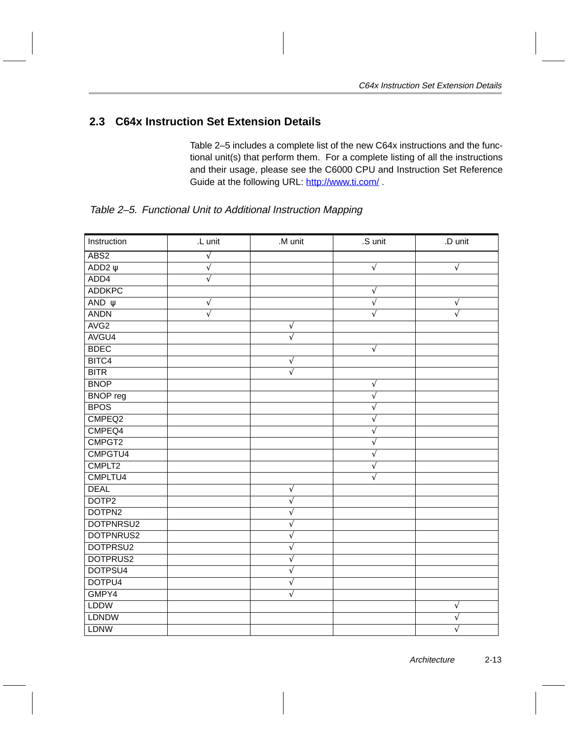## 2.3 C64x Instruction Set Extension Details

Table 2–5 includes a complete list of the new C64x instructions and the functional unit(s) that perform them. For a complete listing of all the instructions and their usage, please see the C6000 CPU and Instruction Set Reference Guide at the following URL: http://www.ti.com/ .

*Table 2–5. Functional Unit to Additional Instruction Mapping*

| Instruction | .L unit | .M unit | .S unit | .D unit |
|---|---|---|---|---|
| ABS2 | √ | | | |
| ADD2 ψ | √ | | √ | √ |
| ADD4 | √ | | | |
| ADDKPC | | | √ | |
| AND ψ | √ | | √ | √ |
| ANDN | √ | | √ | √ |
| AVG2 | | √ | | |
| AVGU4 | | √ | | |
| BDEC | | | √ | |
| BITC4 | | √ | | |
| BITR | | √ | | |
| BNOP | | | √ | |
| BNOP reg | | | √ | |
| BPOS | | | √ | |
| CMPEQ2 | | | √ | |
| CMPEQ4 | | | √ | |
| CMPGT2 | | | √ | |
| CMPGTU4 | | | √ | |
| CMPLT2 | | | √ | |
| CMPLTU4 | | | √ | |
| DEAL | | √ | | |
| DOTP2 | | √ | | |
| DOTPN2 | | √ | | |
| DOTPNRSU2 | | √ | | |
| DOTPNRUS2 | | √ | | |
| DOTPRSU2 | | √ | | |
| DOTPRUS2 | | √ | | |
| DOTPSU4 | | √ | | |
| DOTPU4 | | √ | | |
| GMPY4 | | √ | | |
| LDDW | | | | √ |
| LDNDW | | | | √ |
| LDNW | | | | √ |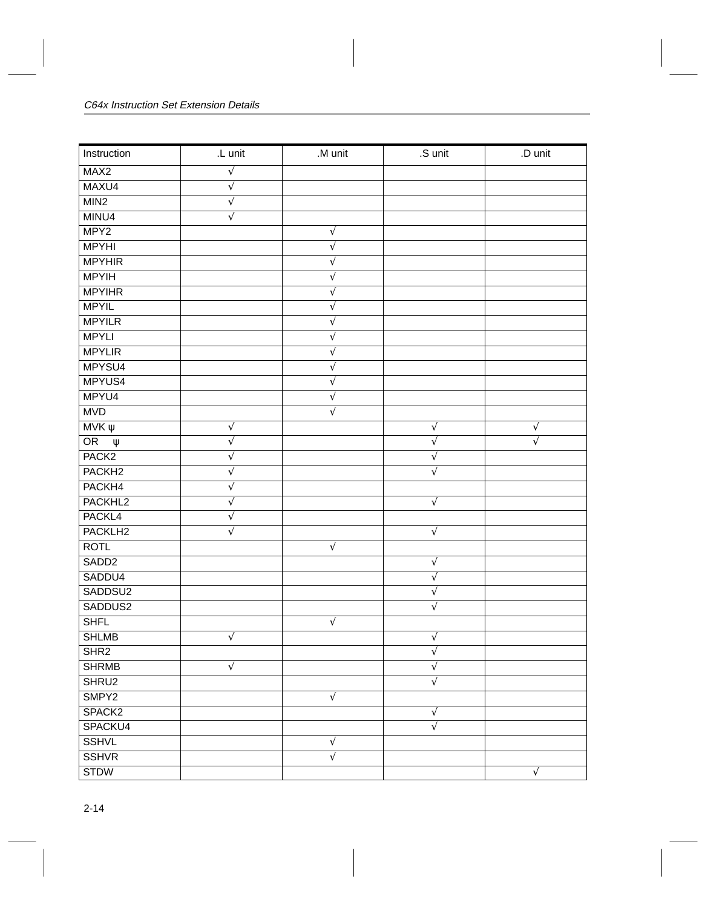| Instruction | .L unit | .M unit | .S unit | .D unit |
|---|---|---|---|---|
| MAX2 | √ | | | |
| MAXU4 | √ | | | |
| MIN2 | √ | | | |
| MINU4 | √ | | | |
| MPY2 | | √ | | |
| MPYHI | | √ | | |
| MPYHIR | | √ | | |
| MPYIH | | √ | | |
| MPYIHR | | √ | | |
| MPYIL | | √ | | |
| MPYILR | | √ | | |
| MPYLI | | √ | | |
| MPYLIR | | √ | | |
| MPYSU4 | | √ | | |
| MPYUS4 | | √ | | |
| MPYU4 | | √ | | |
| MVD | | √ | | |
| MVK ψ | √ | | √ | √ |
| OR ψ | √ | | √ | √ |
| PACK2 | √ | | √ | |
| PACKH2 | √ | | √ | |
| PACKH4 | √ | | | |
| PACKHL2 | √ | | √ | |
| PACKL4 | √ | | | |
| PACKLH2 | √ | | √ | |
| ROTL | | √ | | |
| SADD2 | | | √ | |
| SADDU4 | | | √ | |
| SADDSU2 | | | √ | |
| SADDUS2 | | | √ | |
| SHFL | | √ | | |
| SHLMB | √ | | √ | |
| SHR2 | | | √ | |
| SHRMB | √ | | √ | |
| SHRU2 | | | √ | |
| SMPY2 | | √ | | |
| SPACK2 | | | √ | |
| SPACKU4 | | | √ | |
| SSHVL | | √ | | |
| SSHVR | | √ | | |
| STDW | | | | √ |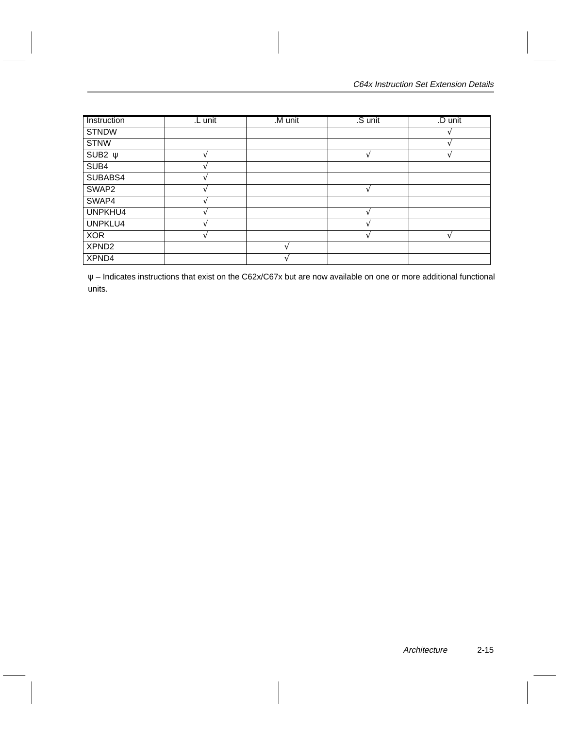| Instruction | .L unit | .M unit | .S unit | .D unit |
|---|---|---|---|---|
| STNDW | | | | √ |
| STNW | | | | √ |
| SUB2 ψ | √ | | √ | √ |
| SUB4 | √ | | | |
| SUBABS4 | √ | | | |
| SWAP2 | √ | | √ | |
| SWAP4 | √ | | | |
| UNPKHU4 | √ | | √ | |
| UNPKLU4 | √ | | √ | |
| XOR | √ | | √ | √ |
| XPND2 | | √ | | |
| XPND4 | | √ | | |

ψ – Indicates instructions that exist on the C62x/C67x but are now available on one or more additional functional units.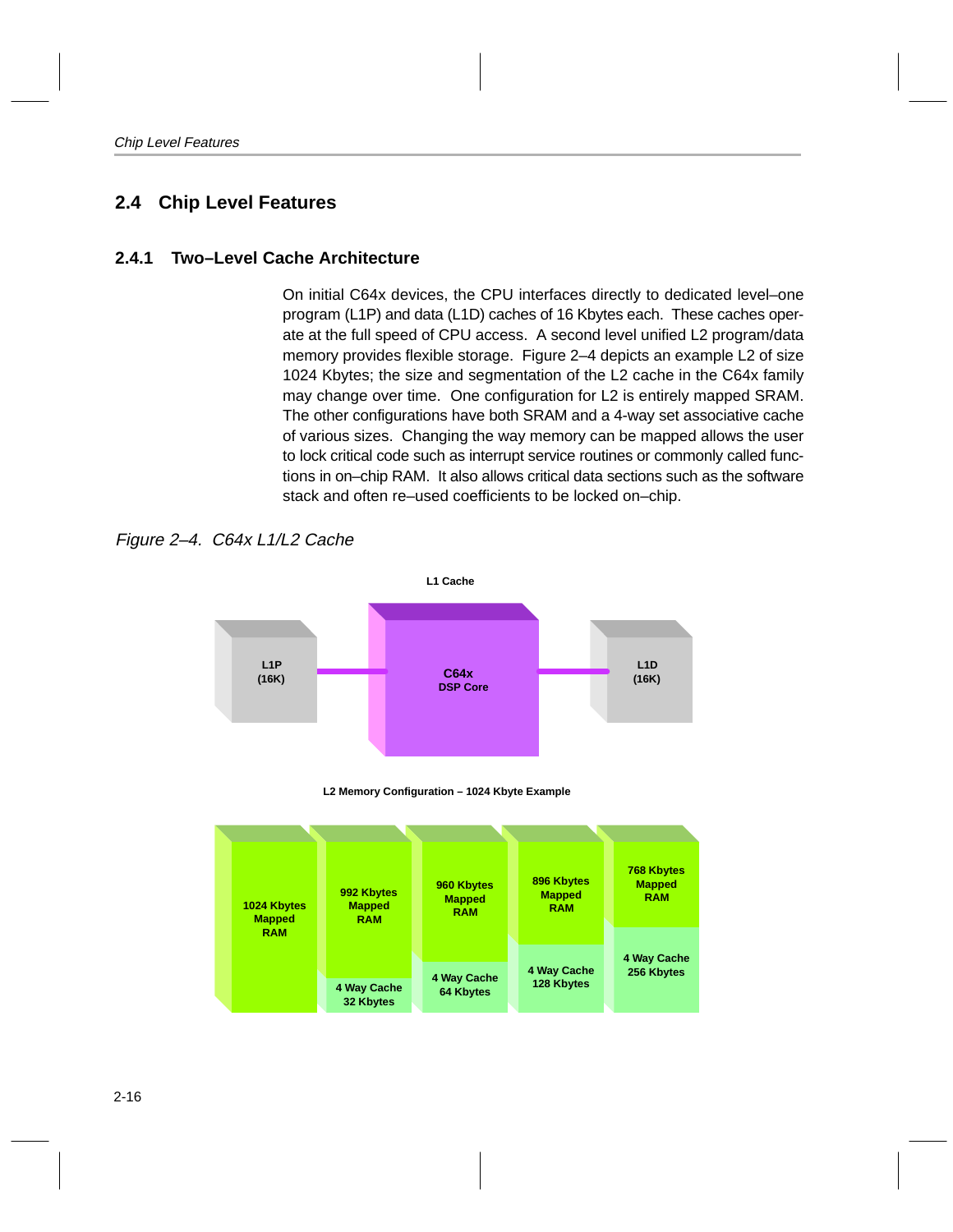## 2.4 Chip Level Features

### 2.4.1 Two–Level Cache Architecture

On initial C64x devices, the CPU interfaces directly to dedicated level–one program (L1P) and data (L1D) caches of 16 Kbytes each. These caches operate at the full speed of CPU access. A second level unified L2 program/data memory provides flexible storage. Figure 2–4 depicts an example L2 of size 1024 Kbytes; the size and segmentation of the L2 cache in the C64x family may change over time. One configuration for L2 is entirely mapped SRAM. The other configurations have both SRAM and a 4-way set associative cache of various sizes. Changing the way memory can be mapped allows the user to lock critical code such as interrupt service routines or commonly called functions in on–chip RAM. It also allows critical data sections such as the software stack and often re–used coefficients to be locked on–chip.

*Figure 2–4. C64x L1/L2 Cache*

L1 Cache

L1P (16K) — C64x DSP Core — L1D (16K)

L2 Memory Configuration – 1024 Kbyte Example

| 1024 Kbytes Mapped RAM | 992 Kbytes Mapped RAM | 960 Kbytes Mapped RAM | 896 Kbytes Mapped RAM | 768 Kbytes Mapped RAM |
|---|---|---|---|---|
| | 4 Way Cache 32 Kbytes | 4 Way Cache 64 Kbytes | 4 Way Cache 128 Kbytes | 4 Way Cache 256 Kbytes |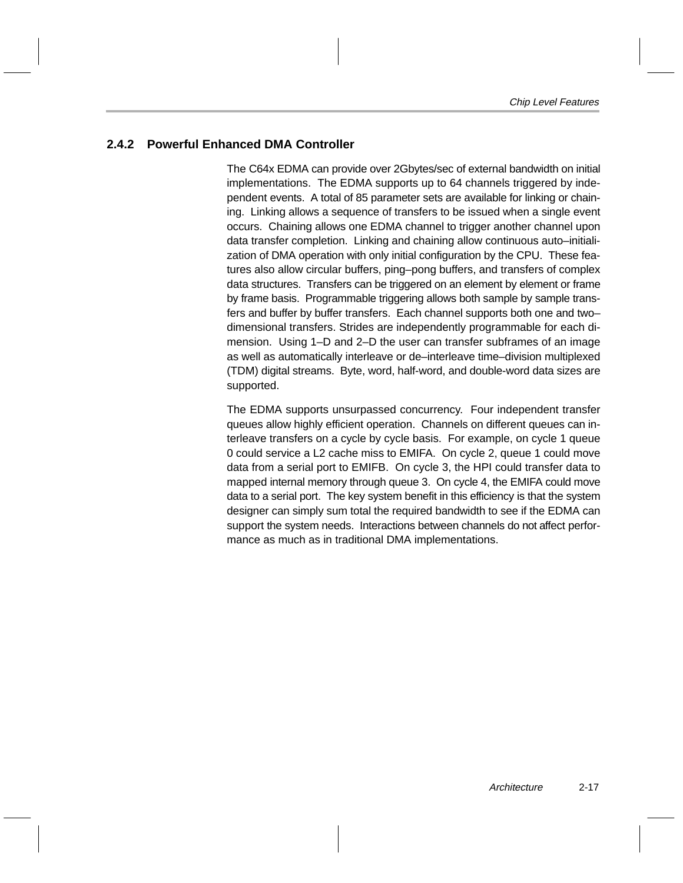### 2.4.2 Powerful Enhanced DMA Controller

The C64x EDMA can provide over 2Gbytes/sec of external bandwidth on initial implementations. The EDMA supports up to 64 channels triggered by independent events. A total of 85 parameter sets are available for linking or chaining. Linking allows a sequence of transfers to be issued when a single event occurs. Chaining allows one EDMA channel to trigger another channel upon data transfer completion. Linking and chaining allow continuous auto–initialization of DMA operation with only initial configuration by the CPU. These features also allow circular buffers, ping–pong buffers, and transfers of complex data structures. Transfers can be triggered on an element by element or frame by frame basis. Programmable triggering allows both sample by sample transfers and buffer by buffer transfers. Each channel supports both one and two–dimensional transfers. Strides are independently programmable for each dimension. Using 1–D and 2–D the user can transfer subframes of an image as well as automatically interleave or de–interleave time–division multiplexed (TDM) digital streams. Byte, word, half-word, and double-word data sizes are supported.

The EDMA supports unsurpassed concurrency. Four independent transfer queues allow highly efficient operation. Channels on different queues can interleave transfers on a cycle by cycle basis. For example, on cycle 1 queue 0 could service a L2 cache miss to EMIFA. On cycle 2, queue 1 could move data from a serial port to EMIFB. On cycle 3, the HPI could transfer data to mapped internal memory through queue 3. On cycle 4, the EMIFA could move data to a serial port. The key system benefit in this efficiency is that the system designer can simply sum total the required bandwidth to see if the EDMA can support the system needs. Interactions between channels do not affect performance as much as in traditional DMA implementations.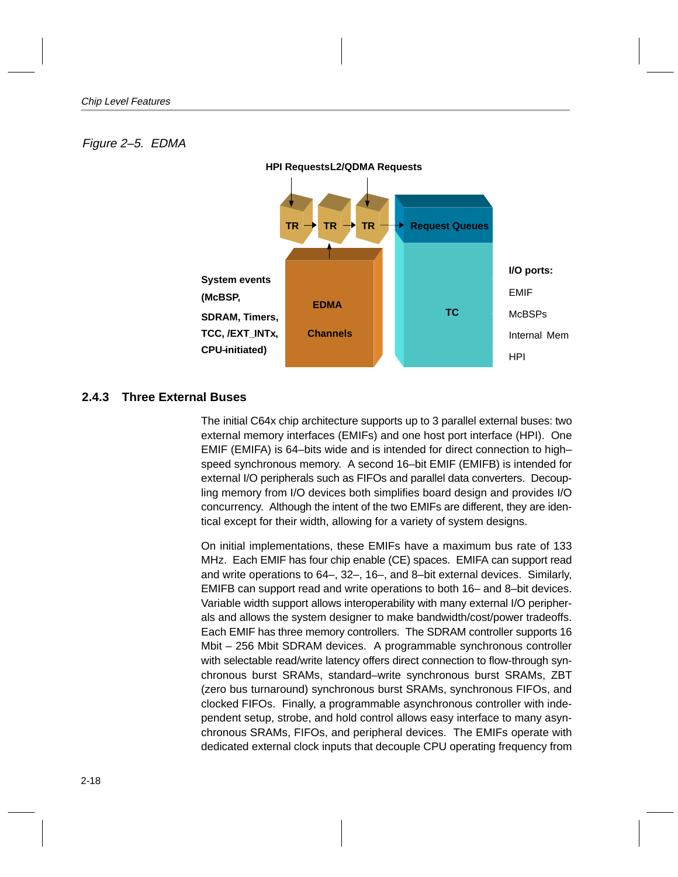*Figure 2–5. EDMA*

HPI RequestsL2/QDMA Requests

TR → TR → TR → Request Queues

System events (McBSP, SDRAM, Timers, TCC, /EXT_INTx, CPU-initiated)

EDMA Channels

TC

I/O ports:
EMIF
McBSPs
Internal Mem
HPI

### 2.4.3 Three External Buses

The initial C64x chip architecture supports up to 3 parallel external buses: two external memory interfaces (EMIFs) and one host port interface (HPI). One EMIF (EMIFA) is 64–bits wide and is intended for direct connection to high–speed synchronous memory. A second 16–bit EMIF (EMIFB) is intended for external I/O peripherals such as FIFOs and parallel data converters. Decoupling memory from I/O devices both simplifies board design and provides I/O concurrency. Although the intent of the two EMIFs are different, they are identical except for their width, allowing for a variety of system designs.

On initial implementations, these EMIFs have a maximum bus rate of 133 MHz. Each EMIF has four chip enable (CE) spaces. EMIFA can support read and write operations to 64–, 32–, 16–, and 8–bit external devices. Similarly, EMIFB can support read and write operations to both 16– and 8–bit devices. Variable width support allows interoperability with many external I/O peripherals and allows the system designer to make bandwidth/cost/power tradeoffs. Each EMIF has three memory controllers. The SDRAM controller supports 16 Mbit – 256 Mbit SDRAM devices. A programmable synchronous controller with selectable read/write latency offers direct connection to flow-through synchronous burst SRAMs, standard–write synchronous burst SRAMs, ZBT (zero bus turnaround) synchronous burst SRAMs, synchronous FIFOs, and clocked FIFOs. Finally, a programmable asynchronous controller with independent setup, strobe, and hold control allows easy interface to many asynchronous SRAMs, FIFOs, and peripheral devices. The EMIFs operate with dedicated external clock inputs that decouple CPU operating frequency from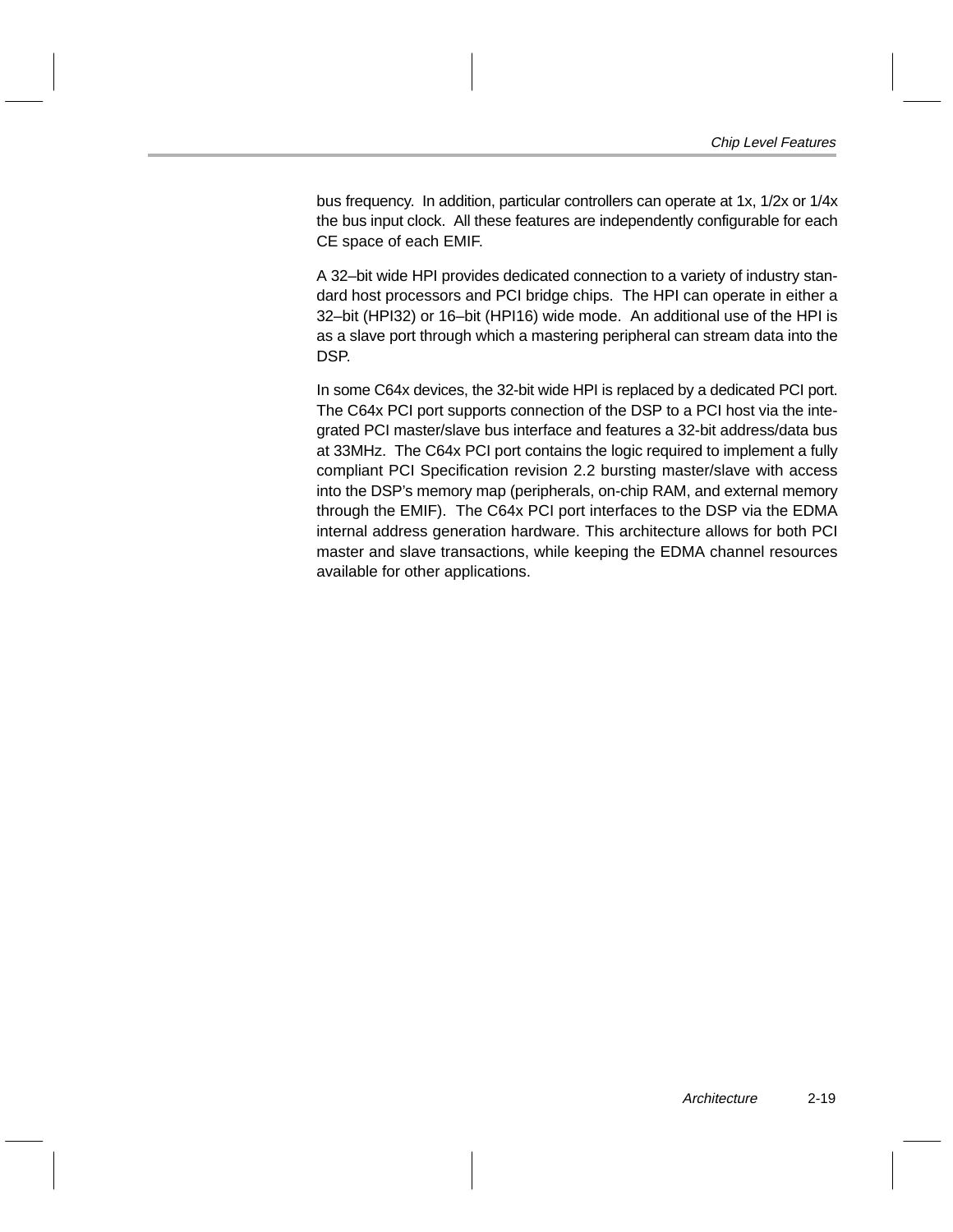bus frequency. In addition, particular controllers can operate at 1x, 1/2x or 1/4x the bus input clock. All these features are independently configurable for each CE space of each EMIF.

A 32–bit wide HPI provides dedicated connection to a variety of industry standard host processors and PCI bridge chips. The HPI can operate in either a 32–bit (HPI32) or 16–bit (HPI16) wide mode. An additional use of the HPI is as a slave port through which a mastering peripheral can stream data into the DSP.

In some C64x devices, the 32-bit wide HPI is replaced by a dedicated PCI port. The C64x PCI port supports connection of the DSP to a PCI host via the integrated PCI master/slave bus interface and features a 32-bit address/data bus at 33MHz. The C64x PCI port contains the logic required to implement a fully compliant PCI Specification revision 2.2 bursting master/slave with access into the DSP's memory map (peripherals, on-chip RAM, and external memory through the EMIF). The C64x PCI port interfaces to the DSP via the EDMA internal address generation hardware. This architecture allows for both PCI master and slave transactions, while keeping the EDMA channel resources available for other applications.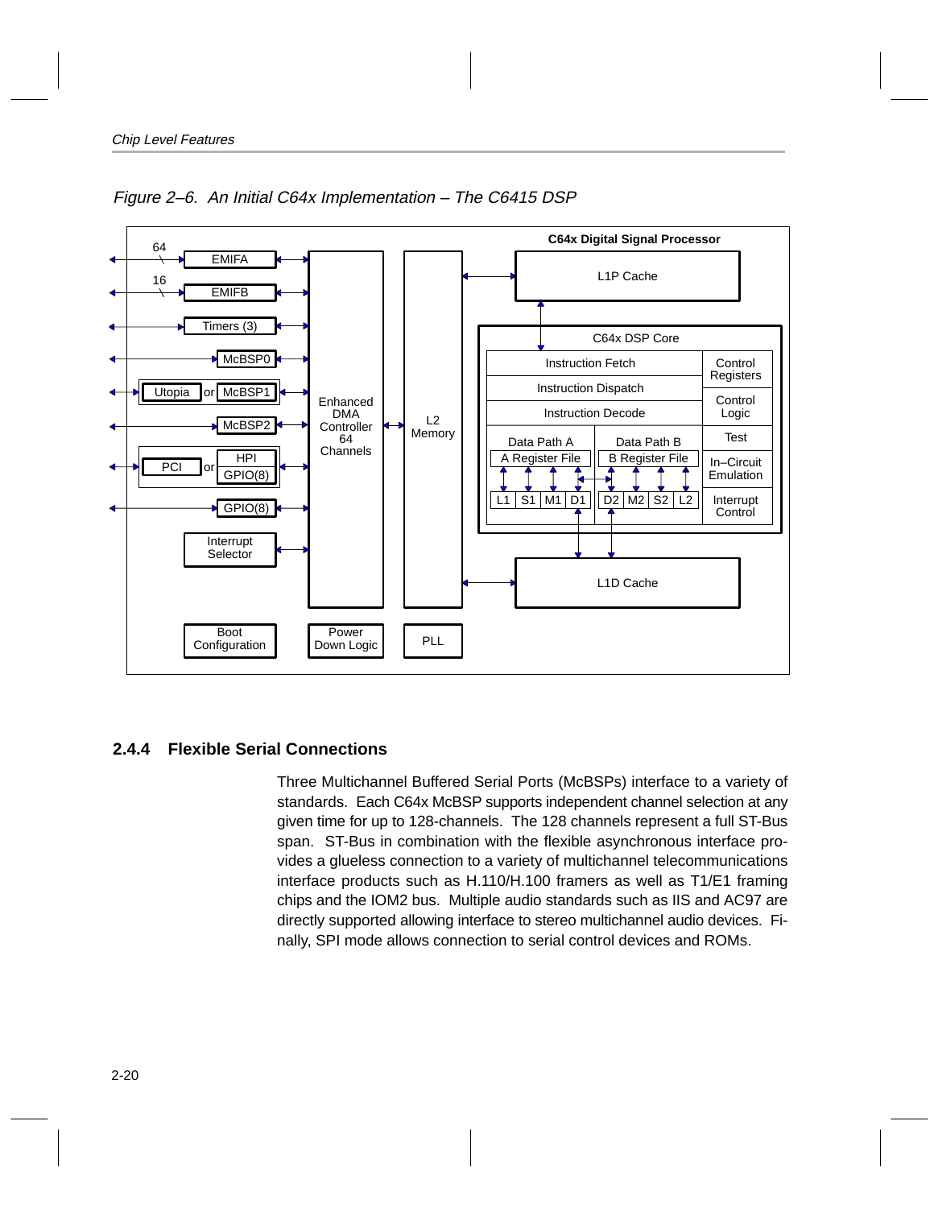*Figure 2–6. An Initial C64x Implementation – The C6415 DSP*

### 2.4.4 Flexible Serial Connections

Three Multichannel Buffered Serial Ports (McBSPs) interface to a variety of standards. Each C64x McBSP supports independent channel selection at any given time for up to 128-channels. The 128 channels represent a full ST-Bus span. ST-Bus in combination with the flexible asynchronous interface provides a glueless connection to a variety of multichannel telecommunications interface products such as H.110/H.100 framers as well as T1/E1 framing chips and the IOM2 bus. Multiple audio standards such as IIS and AC97 are directly supported allowing interface to stereo multichannel audio devices. Finally, SPI mode allows connection to serial control devices and ROMs.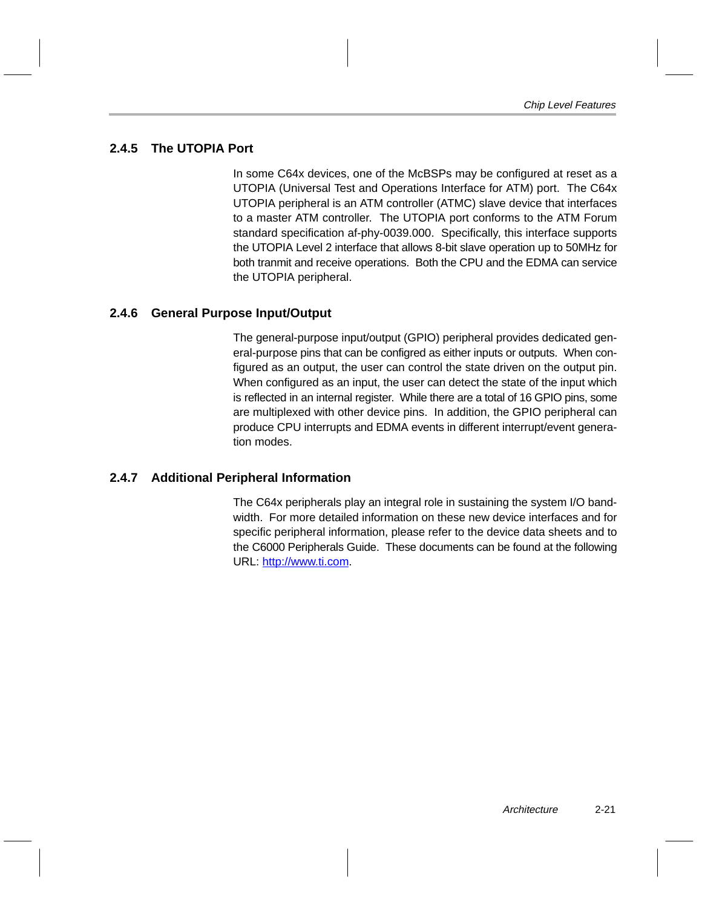### 2.4.5 The UTOPIA Port

In some C64x devices, one of the McBSPs may be configured at reset as a UTOPIA (Universal Test and Operations Interface for ATM) port. The C64x UTOPIA peripheral is an ATM controller (ATMC) slave device that interfaces to a master ATM controller. The UTOPIA port conforms to the ATM Forum standard specification af-phy-0039.000. Specifically, this interface supports the UTOPIA Level 2 interface that allows 8-bit slave operation up to 50MHz for both tranmit and receive operations. Both the CPU and the EDMA can service the UTOPIA peripheral.

### 2.4.6 General Purpose Input/Output

The general-purpose input/output (GPIO) peripheral provides dedicated general-purpose pins that can be configred as either inputs or outputs. When configured as an output, the user can control the state driven on the output pin. When configured as an input, the user can detect the state of the input which is reflected in an internal register. While there are a total of 16 GPIO pins, some are multiplexed with other device pins. In addition, the GPIO peripheral can produce CPU interrupts and EDMA events in different interrupt/event generation modes.

### 2.4.7 Additional Peripheral Information

The C64x peripherals play an integral role in sustaining the system I/O bandwidth. For more detailed information on these new device interfaces and for specific peripheral information, please refer to the device data sheets and to the C6000 Peripherals Guide. These documents can be found at the following URL: [http://www.ti.com](http://www.ti.com).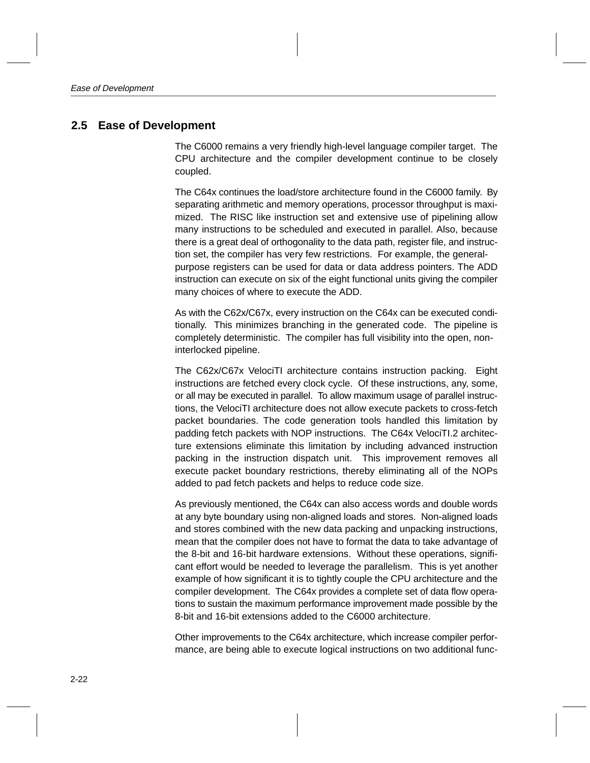## 2.5 Ease of Development

The C6000 remains a very friendly high-level language compiler target. The CPU architecture and the compiler development continue to be closely coupled.

The C64x continues the load/store architecture found in the C6000 family. By separating arithmetic and memory operations, processor throughput is maximized. The RISC like instruction set and extensive use of pipelining allow many instructions to be scheduled and executed in parallel. Also, because there is a great deal of orthogonality to the data path, register file, and instruction set, the compiler has very few restrictions. For example, the general-purpose registers can be used for data or data address pointers. The ADD instruction can execute on six of the eight functional units giving the compiler many choices of where to execute the ADD.

As with the C62x/C67x, every instruction on the C64x can be executed conditionally. This minimizes branching in the generated code. The pipeline is completely deterministic. The compiler has full visibility into the open, non-interlocked pipeline.

The C62x/C67x VelociTI architecture contains instruction packing. Eight instructions are fetched every clock cycle. Of these instructions, any, some, or all may be executed in parallel. To allow maximum usage of parallel instructions, the VelociTI architecture does not allow execute packets to cross-fetch packet boundaries. The code generation tools handled this limitation by padding fetch packets with NOP instructions. The C64x VelociTI.2 architecture extensions eliminate this limitation by including advanced instruction packing in the instruction dispatch unit. This improvement removes all execute packet boundary restrictions, thereby eliminating all of the NOPs added to pad fetch packets and helps to reduce code size.

As previously mentioned, the C64x can also access words and double words at any byte boundary using non-aligned loads and stores. Non-aligned loads and stores combined with the new data packing and unpacking instructions, mean that the compiler does not have to format the data to take advantage of the 8-bit and 16-bit hardware extensions. Without these operations, significant effort would be needed to leverage the parallelism. This is yet another example of how significant it is to tightly couple the CPU architecture and the compiler development. The C64x provides a complete set of data flow operations to sustain the maximum performance improvement made possible by the 8-bit and 16-bit extensions added to the C6000 architecture.

Other improvements to the C64x architecture, which increase compiler performance, are being able to execute logical instructions on two additional func-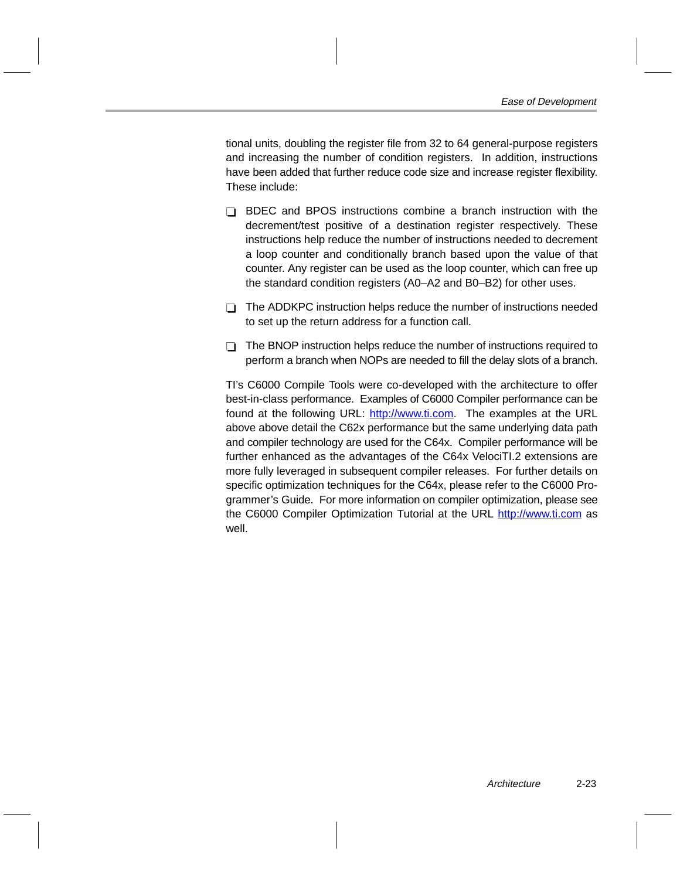tional units, doubling the register file from 32 to 64 general-purpose registers and increasing the number of condition registers. In addition, instructions have been added that further reduce code size and increase register flexibility. These include:

- BDEC and BPOS instructions combine a branch instruction with the decrement/test positive of a destination register respectively. These instructions help reduce the number of instructions needed to decrement a loop counter and conditionally branch based upon the value of that counter. Any register can be used as the loop counter, which can free up the standard condition registers (A0–A2 and B0–B2) for other uses.
- The ADDKPC instruction helps reduce the number of instructions needed to set up the return address for a function call.
- The BNOP instruction helps reduce the number of instructions required to perform a branch when NOPs are needed to fill the delay slots of a branch.

TI's C6000 Compile Tools were co-developed with the architecture to offer best-in-class performance. Examples of C6000 Compiler performance can be found at the following URL: http://www.ti.com. The examples at the URL above above detail the C62x performance but the same underlying data path and compiler technology are used for the C64x. Compiler performance will be further enhanced as the advantages of the C64x VelociTI.2 extensions are more fully leveraged in subsequent compiler releases. For further details on specific optimization techniques for the C64x, please refer to the C6000 Programmer's Guide. For more information on compiler optimization, please see the C6000 Compiler Optimization Tutorial at the URL http://www.ti.com as well.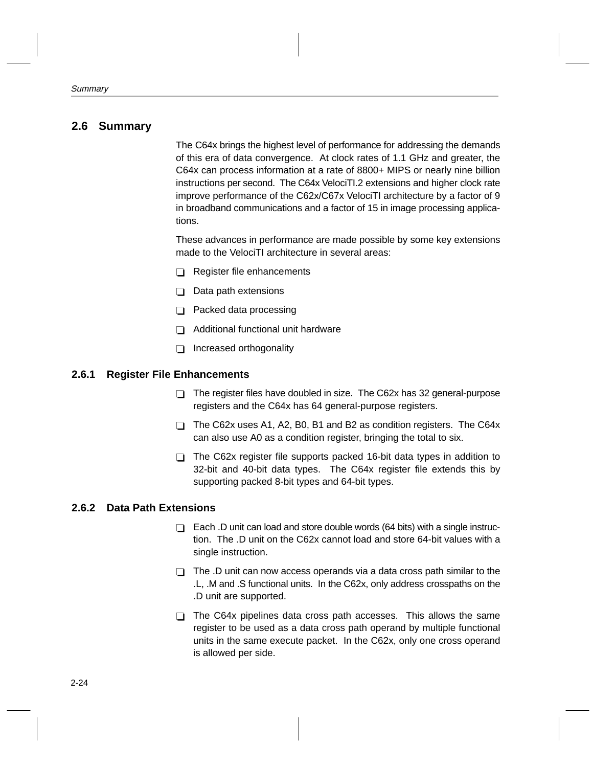## 2.6 Summary

The C64x brings the highest level of performance for addressing the demands of this era of data convergence. At clock rates of 1.1 GHz and greater, the C64x can process information at a rate of 8800+ MIPS or nearly nine billion instructions per second. The C64x VelociTI.2 extensions and higher clock rate improve performance of the C62x/C67x VelociTI architecture by a factor of 9 in broadband communications and a factor of 15 in image processing applications.

These advances in performance are made possible by some key extensions made to the VelociTI architecture in several areas:

- Register file enhancements
- Data path extensions
- Packed data processing
- Additional functional unit hardware
- Increased orthogonality

### 2.6.1 Register File Enhancements

- The register files have doubled in size. The C62x has 32 general-purpose registers and the C64x has 64 general-purpose registers.
- The C62x uses A1, A2, B0, B1 and B2 as condition registers. The C64x can also use A0 as a condition register, bringing the total to six.
- The C62x register file supports packed 16-bit data types in addition to 32-bit and 40-bit data types. The C64x register file extends this by supporting packed 8-bit types and 64-bit types.

### 2.6.2 Data Path Extensions

- Each .D unit can load and store double words (64 bits) with a single instruction. The .D unit on the C62x cannot load and store 64-bit values with a single instruction.
- The .D unit can now access operands via a data cross path similar to the .L, .M and .S functional units. In the C62x, only address crosspaths on the .D unit are supported.
- The C64x pipelines data cross path accesses. This allows the same register to be used as a data cross path operand by multiple functional units in the same execute packet. In the C62x, only one cross operand is allowed per side.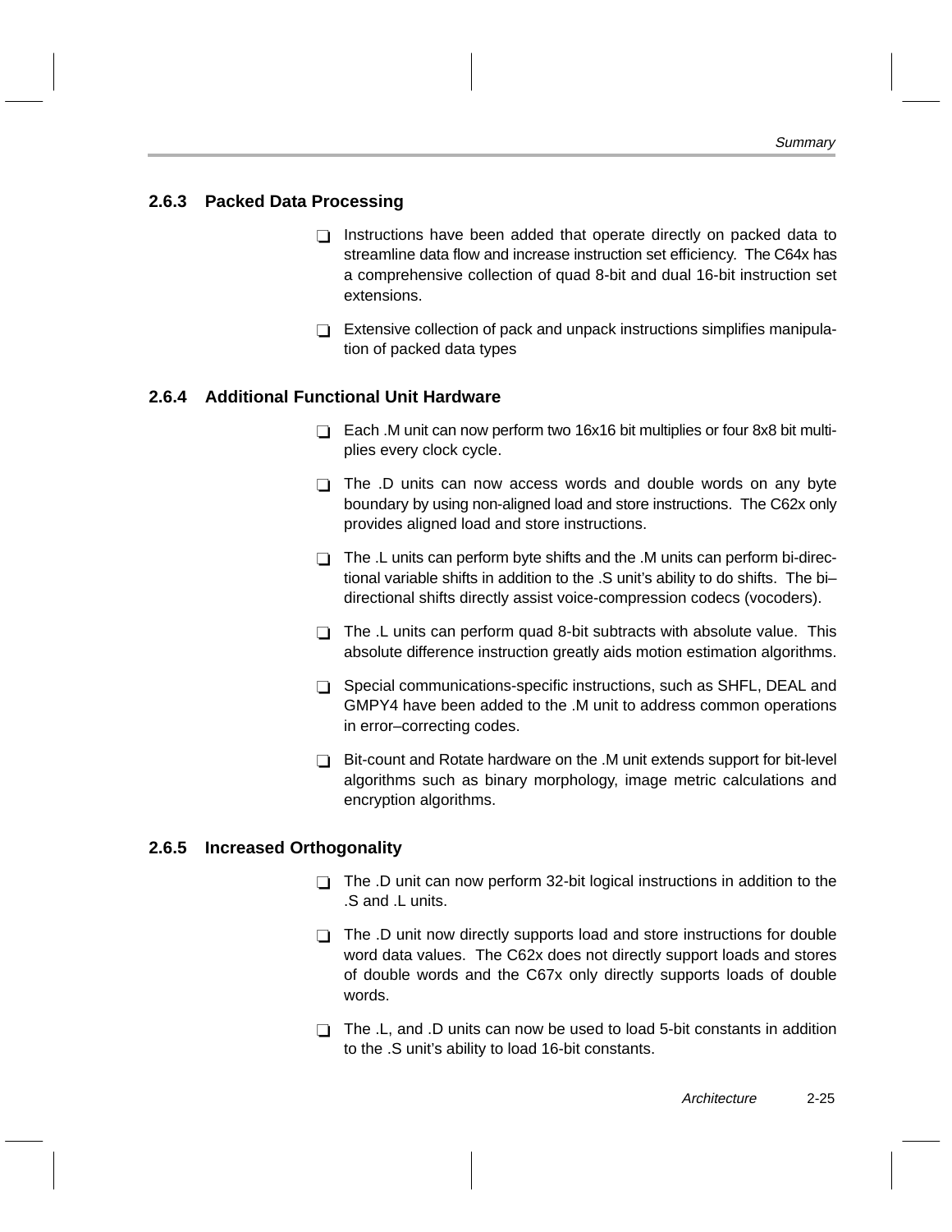### 2.6.3 Packed Data Processing

- Instructions have been added that operate directly on packed data to streamline data flow and increase instruction set efficiency. The C64x has a comprehensive collection of quad 8-bit and dual 16-bit instruction set extensions.
- Extensive collection of pack and unpack instructions simplifies manipulation of packed data types

### 2.6.4 Additional Functional Unit Hardware

- Each .M unit can now perform two 16x16 bit multiplies or four 8x8 bit multiplies every clock cycle.
- The .D units can now access words and double words on any byte boundary by using non-aligned load and store instructions. The C62x only provides aligned load and store instructions.
- The .L units can perform byte shifts and the .M units can perform bi-directional variable shifts in addition to the .S unit's ability to do shifts. The bi–directional shifts directly assist voice-compression codecs (vocoders).
- The .L units can perform quad 8-bit subtracts with absolute value. This absolute difference instruction greatly aids motion estimation algorithms.
- Special communications-specific instructions, such as SHFL, DEAL and GMPY4 have been added to the .M unit to address common operations in error–correcting codes.
- Bit-count and Rotate hardware on the .M unit extends support for bit-level algorithms such as binary morphology, image metric calculations and encryption algorithms.

### 2.6.5 Increased Orthogonality

- The .D unit can now perform 32-bit logical instructions in addition to the .S and .L units.
- The .D unit now directly supports load and store instructions for double word data values. The C62x does not directly support loads and stores of double words and the C67x only directly supports loads of double words.
- The .L, and .D units can now be used to load 5-bit constants in addition to the .S unit's ability to load 16-bit constants.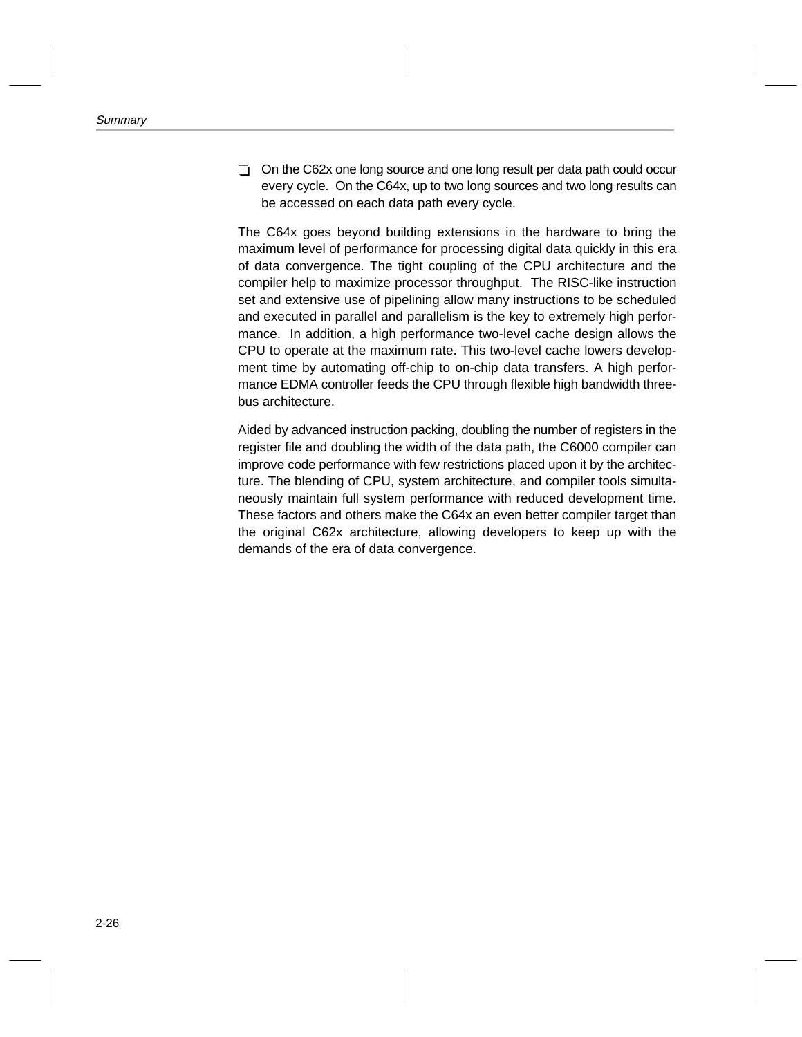- On the C62x one long source and one long result per data path could occur every cycle. On the C64x, up to two long sources and two long results can be accessed on each data path every cycle.

The C64x goes beyond building extensions in the hardware to bring the maximum level of performance for processing digital data quickly in this era of data convergence. The tight coupling of the CPU architecture and the compiler help to maximize processor throughput. The RISC-like instruction set and extensive use of pipelining allow many instructions to be scheduled and executed in parallel and parallelism is the key to extremely high performance. In addition, a high performance two-level cache design allows the CPU to operate at the maximum rate. This two-level cache lowers development time by automating off-chip to on-chip data transfers. A high performance EDMA controller feeds the CPU through flexible high bandwidth three-bus architecture.

Aided by advanced instruction packing, doubling the number of registers in the register file and doubling the width of the data path, the C6000 compiler can improve code performance with few restrictions placed upon it by the architecture. The blending of CPU, system architecture, and compiler tools simultaneously maintain full system performance with reduced development time. These factors and others make the C64x an even better compiler target than the original C62x architecture, allowing developers to keep up with the demands of the era of data convergence.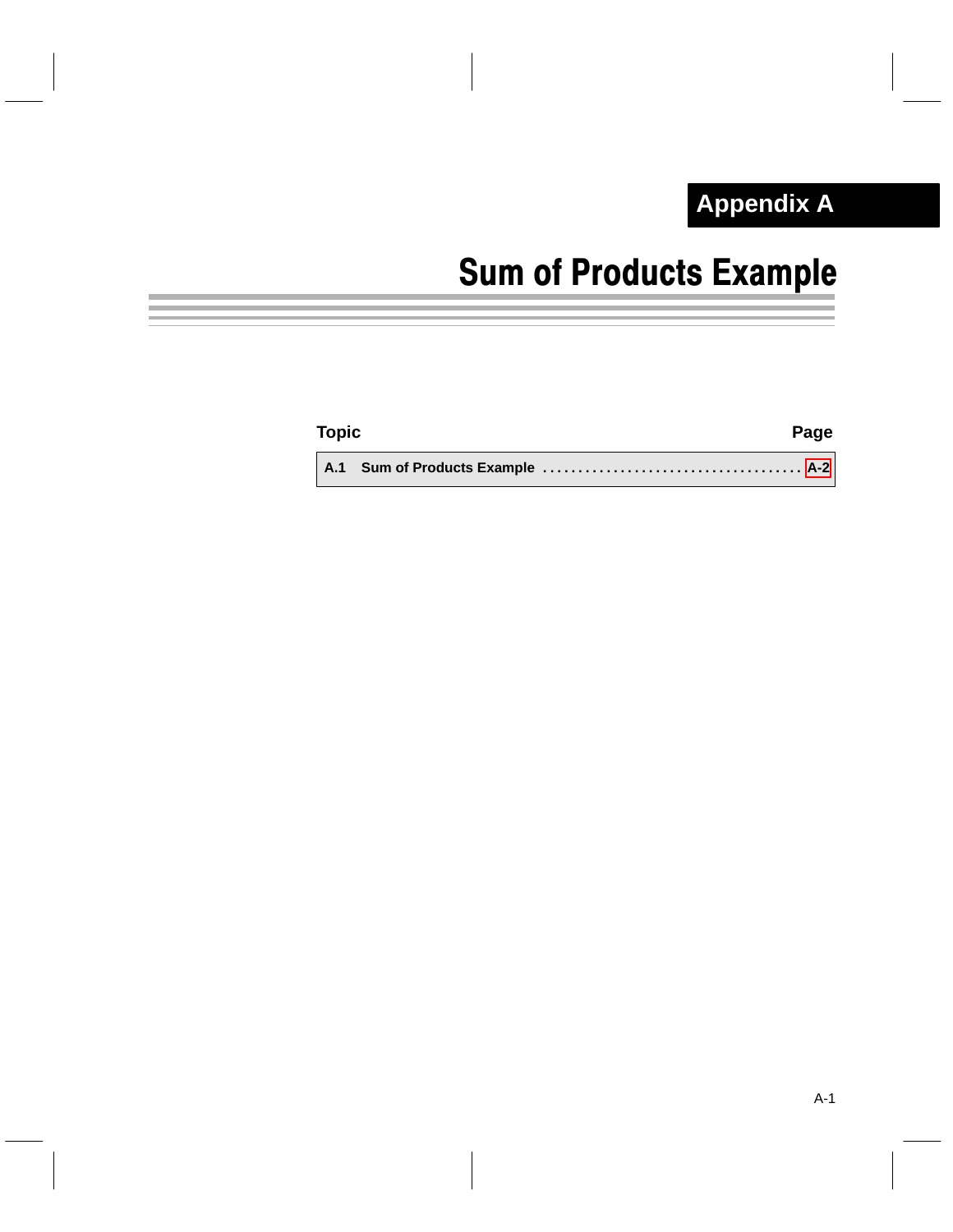# Appendix A

# Sum of Products Example

| Topic | Page |
|---|---|
| A.1 Sum of Products Example | A-2 |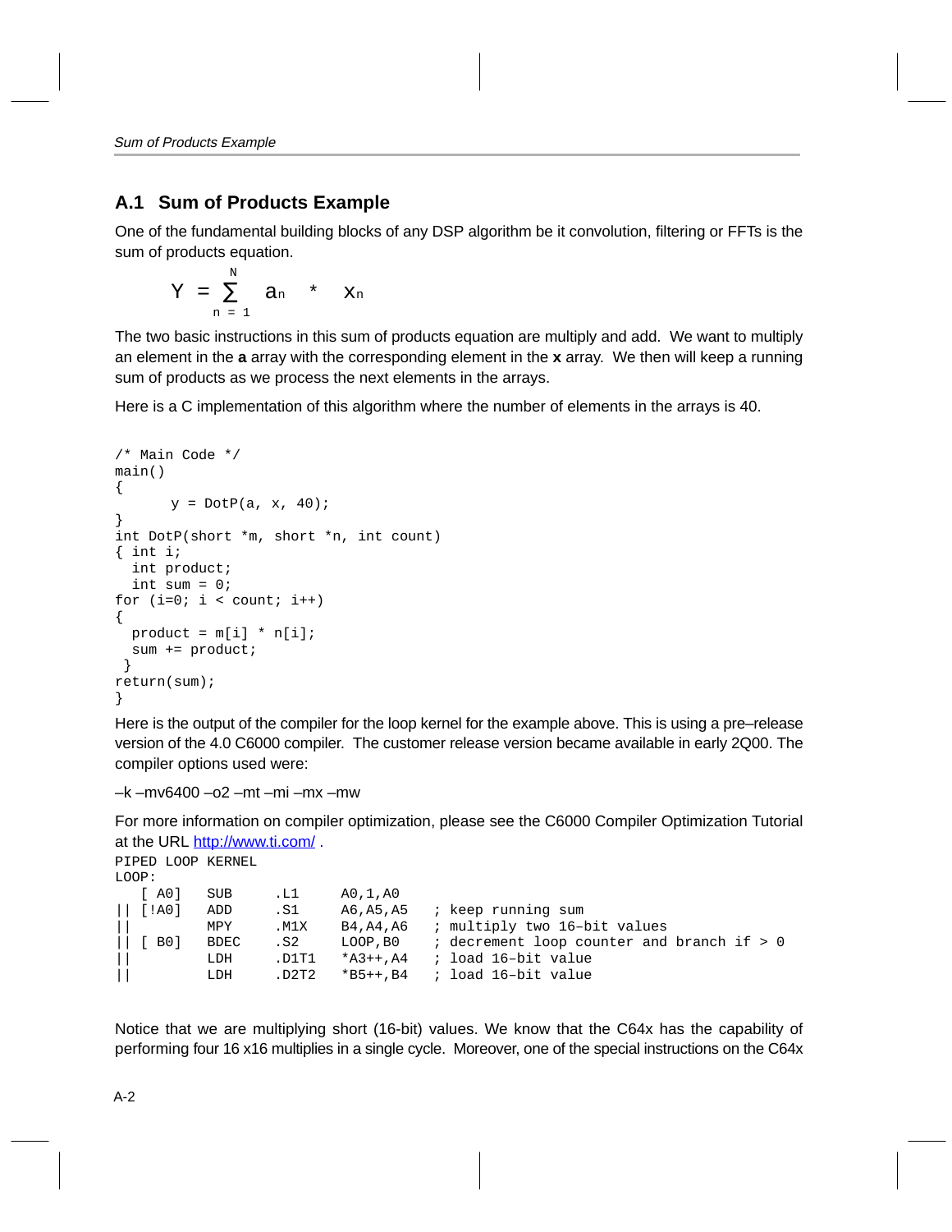## A.1 Sum of Products Example

One of the fundamental building blocks of any DSP algorithm be it convolution, filtering or FFTs is the sum of products equation.

$$Y = \sum_{n=1}^{N} a_n * x_n$$

The two basic instructions in this sum of products equation are multiply and add. We want to multiply an element in the **a** array with the corresponding element in the **x** array. We then will keep a running sum of products as we process the next elements in the arrays.

Here is a C implementation of this algorithm where the number of elements in the arrays is 40.

```
/* Main Code */
main()
{
      y = DotP(a, x, 40);
}
int DotP(short *m, short *n, int count)
{ int i;
  int product;
  int sum = 0;
for (i=0; i < count; i++)
{
  product = m[i] * n[i];
  sum += product;
 }
return(sum);
}
```

Here is the output of the compiler for the loop kernel for the example above. This is using a pre–release version of the 4.0 C6000 compiler. The customer release version became available in early 2Q00. The compiler options used were:

–k –mv6400 –o2 –mt –mi –mx –mw

For more information on compiler optimization, please see the C6000 Compiler Optimization Tutorial at the URL http://www.ti.com/ .

```
PIPED LOOP KERNEL
LOOP:
   [ A0]   SUB     .L1     A0,1,A0
|| [!A0]   ADD     .S1     A6,A5,A5   ; keep running sum
||         MPY     .M1X    B4,A4,A6   ; multiply two 16–bit values
|| [ B0]   BDEC    .S2     LOOP,B0    ; decrement loop counter and branch if > 0
||         LDH     .D1T1   *A3++,A4   ; load 16–bit value
||         LDH     .D2T2   *B5++,B4   ; load 16–bit value
```

Notice that we are multiplying short (16-bit) values. We know that the C64x has the capability of performing four 16 x16 multiplies in a single cycle. Moreover, one of the special instructions on the C64x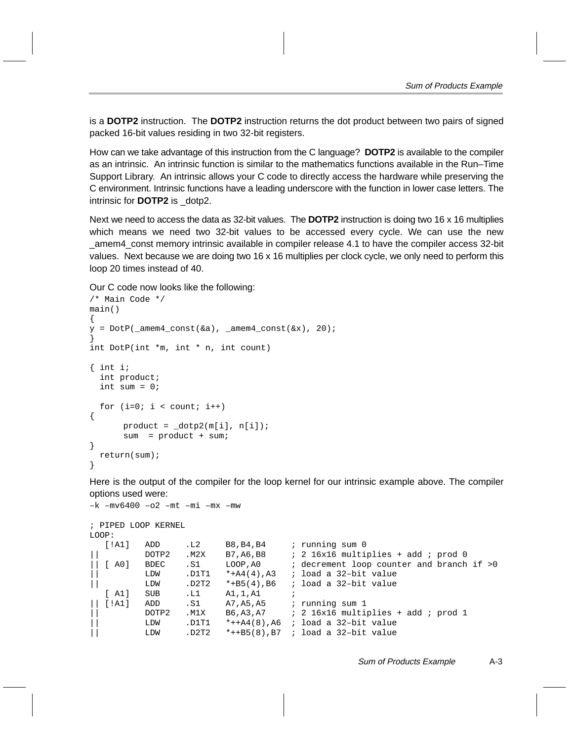is a **DOTP2** instruction. The **DOTP2** instruction returns the dot product between two pairs of signed packed 16-bit values residing in two 32-bit registers.

How can we take advantage of this instruction from the C language? **DOTP2** is available to the compiler as an intrinsic. An intrinsic function is similar to the mathematics functions available in the Run–Time Support Library. An intrinsic allows your C code to directly access the hardware while preserving the C environment. Intrinsic functions have a leading underscore with the function in lower case letters. The intrinsic for **DOTP2** is _dotp2.

Next we need to access the data as 32-bit values. The **DOTP2** instruction is doing two 16 x 16 multiplies which means we need two 32-bit values to be accessed every cycle. We can use the new _amem4_const memory intrinsic available in compiler release 4.1 to have the compiler access 32-bit values. Next because we are doing two 16 x 16 multiplies per clock cycle, we only need to perform this loop 20 times instead of 40.

Our C code now looks like the following:

```
/* Main Code */
main()
{
y = DotP(_amem4_const(&a), _amem4_const(&x), 20);
}
int DotP(int *m, int * n, int count)

{ int i;
  int product;
  int sum = 0;

  for (i=0; i < count; i++)
{
       product = _dotp2(m[i], n[i]);
       sum  = product + sum;
}
  return(sum);
}
```

Here is the output of the compiler for the loop kernel for our intrinsic example above. The compiler options used were:

```
–k –mv6400 –o2 –mt –mi –mx –mw
```

```
; PIPED LOOP KERNEL
LOOP:
   [!A1]   ADD     .L2     B8,B4,B4     ; running sum 0
||         DOTP2   .M2X    B7,A6,B8     ; 2 16x16 multiplies + add ; prod 0
|| [ A0]   BDEC    .S1     LOOP,A0      ; decrement loop counter and branch if >0
||         LDW     .D1T1   *+A4(4),A3   ; load a 32–bit value
||         LDW     .D2T2   *+B5(4),B6   ; load a 32–bit value
   [ A1]   SUB     .L1     A1,1,A1      ;
|| [!A1]   ADD     .S1     A7,A5,A5     ; running sum 1
||         DOTP2   .M1X    B6,A3,A7     ; 2 16x16 multiplies + add ; prod 1
||         LDW     .D1T1   *++A4(8),A6  ; load a 32–bit value
||         LDW     .D2T2   *++B5(8),B7  ; load a 32–bit value
```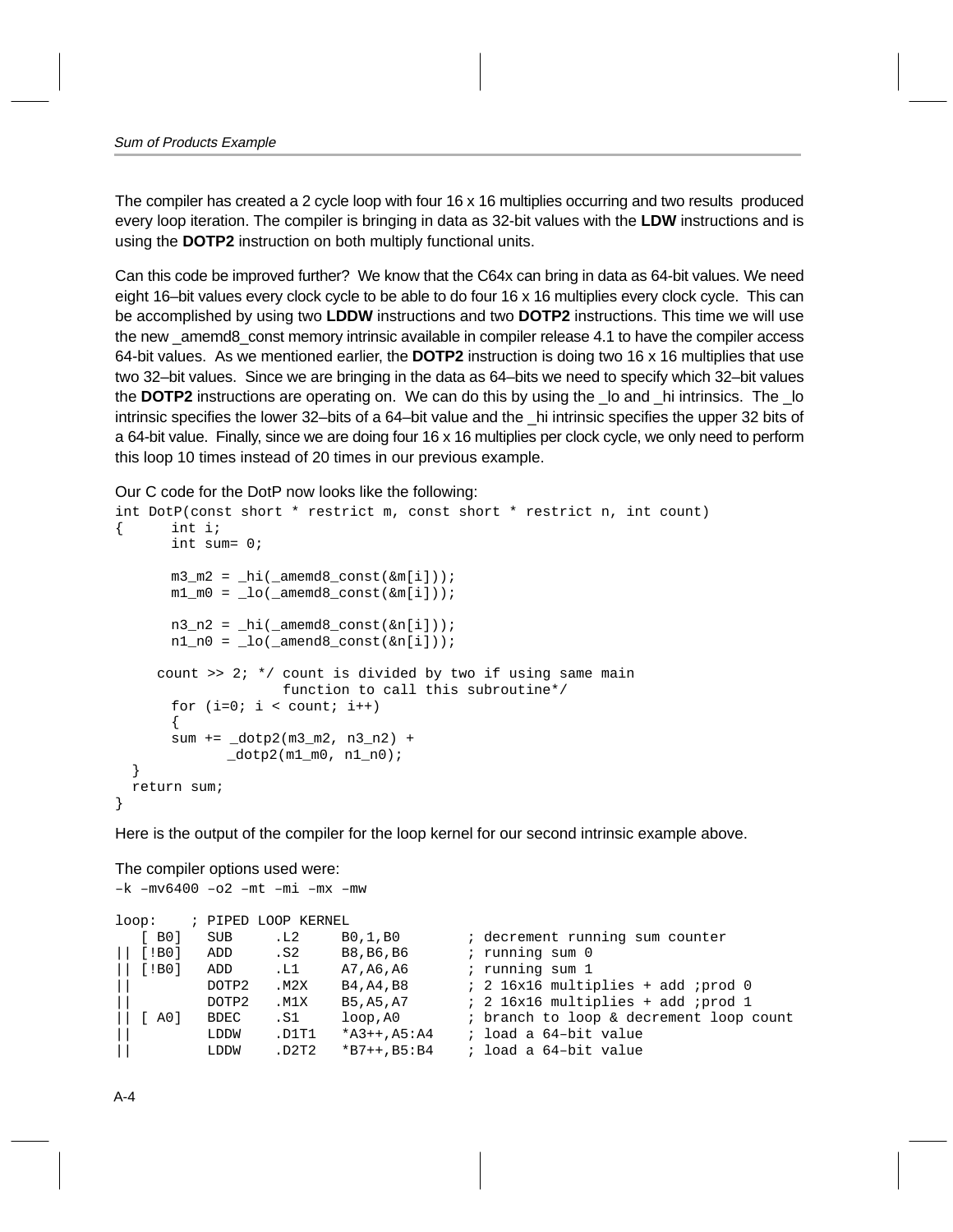The compiler has created a 2 cycle loop with four 16 x 16 multiplies occurring and two results produced every loop iteration. The compiler is bringing in data as 32-bit values with the **LDW** instructions and is using the **DOTP2** instruction on both multiply functional units.

Can this code be improved further? We know that the C64x can bring in data as 64-bit values. We need eight 16–bit values every clock cycle to be able to do four 16 x 16 multiplies every clock cycle. This can be accomplished by using two **LDDW** instructions and two **DOTP2** instructions. This time we will use the new _amemd8_const memory intrinsic available in compiler release 4.1 to have the compiler access 64-bit values. As we mentioned earlier, the **DOTP2** instruction is doing two 16 x 16 multiplies that use two 32–bit values. Since we are bringing in the data as 64–bits we need to specify which 32–bit values the **DOTP2** instructions are operating on. We can do this by using the _lo and _hi intrinsics. The _lo intrinsic specifies the lower 32–bits of a 64–bit value and the _hi intrinsic specifies the upper 32 bits of a 64-bit value. Finally, since we are doing four 16 x 16 multiplies per clock cycle, we only need to perform this loop 10 times instead of 20 times in our previous example.

Our C code for the DotP now looks like the following:

```
int DotP(const short * restrict m, const short * restrict n, int count)
{      int i;
       int sum= 0;

       m3_m2 = _hi(_amemd8_const(&m[i]));
       m1_m0 = _lo(_amemd8_const(&m[i]));

       n3_n2 = _hi(_amemd8_const(&n[i]));
       n1_n0 = _lo(_amend8_const(&n[i]));

     count >> 2; */ count is divided by two if using same main
                  function to call this subroutine*/
       for (i=0; i < count; i++)
       {
       sum += _dotp2(m3_m2, n3_n2) +
              _dotp2(m1_m0, n1_n0);
  }
  return sum;
}
```

Here is the output of the compiler for the loop kernel for our second intrinsic example above.

The compiler options used were:
–k –mv6400 –o2 –mt –mi –mx –mw

```
loop:    ; PIPED LOOP KERNEL
   [ B0]   SUB     .L2     B0,1,B0        ; decrement running sum counter
|| [!B0]   ADD     .S2     B8,B6,B6       ; running sum 0
|| [!B0]   ADD     .L1     A7,A6,A6       ; running sum 1
||         DOTP2   .M2X    B4,A4,B8       ; 2 16x16 multiplies + add ;prod 0
||         DOTP2   .M1X    B5,A5,A7       ; 2 16x16 multiplies + add ;prod 1
|| [ A0]   BDEC    .S1     loop,A0        ; branch to loop & decrement loop count
||         LDDW    .D1T1   *A3++,A5:A4    ; load a 64–bit value
||         LDDW    .D2T2   *B7++,B5:B4    ; load a 64–bit value
```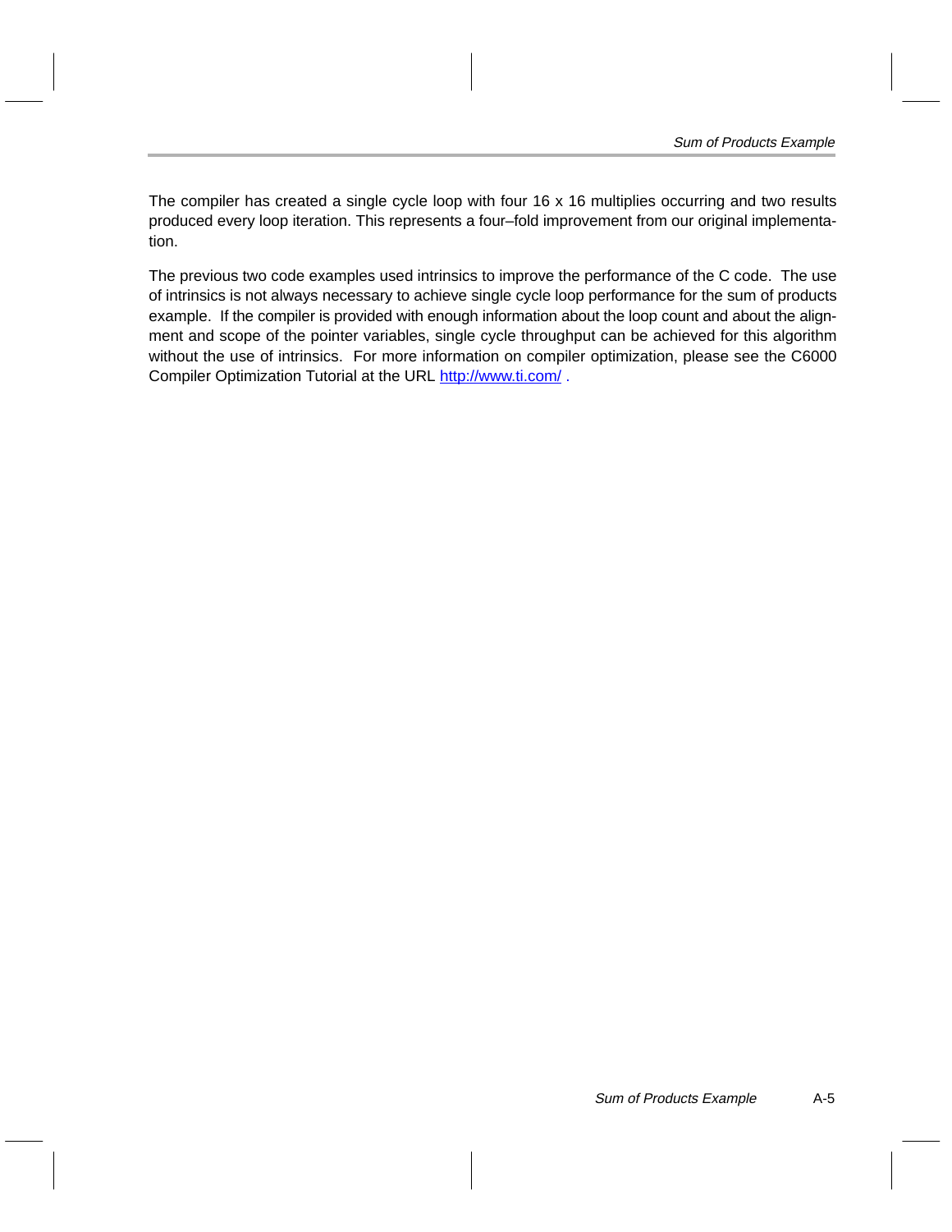The compiler has created a single cycle loop with four 16 x 16 multiplies occurring and two results produced every loop iteration. This represents a four–fold improvement from our original implementation.

The previous two code examples used intrinsics to improve the performance of the C code. The use of intrinsics is not always necessary to achieve single cycle loop performance for the sum of products example. If the compiler is provided with enough information about the loop count and about the alignment and scope of the pointer variables, single cycle throughput can be achieved for this algorithm without the use of intrinsics. For more information on compiler optimization, please see the C6000 Compiler Optimization Tutorial at the URL [http://www.ti.com/](http://www.ti.com/) .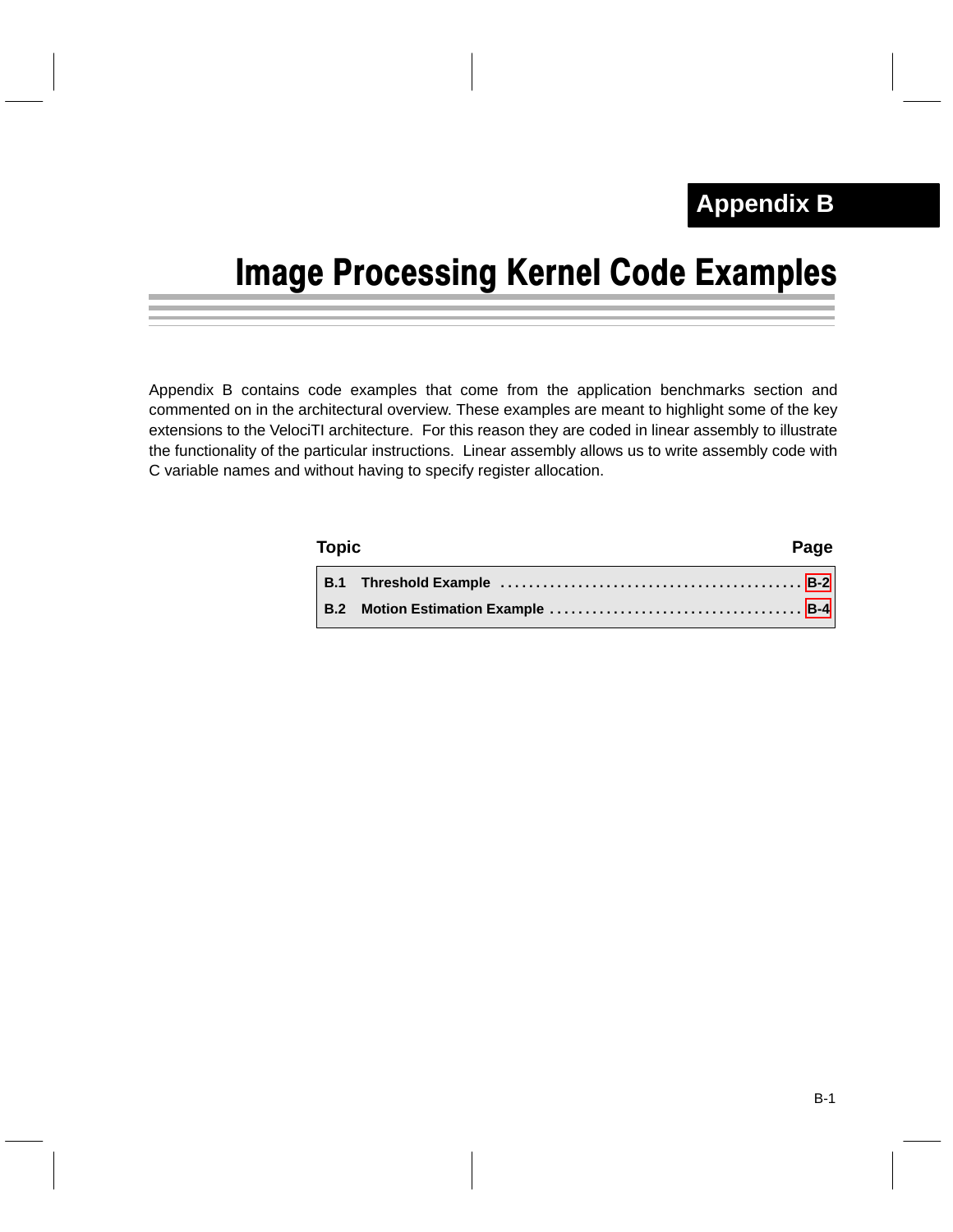**Appendix B**

# Image Processing Kernel Code Examples

Appendix B contains code examples that come from the application benchmarks section and commented on in the architectural overview. These examples are meant to highlight some of the key extensions to the VelociTI architecture. For this reason they are coded in linear assembly to illustrate the functionality of the particular instructions. Linear assembly allows us to write assembly code with C variable names and without having to specify register allocation.

| Topic | Page |
|---|---|
| **B.1 Threshold Example** | **B-2** |
| **B.2 Motion Estimation Example** | **B-4** |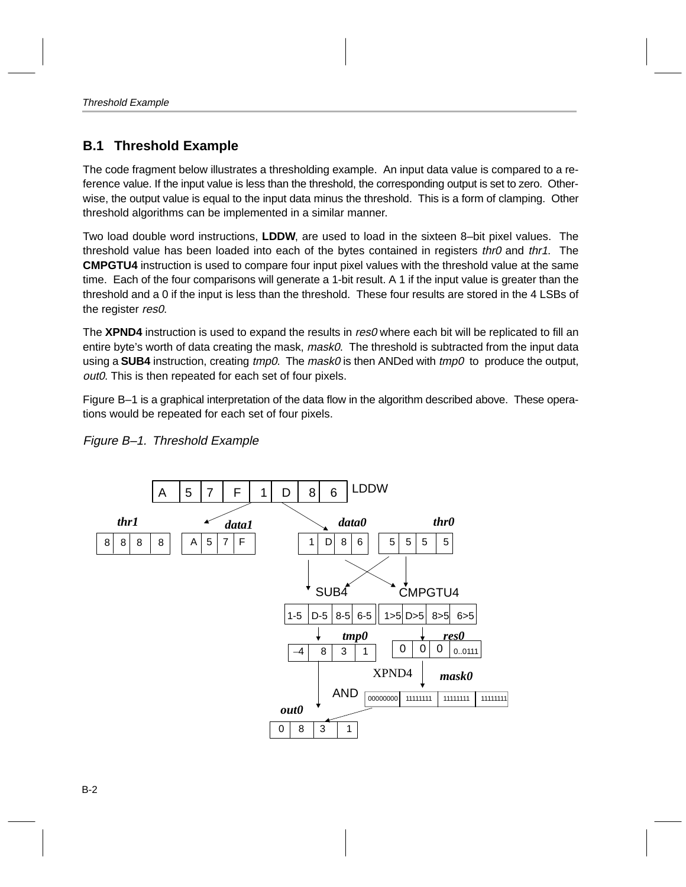## B.1 Threshold Example

The code fragment below illustrates a thresholding example. An input data value is compared to a reference value. If the input value is less than the threshold, the corresponding output is set to zero. Otherwise, the output value is equal to the input data minus the threshold. This is a form of clamping. Other threshold algorithms can be implemented in a similar manner.

Two load double word instructions, **LDDW**, are used to load in the sixteen 8–bit pixel values. The threshold value has been loaded into each of the bytes contained in registers *thr0* and *thr1*. The **CMPGTU4** instruction is used to compare four input pixel values with the threshold value at the same time. Each of the four comparisons will generate a 1-bit result. A 1 if the input value is greater than the threshold and a 0 if the input is less than the threshold. These four results are stored in the 4 LSBs of the register *res0*.

The **XPND4** instruction is used to expand the results in *res0* where each bit will be replicated to fill an entire byte's worth of data creating the mask, *mask0*. The threshold is subtracted from the input data using a **SUB4** instruction, creating *tmp0*. The *mask0* is then ANDed with *tmp0* to produce the output, *out0*. This is then repeated for each set of four pixels.

Figure B–1 is a graphical interpretation of the data flow in the algorithm described above. These operations would be repeated for each set of four pixels.

*Figure B–1. Threshold Example*

LDDW: A 5 7 F 1 D 8 6

*thr1*: 8 8 8 8 — *data1*: A 5 7 F — *data0*: 1 D 8 6 — *thr0*: 5 5 5 5

SUB4: 1-5 | D-5 | 8-5 | 6-5 — CMPGTU4: 1>5 | D>5 | 8>5 | 6>5

*tmp0*: –4 | 8 | 3 | 1 — *res0*: 0 | 0 | 0 | 0..0111

XPND4 → *mask0*: 00000000 | 11111111 | 11111111 | 11111111

AND → *out0*: 0 | 8 | 3 | 1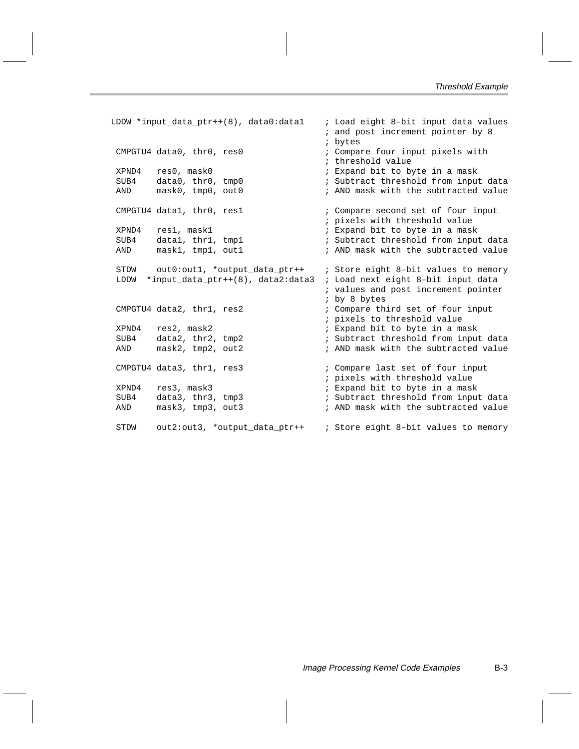```
LDDW *input_data_ptr++(8), data0:data1    ; Load eight 8–bit input data values
                                          ; and post increment pointer by 8
                                          ; bytes
 CMPGTU4 data0, thr0, res0                ; Compare four input pixels with
                                          ; threshold value
 XPND4   res0, mask0                      ; Expand bit to byte in a mask
 SUB4    data0, thr0, tmp0                ; Subtract threshold from input data
 AND     mask0, tmp0, out0                ; AND mask with the subtracted value

 CMPGTU4 data1, thr0, res1                ; Compare second set of four input
                                          ; pixels with threshold value
 XPND4   res1, mask1                      ; Expand bit to byte in a mask
 SUB4    data1, thr1, tmp1                ; Subtract threshold from input data
 AND     mask1, tmp1, out1                ; AND mask with the subtracted value

 STDW    out0:out1, *output_data_ptr++    ; Store eight 8–bit values to memory
 LDDW  *input_data_ptr++(8), data2:data3  ; Load next eight 8–bit input data
                                          ; values and post increment pointer
                                          ; by 8 bytes
 CMPGTU4 data2, thr1, res2                ; Compare third set of four input
                                          ; pixels to threshold value
 XPND4   res2, mask2                      ; Expand bit to byte in a mask
 SUB4    data2, thr2, tmp2                ; Subtract threshold from input data
 AND     mask2, tmp2, out2                ; AND mask with the subtracted value

 CMPGTU4 data3, thr1, res3                ; Compare last set of four input
                                          ; pixels with threshold value
 XPND4   res3, mask3                      ; Expand bit to byte in a mask
 SUB4    data3, thr3, tmp3                ; Subtract threshold from input data
 AND     mask3, tmp3, out3                ; AND mask with the subtracted value

 STDW    out2:out3, *output_data_ptr++    ; Store eight 8–bit values to memory
```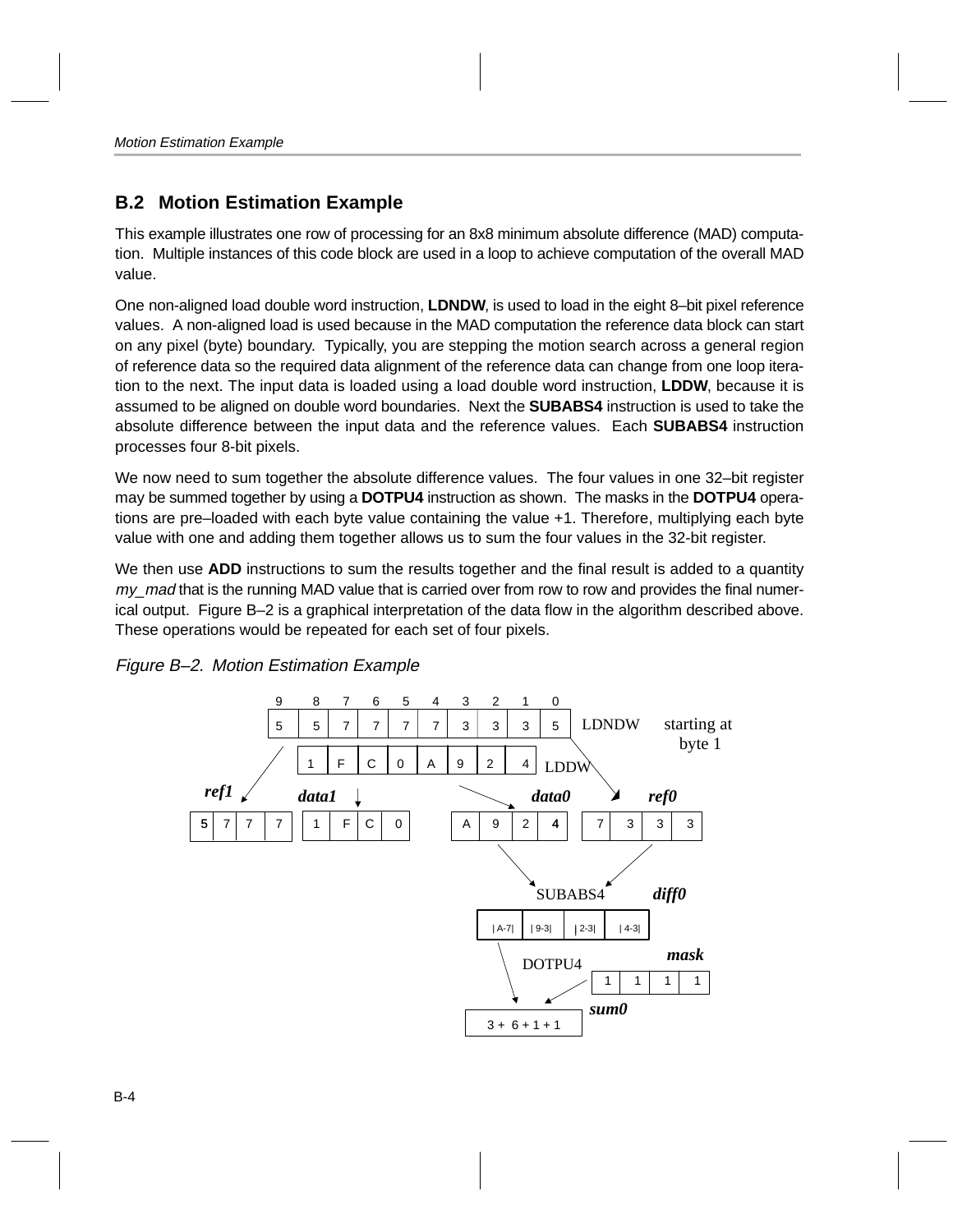## B.2 Motion Estimation Example

This example illustrates one row of processing for an 8x8 minimum absolute difference (MAD) computation. Multiple instances of this code block are used in a loop to achieve computation of the overall MAD value.

One non-aligned load double word instruction, **LDNDW**, is used to load in the eight 8–bit pixel reference values. A non-aligned load is used because in the MAD computation the reference data block can start on any pixel (byte) boundary. Typically, you are stepping the motion search across a general region of reference data so the required data alignment of the reference data can change from one loop iteration to the next. The input data is loaded using a load double word instruction, **LDDW**, because it is assumed to be aligned on double word boundaries. Next the **SUBABS4** instruction is used to take the absolute difference between the input data and the reference values. Each **SUBABS4** instruction processes four 8-bit pixels.

We now need to sum together the absolute difference values. The four values in one 32–bit register may be summed together by using a **DOTPU4** instruction as shown. The masks in the **DOTPU4** operations are pre–loaded with each byte value containing the value +1. Therefore, multiplying each byte value with one and adding them together allows us to sum the four values in the 32-bit register.

We then use **ADD** instructions to sum the results together and the final result is added to a quantity *my_mad* that is the running MAD value that is carried over from row to row and provides the final numerical output. Figure B–2 is a graphical interpretation of the data flow in the algorithm described above. These operations would be repeated for each set of four pixels.

*Figure B–2. Motion Estimation Example*

| 9 | 8 | 7 | 6 | 5 | 4 | 3 | 2 | 1 | 0 |
|---|---|---|---|---|---|---|---|---|---|
| 5 | 5 | 7 | 7 | 7 | 7 | 3 | 3 | 3 | 5 |

LDNDW starting at byte 1

| 1 | F | C | 0 | A | 9 | 2 | 4 |
|---|---|---|---|---|---|---|---|

LDDW

*ref1*: 5 7 7 7

*data1*: 1 F C 0

*data0*: A 9 2 4

*ref0*: 7 3 3 3

SUBABS4 → *diff0*: |A-7| |9-3| |2-3| |4-3|

DOTPU4 with *mask*: 1 1 1 1

*sum0*: 3 + 6 + 1 + 1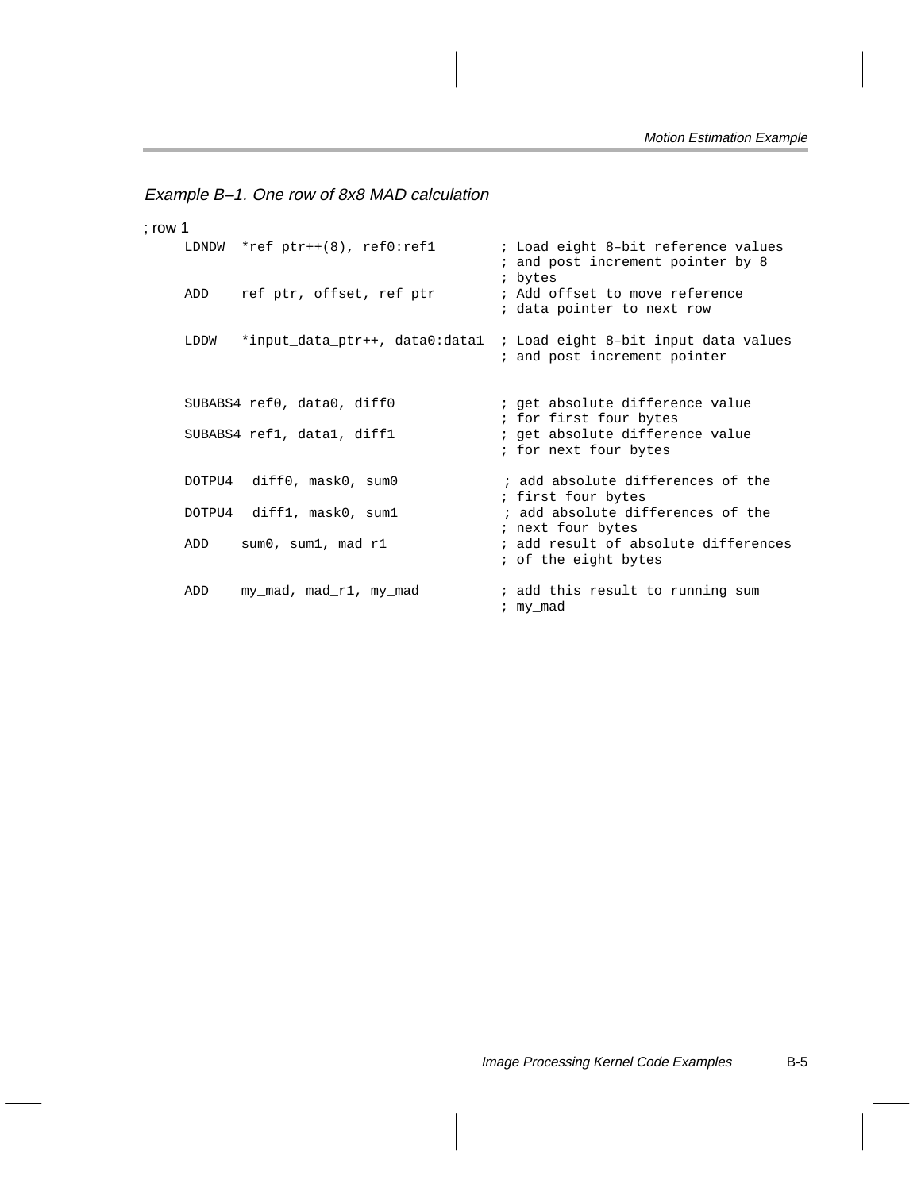*Example B–1. One row of 8x8 MAD calculation*

```
; row 1
     LDNDW  *ref_ptr++(8), ref0:ref1        ; Load eight 8–bit reference values
                                            ; and post increment pointer by 8
                                            ; bytes
     ADD    ref_ptr, offset, ref_ptr        ; Add offset to move reference
                                            ; data pointer to next row

     LDDW   *input_data_ptr++, data0:data1  ; Load eight 8–bit input data values
                                            ; and post increment pointer


     SUBABS4 ref0, data0, diff0             ; get absolute difference value
                                            ; for first four bytes
     SUBABS4 ref1, data1, diff1             ; get absolute difference value
                                            ; for next four bytes

     DOTPU4  diff0, mask0, sum0             ; add absolute differences of the
                                            ; first four bytes
     DOTPU4  diff1, mask0, sum1             ; add absolute differences of the
                                            ; next four bytes
     ADD    sum0, sum1, mad_r1              ; add result of absolute differences
                                            ; of the eight bytes

     ADD    my_mad, mad_r1, my_mad          ; add this result to running sum
                                            ; my_mad
```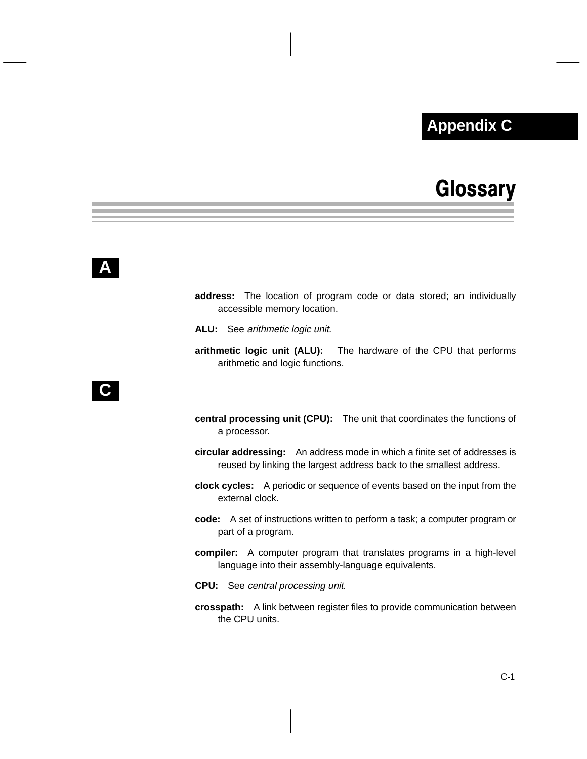# Appendix C

# Glossary

## A

**address:** The location of program code or data stored; an individually accessible memory location.

**ALU:** See *arithmetic logic unit.*

**arithmetic logic unit (ALU):** The hardware of the CPU that performs arithmetic and logic functions.

## C

**central processing unit (CPU):** The unit that coordinates the functions of a processor.

**circular addressing:** An address mode in which a finite set of addresses is reused by linking the largest address back to the smallest address.

**clock cycles:** A periodic or sequence of events based on the input from the external clock.

**code:** A set of instructions written to perform a task; a computer program or part of a program.

**compiler:** A computer program that translates programs in a high-level language into their assembly-language equivalents.

**CPU:** See *central processing unit.*

**crosspath:** A link between register files to provide communication between the CPU units.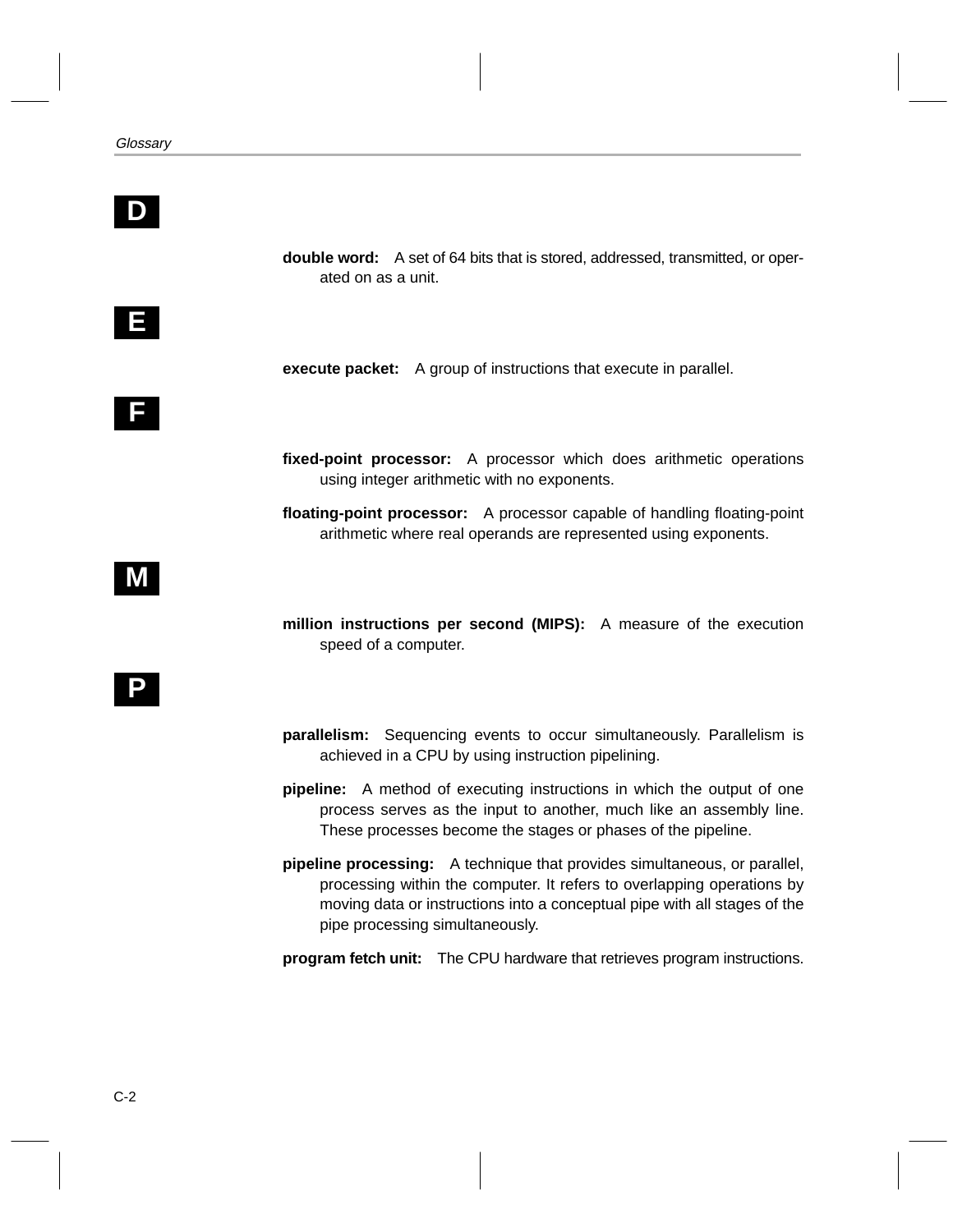## D

**double word:** A set of 64 bits that is stored, addressed, transmitted, or operated on as a unit.

## E

**execute packet:** A group of instructions that execute in parallel.

## F

**fixed-point processor:** A processor which does arithmetic operations using integer arithmetic with no exponents.

**floating-point processor:** A processor capable of handling floating-point arithmetic where real operands are represented using exponents.

## M

**million instructions per second (MIPS):** A measure of the execution speed of a computer.

## P

**parallelism:** Sequencing events to occur simultaneously. Parallelism is achieved in a CPU by using instruction pipelining.

**pipeline:** A method of executing instructions in which the output of one process serves as the input to another, much like an assembly line. These processes become the stages or phases of the pipeline.

**pipeline processing:** A technique that provides simultaneous, or parallel, processing within the computer. It refers to overlapping operations by moving data or instructions into a conceptual pipe with all stages of the pipe processing simultaneously.

**program fetch unit:** The CPU hardware that retrieves program instructions.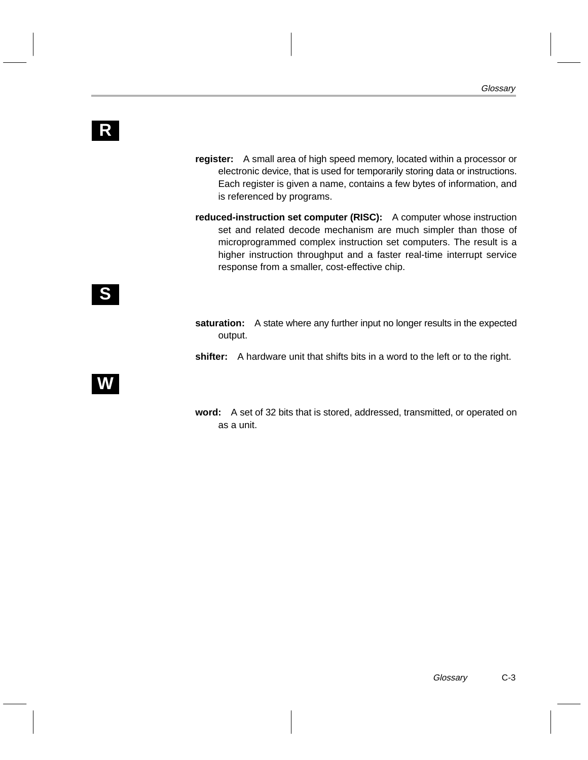## R

**register:** A small area of high speed memory, located within a processor or electronic device, that is used for temporarily storing data or instructions. Each register is given a name, contains a few bytes of information, and is referenced by programs.

**reduced-instruction set computer (RISC):** A computer whose instruction set and related decode mechanism are much simpler than those of microprogrammed complex instruction set computers. The result is a higher instruction throughput and a faster real-time interrupt service response from a smaller, cost-effective chip.

## S

**saturation:** A state where any further input no longer results in the expected output.

**shifter:** A hardware unit that shifts bits in a word to the left or to the right.

## W

**word:** A set of 32 bits that is stored, addressed, transmitted, or operated on as a unit.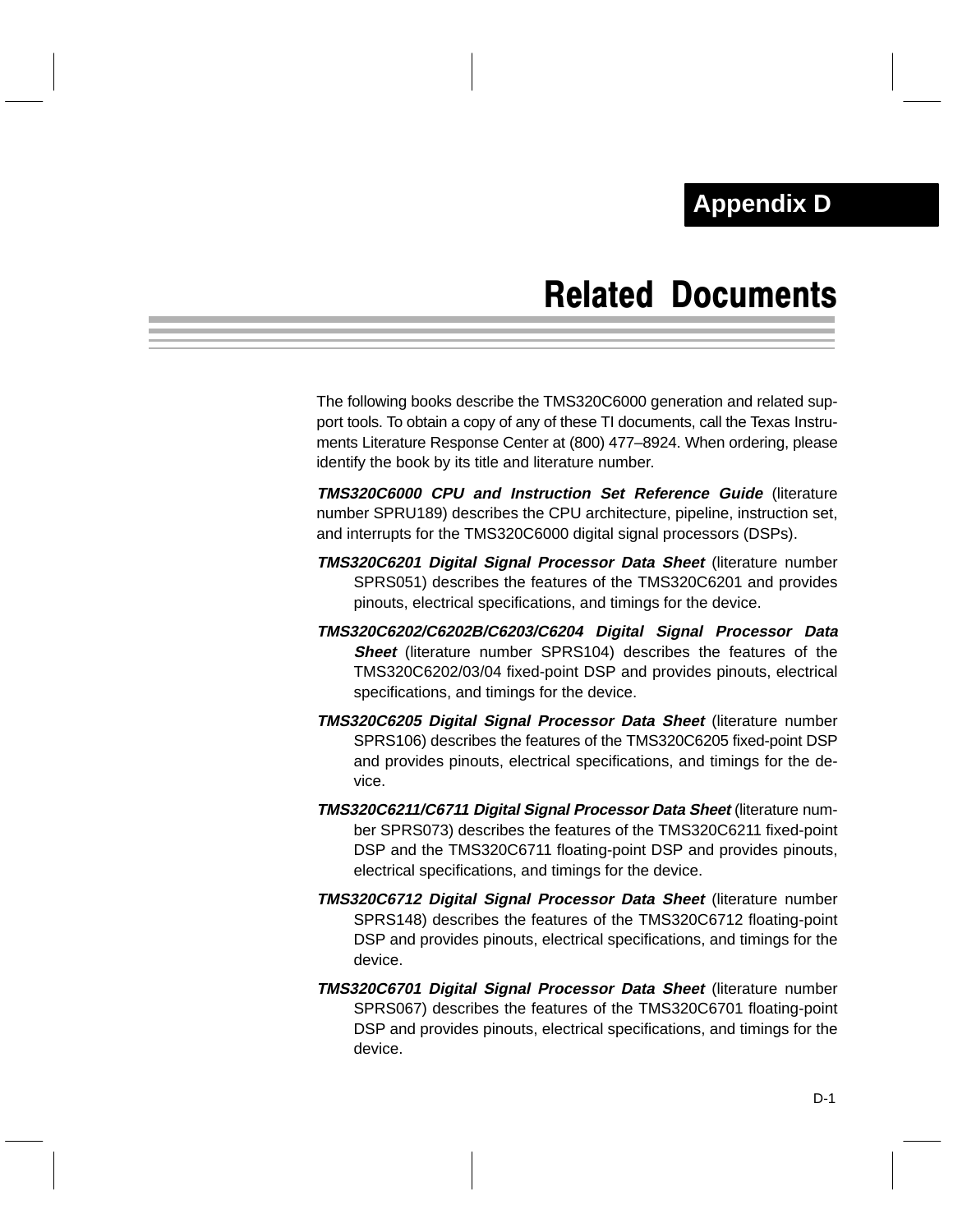# Appendix D

# Related Documents

The following books describe the TMS320C6000 generation and related support tools. To obtain a copy of any of these TI documents, call the Texas Instruments Literature Response Center at (800) 477–8924. When ordering, please identify the book by its title and literature number.

***TMS320C6000 CPU and Instruction Set Reference Guide*** (literature number SPRU189) describes the CPU architecture, pipeline, instruction set, and interrupts for the TMS320C6000 digital signal processors (DSPs).

***TMS320C6201 Digital Signal Processor Data Sheet*** (literature number SPRS051) describes the features of the TMS320C6201 and provides pinouts, electrical specifications, and timings for the device.

***TMS320C6202/C6202B/C6203/C6204 Digital Signal Processor Data Sheet*** (literature number SPRS104) describes the features of the TMS320C6202/03/04 fixed-point DSP and provides pinouts, electrical specifications, and timings for the device.

***TMS320C6205 Digital Signal Processor Data Sheet*** (literature number SPRS106) describes the features of the TMS320C6205 fixed-point DSP and provides pinouts, electrical specifications, and timings for the device.

***TMS320C6211/C6711 Digital Signal Processor Data Sheet*** (literature number SPRS073) describes the features of the TMS320C6211 fixed-point DSP and the TMS320C6711 floating-point DSP and provides pinouts, electrical specifications, and timings for the device.

***TMS320C6712 Digital Signal Processor Data Sheet*** (literature number SPRS148) describes the features of the TMS320C6712 floating-point DSP and provides pinouts, electrical specifications, and timings for the device.

***TMS320C6701 Digital Signal Processor Data Sheet*** (literature number SPRS067) describes the features of the TMS320C6701 floating-point DSP and provides pinouts, electrical specifications, and timings for the device.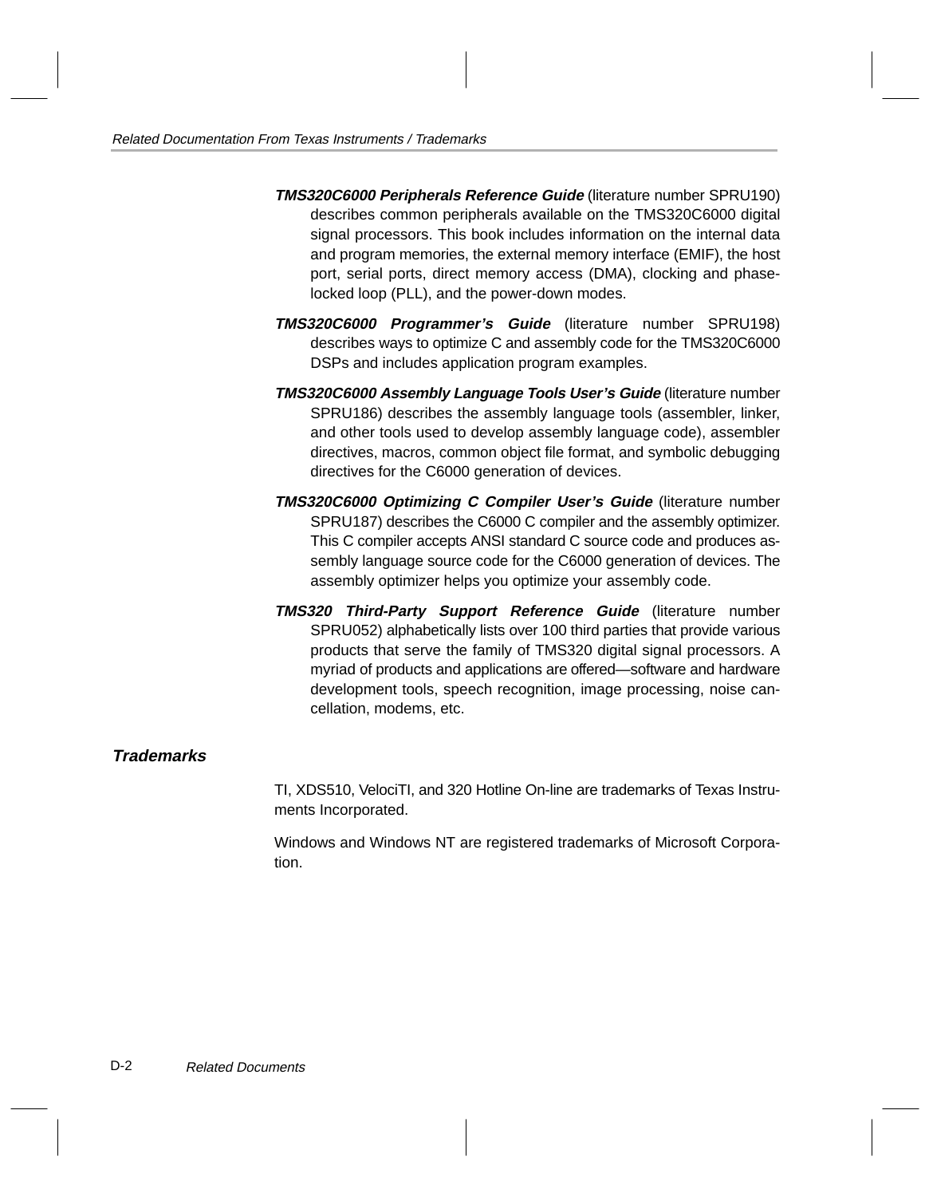**TMS320C6000 Peripherals Reference Guide** (literature number SPRU190) describes common peripherals available on the TMS320C6000 digital signal processors. This book includes information on the internal data and program memories, the external memory interface (EMIF), the host port, serial ports, direct memory access (DMA), clocking and phase-locked loop (PLL), and the power-down modes.

**TMS320C6000 Programmer's Guide** (literature number SPRU198) describes ways to optimize C and assembly code for the TMS320C6000 DSPs and includes application program examples.

**TMS320C6000 Assembly Language Tools User's Guide** (literature number SPRU186) describes the assembly language tools (assembler, linker, and other tools used to develop assembly language code), assembler directives, macros, common object file format, and symbolic debugging directives for the C6000 generation of devices.

**TMS320C6000 Optimizing C Compiler User's Guide** (literature number SPRU187) describes the C6000 C compiler and the assembly optimizer. This C compiler accepts ANSI standard C source code and produces assembly language source code for the C6000 generation of devices. The assembly optimizer helps you optimize your assembly code.

**TMS320 Third-Party Support Reference Guide** (literature number SPRU052) alphabetically lists over 100 third parties that provide various products that serve the family of TMS320 digital signal processors. A myriad of products and applications are offered—software and hardware development tools, speech recognition, image processing, noise cancellation, modems, etc.

### Trademarks

TI, XDS510, VelociTI, and 320 Hotline On-line are trademarks of Texas Instruments Incorporated.

Windows and Windows NT are registered trademarks of Microsoft Corporation.